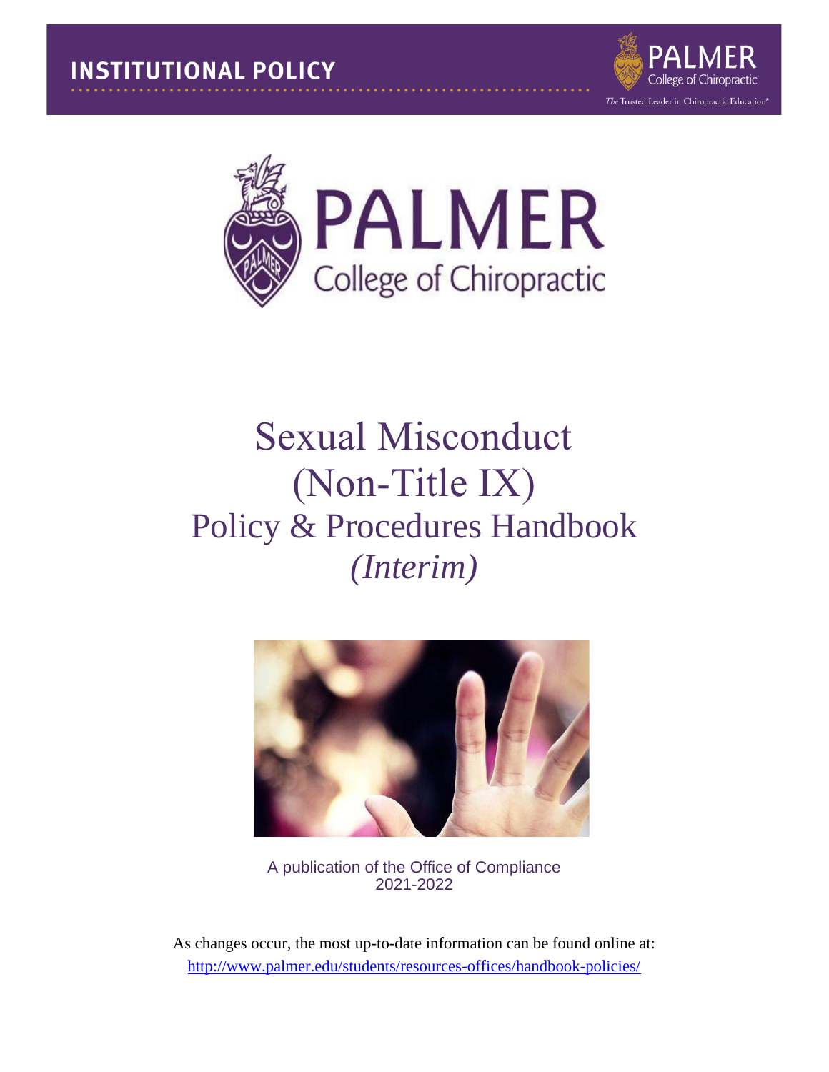INSTITUTIONAL POLICY

# Sexual Misconduct (Non-Title IX) Policy & Procedures Handbook *(Interim)*

A publication of the Office of Compliance
2021-2022

As changes occur, the most up-to-date information can be found online at:
http://www.palmer.edu/students/resources-offices/handbook-policies/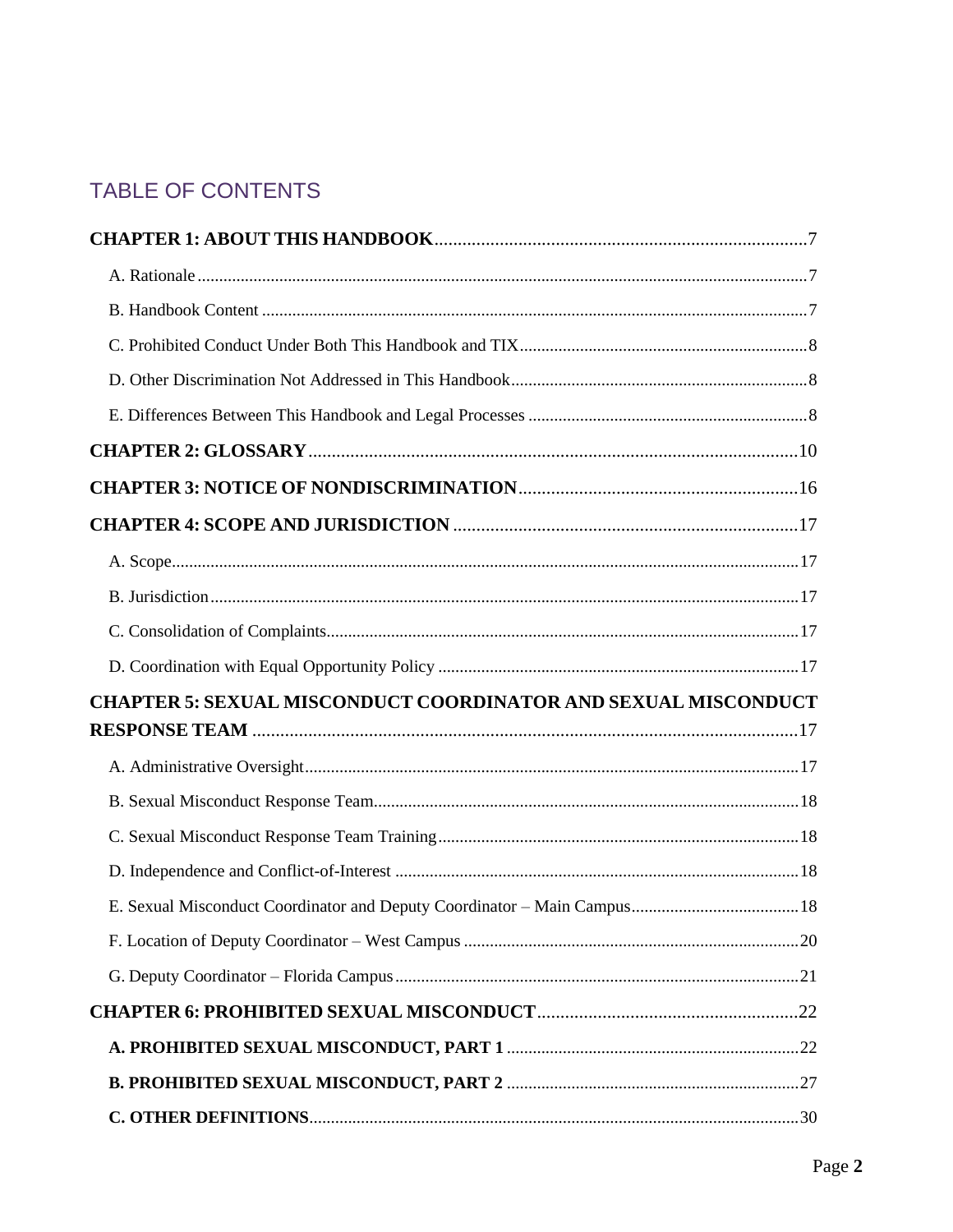## TABLE OF CONTENTS

**CHAPTER 1: ABOUT THIS HANDBOOK** .......... 7

- A. Rationale .......... 7
- B. Handbook Content .......... 7
- C. Prohibited Conduct Under Both This Handbook and TIX .......... 8
- D. Other Discrimination Not Addressed in This Handbook .......... 8
- E. Differences Between This Handbook and Legal Processes .......... 8

**CHAPTER 2: GLOSSARY** .......... 10

**CHAPTER 3: NOTICE OF NONDISCRIMINATION** .......... 16

**CHAPTER 4: SCOPE AND JURISDICTION** .......... 17

- A. Scope .......... 17
- B. Jurisdiction .......... 17
- C. Consolidation of Complaints .......... 17
- D. Coordination with Equal Opportunity Policy .......... 17

**CHAPTER 5: SEXUAL MISCONDUCT COORDINATOR AND SEXUAL MISCONDUCT RESPONSE TEAM** .......... 17

- A. Administrative Oversight .......... 17
- B. Sexual Misconduct Response Team .......... 18
- C. Sexual Misconduct Response Team Training .......... 18
- D. Independence and Conflict-of-Interest .......... 18
- E. Sexual Misconduct Coordinator and Deputy Coordinator – Main Campus .......... 18
- F. Location of Deputy Coordinator – West Campus .......... 20
- G. Deputy Coordinator – Florida Campus .......... 21

**CHAPTER 6: PROHIBITED SEXUAL MISCONDUCT** .......... 22

- **A. PROHIBITED SEXUAL MISCONDUCT, PART 1** .......... 22
- **B. PROHIBITED SEXUAL MISCONDUCT, PART 2** .......... 27
- **C. OTHER DEFINITIONS** .......... 30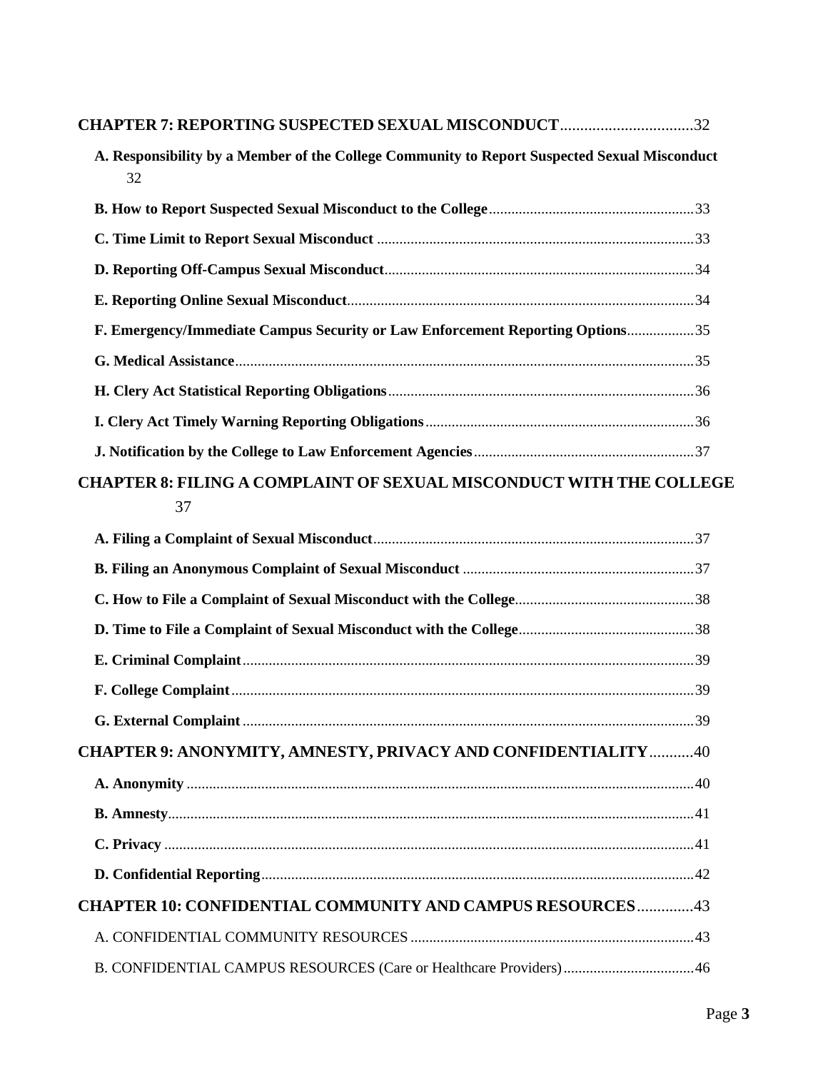**CHAPTER 7: REPORTING SUSPECTED SEXUAL MISCONDUCT**..................................32

**A. Responsibility by a Member of the College Community to Report Suspected Sexual Misconduct** 32

**B. How to Report Suspected Sexual Misconduct to the College**.......................................................33

**C. Time Limit to Report Sexual Misconduct** ....................................................................................33

**D. Reporting Off-Campus Sexual Misconduct**..................................................................................34

**E. Reporting Online Sexual Misconduct**............................................................................................34

**F. Emergency/Immediate Campus Security or Law Enforcement Reporting Options**..................35

**G. Medical Assistance**...........................................................................................................................35

**H. Clery Act Statistical Reporting Obligations**..................................................................................36

**I. Clery Act Timely Warning Reporting Obligations**........................................................................36

**J. Notification by the College to Law Enforcement Agencies**...........................................................37

**CHAPTER 8: FILING A COMPLAINT OF SEXUAL MISCONDUCT WITH THE COLLEGE** 37

**A. Filing a Complaint of Sexual Misconduct**......................................................................................37

**B. Filing an Anonymous Complaint of Sexual Misconduct** ..............................................................37

**C. How to File a Complaint of Sexual Misconduct with the College**................................................38

**D. Time to File a Complaint of Sexual Misconduct with the College**...............................................38

**E. Criminal Complaint**..........................................................................................................................39

**F. College Complaint**............................................................................................................................39

**G. External Complaint**..........................................................................................................................39

**CHAPTER 9: ANONYMITY, AMNESTY, PRIVACY AND CONFIDENTIALITY**...........40

**A. Anonymity** ..........................................................................................................................................40

**B. Amnesty**..............................................................................................................................................41

**C. Privacy** ...............................................................................................................................................41

**D. Confidential Reporting**.....................................................................................................................42

**CHAPTER 10: CONFIDENTIAL COMMUNITY AND CAMPUS RESOURCES**..............43

A. CONFIDENTIAL COMMUNITY RESOURCES ............................................................................43

B. CONFIDENTIAL CAMPUS RESOURCES (Care or Healthcare Providers)...................................46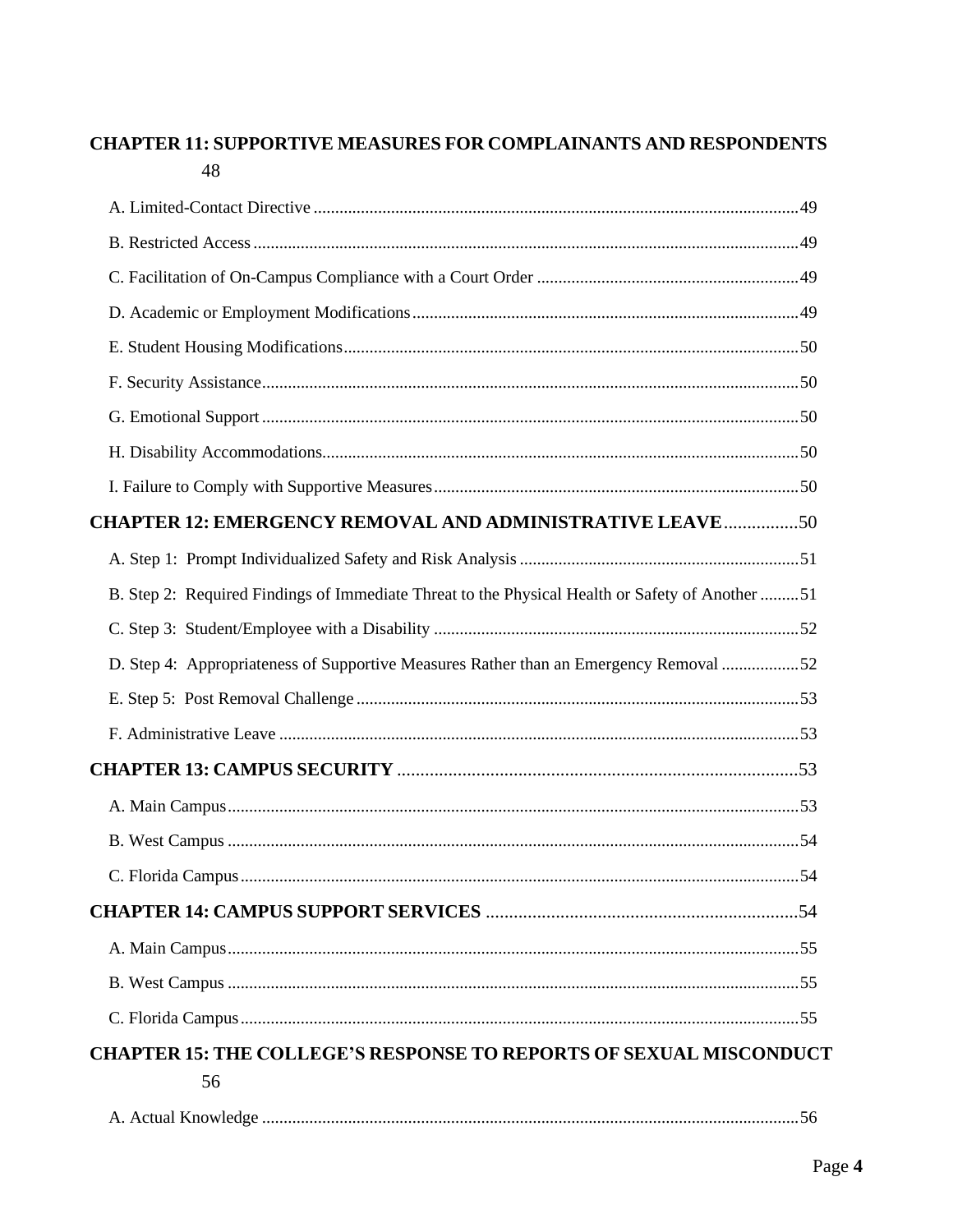**CHAPTER 11: SUPPORTIVE MEASURES FOR COMPLAINANTS AND RESPONDENTS** 48

A. Limited-Contact Directive ... 49

B. Restricted Access ... 49

C. Facilitation of On-Campus Compliance with a Court Order ... 49

D. Academic or Employment Modifications ... 49

E. Student Housing Modifications ... 50

F. Security Assistance ... 50

G. Emotional Support ... 50

H. Disability Accommodations ... 50

I. Failure to Comply with Supportive Measures ... 50

**CHAPTER 12: EMERGENCY REMOVAL AND ADMINISTRATIVE LEAVE** ... 50

A. Step 1: Prompt Individualized Safety and Risk Analysis ... 51

B. Step 2: Required Findings of Immediate Threat to the Physical Health or Safety of Another ... 51

C. Step 3: Student/Employee with a Disability ... 52

D. Step 4: Appropriateness of Supportive Measures Rather than an Emergency Removal ... 52

E. Step 5: Post Removal Challenge ... 53

F. Administrative Leave ... 53

**CHAPTER 13: CAMPUS SECURITY** ... 53

A. Main Campus ... 53

B. West Campus ... 54

C. Florida Campus ... 54

**CHAPTER 14: CAMPUS SUPPORT SERVICES** ... 54

A. Main Campus ... 55

B. West Campus ... 55

C. Florida Campus ... 55

**CHAPTER 15: THE COLLEGE'S RESPONSE TO REPORTS OF SEXUAL MISCONDUCT** 56

A. Actual Knowledge ... 56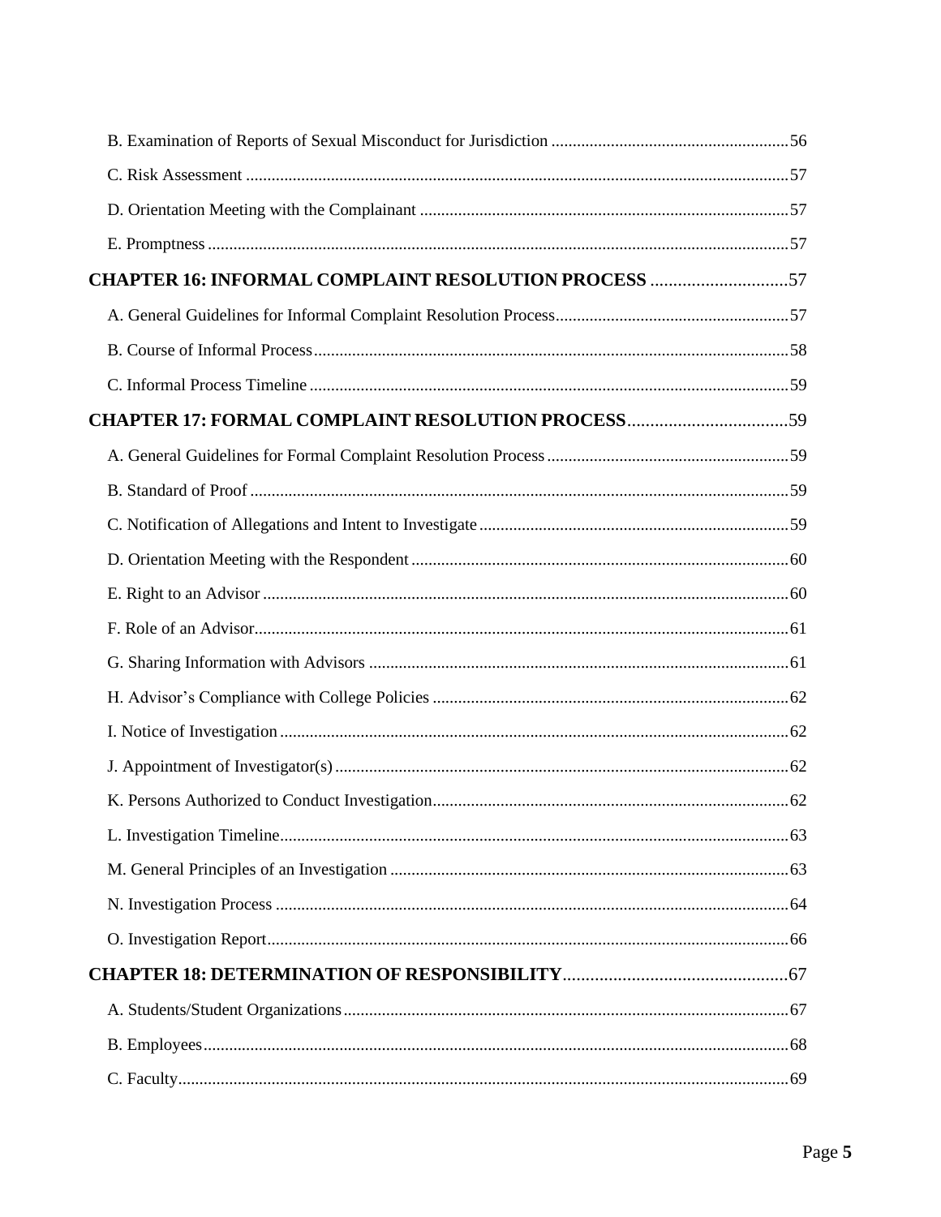B. Examination of Reports of Sexual Misconduct for Jurisdiction ........................................................56

C. Risk Assessment ................................................................................................................57

D. Orientation Meeting with the Complainant .......................................................................57

E. Promptness ........................................................................................................................57

**CHAPTER 16: INFORMAL COMPLAINT RESOLUTION PROCESS** ..............................57

A. General Guidelines for Informal Complaint Resolution Process.......................................57

B. Course of Informal Process................................................................................................58

C. Informal Process Timeline .................................................................................................59

**CHAPTER 17: FORMAL COMPLAINT RESOLUTION PROCESS**...................................59

A. General Guidelines for Formal Complaint Resolution Process .........................................59

B. Standard of Proof ...............................................................................................................59

C. Notification of Allegations and Intent to Investigate .........................................................59

D. Orientation Meeting with the Respondent .........................................................................60

E. Right to an Advisor ............................................................................................................60

F. Role of an Advisor..............................................................................................................61

G. Sharing Information with Advisors ...................................................................................61

H. Advisor's Compliance with College Policies ....................................................................62

I. Notice of Investigation ........................................................................................................62

J. Appointment of Investigator(s) ...........................................................................................62

K. Persons Authorized to Conduct Investigation....................................................................62

L. Investigation Timeline........................................................................................................63

M. General Principles of an Investigation ..............................................................................63

N. Investigation Process .........................................................................................................64

O. Investigation Report...........................................................................................................66

**CHAPTER 18: DETERMINATION OF RESPONSIBILITY**.................................................67

A. Students/Student Organizations .........................................................................................67

B. Employees..........................................................................................................................68

C. Faculty................................................................................................................................69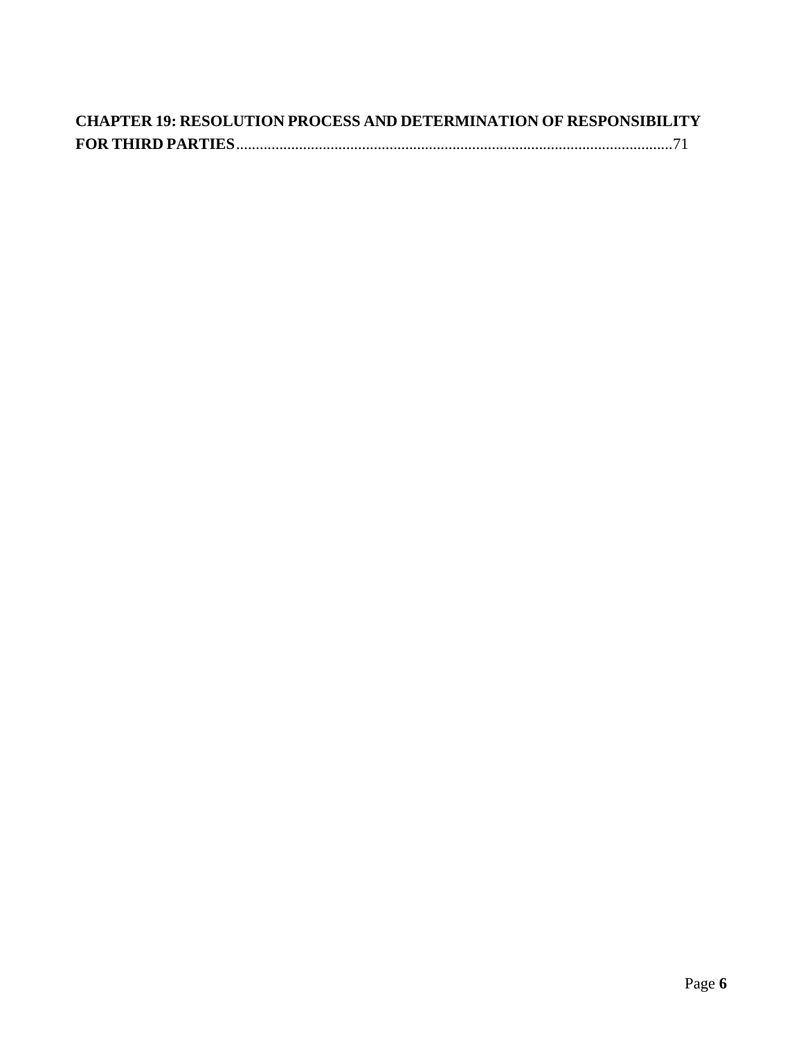**CHAPTER 19: RESOLUTION PROCESS AND DETERMINATION OF RESPONSIBILITY FOR THIRD PARTIES**..............................................................................................................71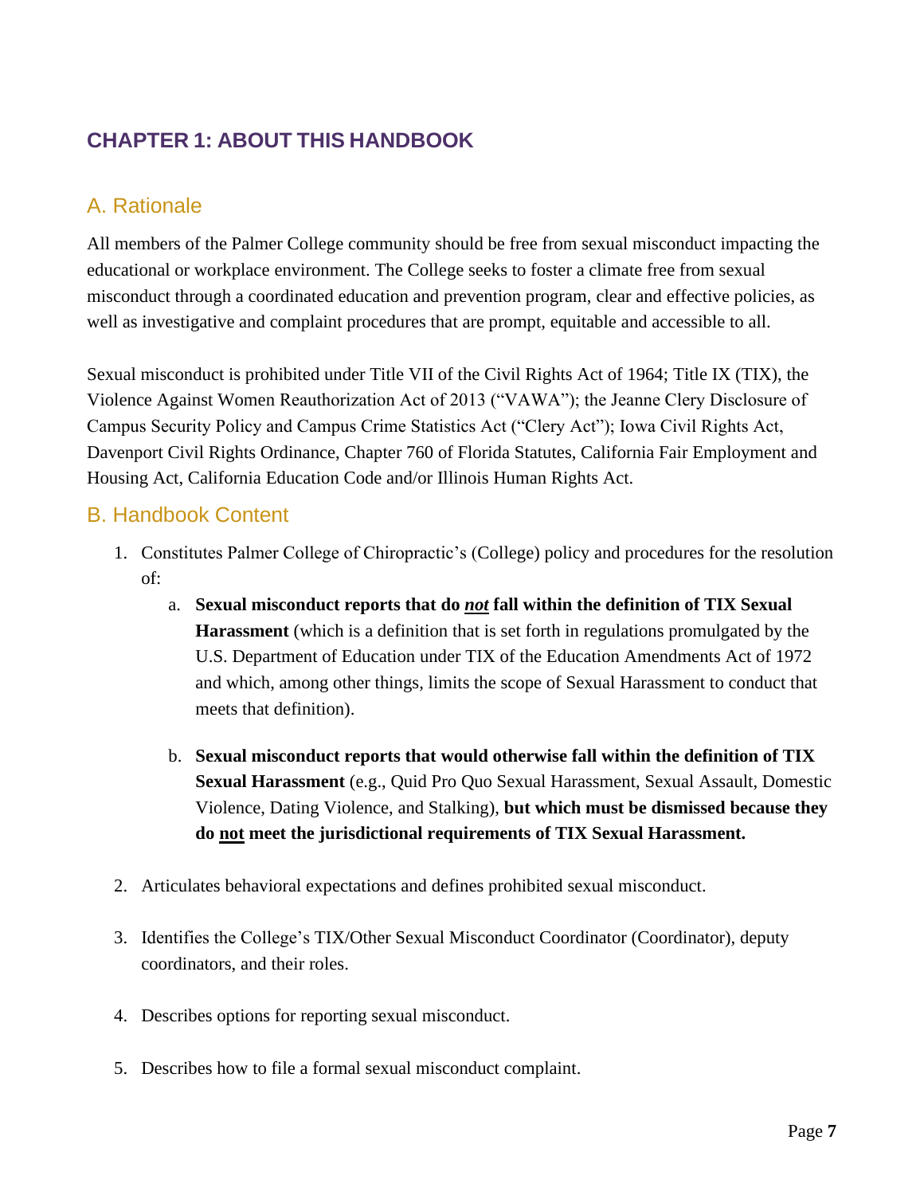# CHAPTER 1: ABOUT THIS HANDBOOK

## A. Rationale

All members of the Palmer College community should be free from sexual misconduct impacting the educational or workplace environment. The College seeks to foster a climate free from sexual misconduct through a coordinated education and prevention program, clear and effective policies, as well as investigative and complaint procedures that are prompt, equitable and accessible to all.

Sexual misconduct is prohibited under Title VII of the Civil Rights Act of 1964; Title IX (TIX), the Violence Against Women Reauthorization Act of 2013 ("VAWA"); the Jeanne Clery Disclosure of Campus Security Policy and Campus Crime Statistics Act ("Clery Act"); Iowa Civil Rights Act, Davenport Civil Rights Ordinance, Chapter 760 of Florida Statutes, California Fair Employment and Housing Act, California Education Code and/or Illinois Human Rights Act.

## B. Handbook Content

1. Constitutes Palmer College of Chiropractic's (College) policy and procedures for the resolution of:
   a. **Sexual misconduct reports that do *not* fall within the definition of TIX Sexual Harassment** (which is a definition that is set forth in regulations promulgated by the U.S. Department of Education under TIX of the Education Amendments Act of 1972 and which, among other things, limits the scope of Sexual Harassment to conduct that meets that definition).

   b. **Sexual misconduct reports that would otherwise fall within the definition of TIX Sexual Harassment** (e.g., Quid Pro Quo Sexual Harassment, Sexual Assault, Domestic Violence, Dating Violence, and Stalking), **but which must be dismissed because they do not meet the jurisdictional requirements of TIX Sexual Harassment.**

2. Articulates behavioral expectations and defines prohibited sexual misconduct.

3. Identifies the College's TIX/Other Sexual Misconduct Coordinator (Coordinator), deputy coordinators, and their roles.

4. Describes options for reporting sexual misconduct.

5. Describes how to file a formal sexual misconduct complaint.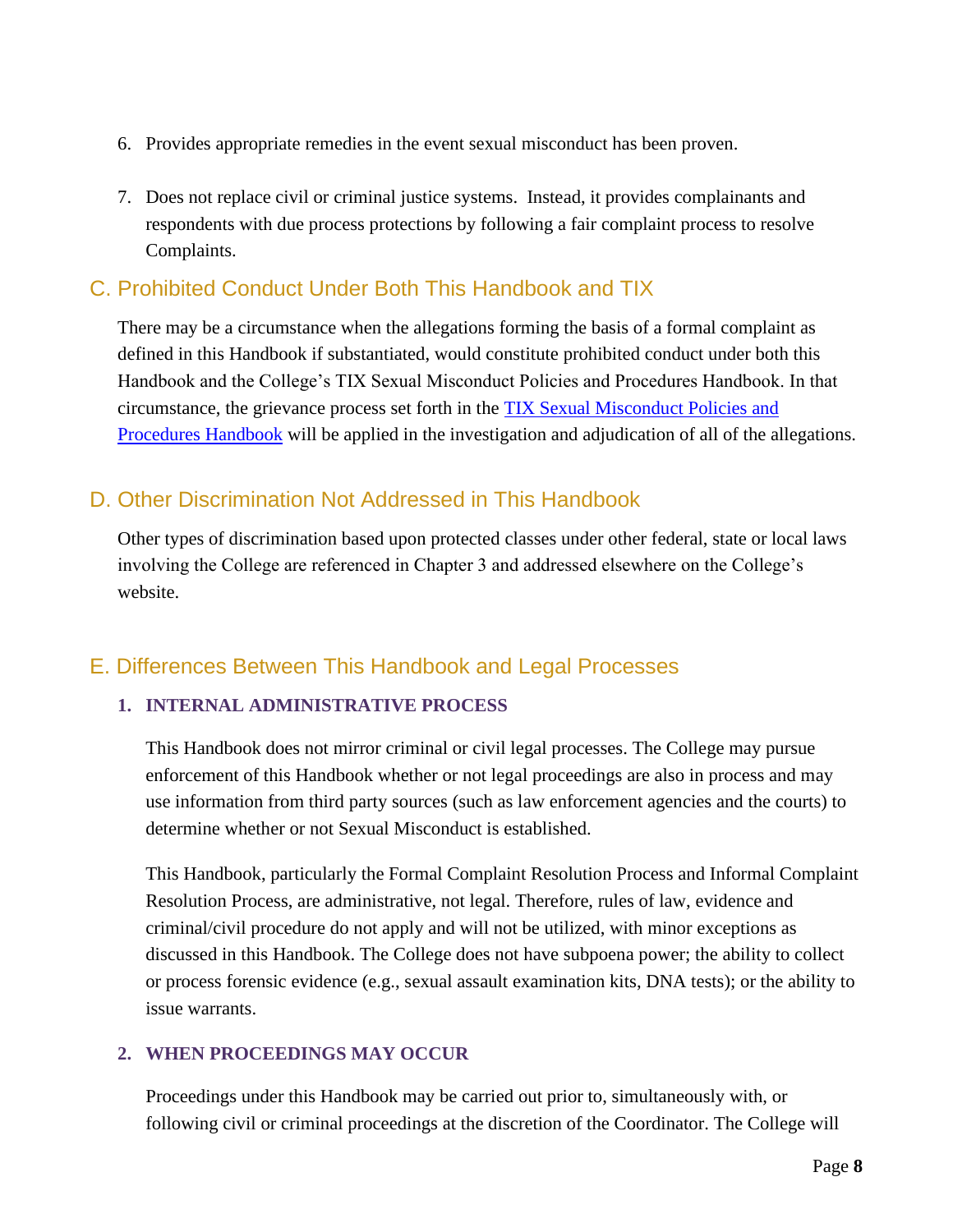6. Provides appropriate remedies in the event sexual misconduct has been proven.

7. Does not replace civil or criminal justice systems. Instead, it provides complainants and respondents with due process protections by following a fair complaint process to resolve Complaints.

## C. Prohibited Conduct Under Both This Handbook and TIX

There may be a circumstance when the allegations forming the basis of a formal complaint as defined in this Handbook if substantiated, would constitute prohibited conduct under both this Handbook and the College's TIX Sexual Misconduct Policies and Procedures Handbook. In that circumstance, the grievance process set forth in the [TIX Sexual Misconduct Policies and Procedures Handbook] will be applied in the investigation and adjudication of all of the allegations.

## D. Other Discrimination Not Addressed in This Handbook

Other types of discrimination based upon protected classes under other federal, state or local laws involving the College are referenced in Chapter 3 and addressed elsewhere on the College's website.

## E. Differences Between This Handbook and Legal Processes

### 1. INTERNAL ADMINISTRATIVE PROCESS

This Handbook does not mirror criminal or civil legal processes. The College may pursue enforcement of this Handbook whether or not legal proceedings are also in process and may use information from third party sources (such as law enforcement agencies and the courts) to determine whether or not Sexual Misconduct is established.

This Handbook, particularly the Formal Complaint Resolution Process and Informal Complaint Resolution Process, are administrative, not legal. Therefore, rules of law, evidence and criminal/civil procedure do not apply and will not be utilized, with minor exceptions as discussed in this Handbook. The College does not have subpoena power; the ability to collect or process forensic evidence (e.g., sexual assault examination kits, DNA tests); or the ability to issue warrants.

### 2. WHEN PROCEEDINGS MAY OCCUR

Proceedings under this Handbook may be carried out prior to, simultaneously with, or following civil or criminal proceedings at the discretion of the Coordinator. The College will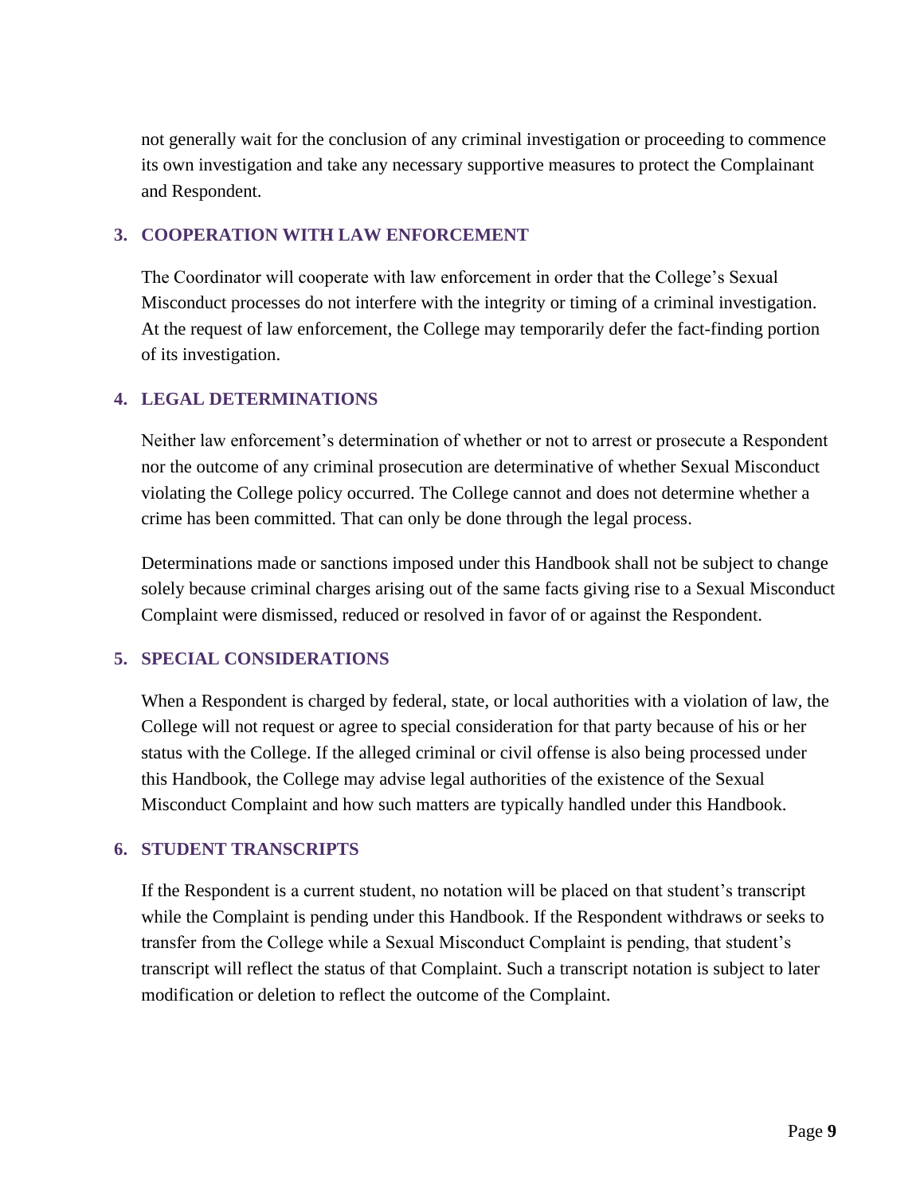not generally wait for the conclusion of any criminal investigation or proceeding to commence its own investigation and take any necessary supportive measures to protect the Complainant and Respondent.

### 3. COOPERATION WITH LAW ENFORCEMENT

The Coordinator will cooperate with law enforcement in order that the College's Sexual Misconduct processes do not interfere with the integrity or timing of a criminal investigation. At the request of law enforcement, the College may temporarily defer the fact-finding portion of its investigation.

### 4. LEGAL DETERMINATIONS

Neither law enforcement's determination of whether or not to arrest or prosecute a Respondent nor the outcome of any criminal prosecution are determinative of whether Sexual Misconduct violating the College policy occurred. The College cannot and does not determine whether a crime has been committed. That can only be done through the legal process.

Determinations made or sanctions imposed under this Handbook shall not be subject to change solely because criminal charges arising out of the same facts giving rise to a Sexual Misconduct Complaint were dismissed, reduced or resolved in favor of or against the Respondent.

### 5. SPECIAL CONSIDERATIONS

When a Respondent is charged by federal, state, or local authorities with a violation of law, the College will not request or agree to special consideration for that party because of his or her status with the College. If the alleged criminal or civil offense is also being processed under this Handbook, the College may advise legal authorities of the existence of the Sexual Misconduct Complaint and how such matters are typically handled under this Handbook.

### 6. STUDENT TRANSCRIPTS

If the Respondent is a current student, no notation will be placed on that student's transcript while the Complaint is pending under this Handbook. If the Respondent withdraws or seeks to transfer from the College while a Sexual Misconduct Complaint is pending, that student's transcript will reflect the status of that Complaint. Such a transcript notation is subject to later modification or deletion to reflect the outcome of the Complaint.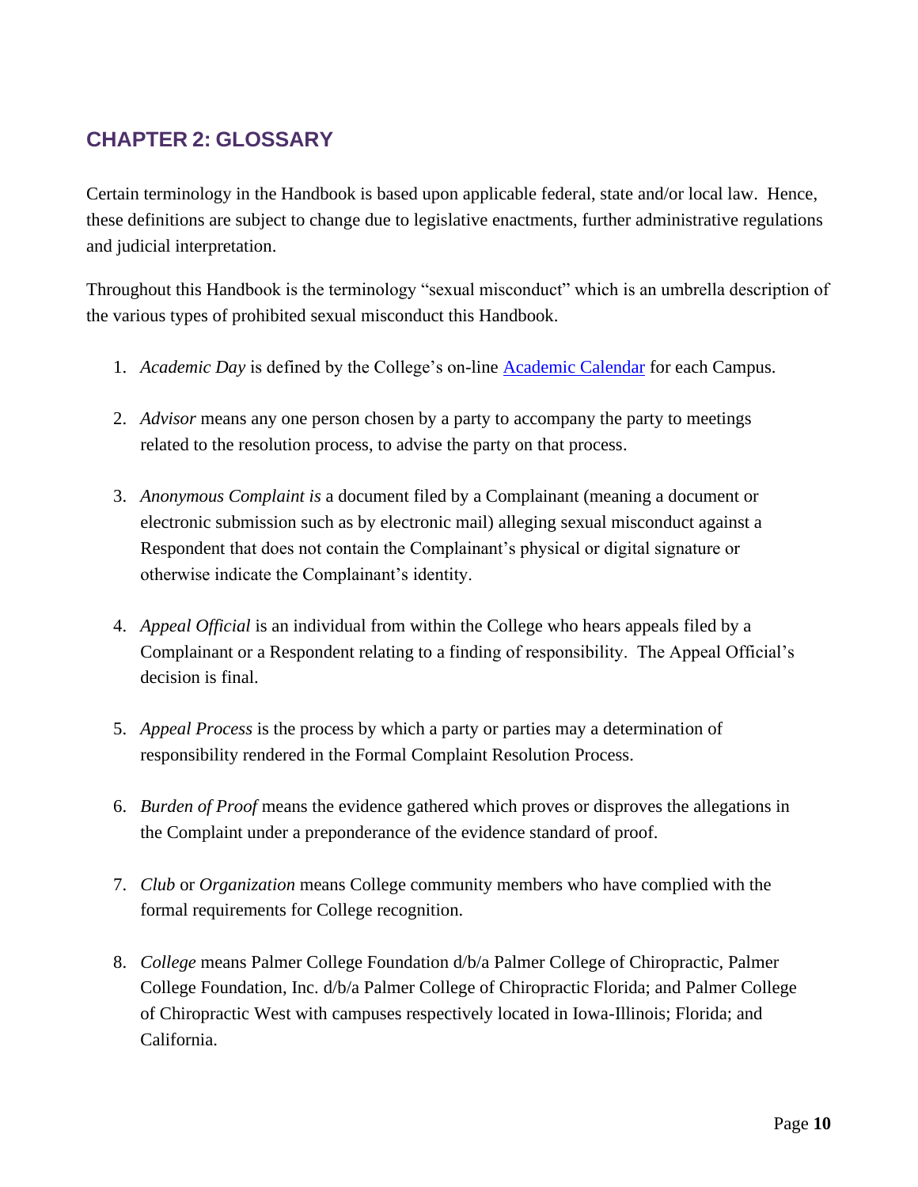## CHAPTER 2: GLOSSARY

Certain terminology in the Handbook is based upon applicable federal, state and/or local law. Hence, these definitions are subject to change due to legislative enactments, further administrative regulations and judicial interpretation.

Throughout this Handbook is the terminology "sexual misconduct" which is an umbrella description of the various types of prohibited sexual misconduct this Handbook.

1. *Academic Day* is defined by the College's on-line Academic Calendar for each Campus.

2. *Advisor* means any one person chosen by a party to accompany the party to meetings related to the resolution process, to advise the party on that process.

3. *Anonymous Complaint is* a document filed by a Complainant (meaning a document or electronic submission such as by electronic mail) alleging sexual misconduct against a Respondent that does not contain the Complainant's physical or digital signature or otherwise indicate the Complainant's identity.

4. *Appeal Official* is an individual from within the College who hears appeals filed by a Complainant or a Respondent relating to a finding of responsibility. The Appeal Official's decision is final.

5. *Appeal Process* is the process by which a party or parties may a determination of responsibility rendered in the Formal Complaint Resolution Process.

6. *Burden of Proof* means the evidence gathered which proves or disproves the allegations in the Complaint under a preponderance of the evidence standard of proof.

7. *Club* or *Organization* means College community members who have complied with the formal requirements for College recognition.

8. *College* means Palmer College Foundation d/b/a Palmer College of Chiropractic, Palmer College Foundation, Inc. d/b/a Palmer College of Chiropractic Florida; and Palmer College of Chiropractic West with campuses respectively located in Iowa-Illinois; Florida; and California.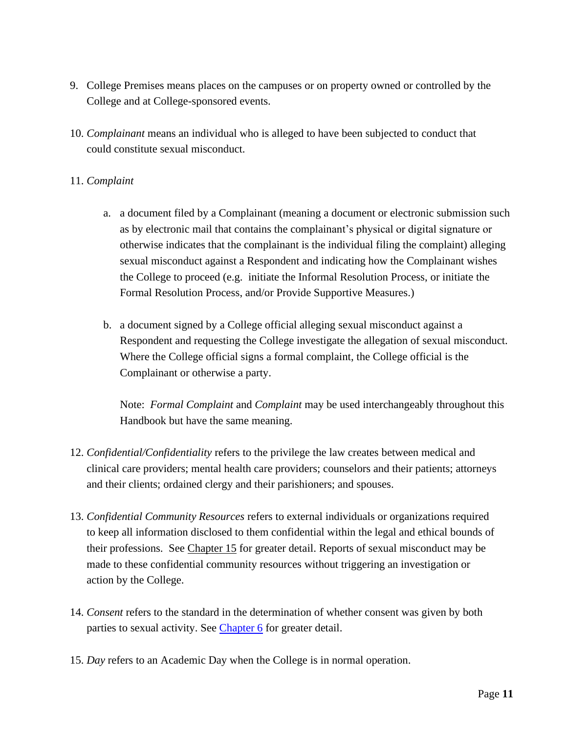9. College Premises means places on the campuses or on property owned or controlled by the College and at College-sponsored events.

10. *Complainant* means an individual who is alleged to have been subjected to conduct that could constitute sexual misconduct.

11. *Complaint*

    a. a document filed by a Complainant (meaning a document or electronic submission such as by electronic mail that contains the complainant's physical or digital signature or otherwise indicates that the complainant is the individual filing the complaint) alleging sexual misconduct against a Respondent and indicating how the Complainant wishes the College to proceed (e.g. initiate the Informal Resolution Process, or initiate the Formal Resolution Process, and/or Provide Supportive Measures.)

    b. a document signed by a College official alleging sexual misconduct against a Respondent and requesting the College investigate the allegation of sexual misconduct. Where the College official signs a formal complaint, the College official is the Complainant or otherwise a party.

       Note: *Formal Complaint* and *Complaint* may be used interchangeably throughout this Handbook but have the same meaning.

12. *Confidential/Confidentiality* refers to the privilege the law creates between medical and clinical care providers; mental health care providers; counselors and their patients; attorneys and their clients; ordained clergy and their parishioners; and spouses.

13. *Confidential Community Resources* refers to external individuals or organizations required to keep all information disclosed to them confidential within the legal and ethical bounds of their professions. See Chapter 15 for greater detail. Reports of sexual misconduct may be made to these confidential community resources without triggering an investigation or action by the College.

14. *Consent* refers to the standard in the determination of whether consent was given by both parties to sexual activity. See Chapter 6 for greater detail.

15. *Day* refers to an Academic Day when the College is in normal operation.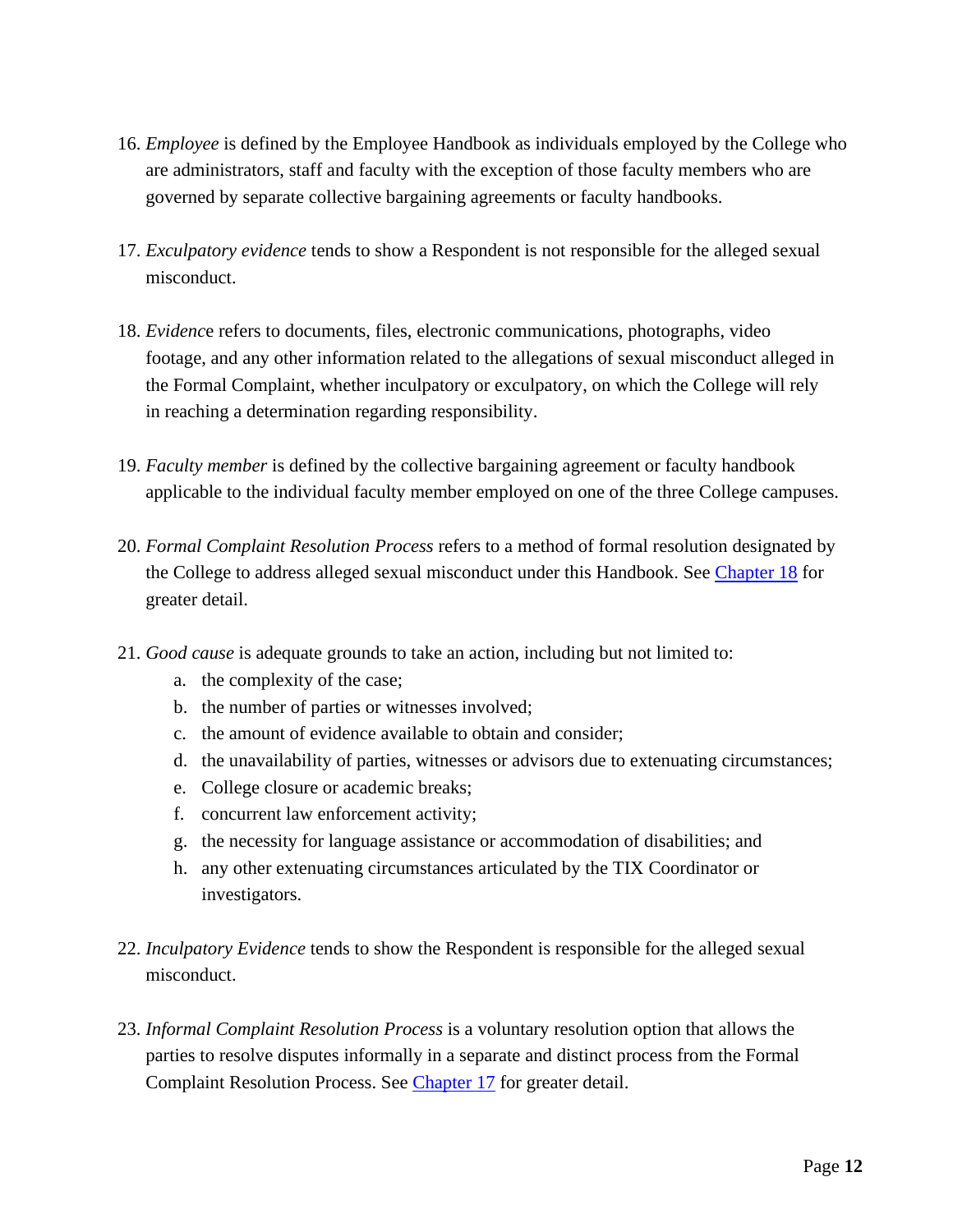16. *Employee* is defined by the Employee Handbook as individuals employed by the College who are administrators, staff and faculty with the exception of those faculty members who are governed by separate collective bargaining agreements or faculty handbooks.

17. *Exculpatory evidence* tends to show a Respondent is not responsible for the alleged sexual misconduct.

18. *Evidenc*e refers to documents, files, electronic communications, photographs, video footage, and any other information related to the allegations of sexual misconduct alleged in the Formal Complaint, whether inculpatory or exculpatory, on which the College will rely in reaching a determination regarding responsibility.

19. *Faculty member* is defined by the collective bargaining agreement or faculty handbook applicable to the individual faculty member employed on one of the three College campuses.

20. *Formal Complaint Resolution Process* refers to a method of formal resolution designated by the College to address alleged sexual misconduct under this Handbook. See Chapter 18 for greater detail.

21. *Good cause* is adequate grounds to take an action, including but not limited to:
    a. the complexity of the case;
    b. the number of parties or witnesses involved;
    c. the amount of evidence available to obtain and consider;
    d. the unavailability of parties, witnesses or advisors due to extenuating circumstances;
    e. College closure or academic breaks;
    f. concurrent law enforcement activity;
    g. the necessity for language assistance or accommodation of disabilities; and
    h. any other extenuating circumstances articulated by the TIX Coordinator or investigators.

22. *Inculpatory Evidence* tends to show the Respondent is responsible for the alleged sexual misconduct.

23. *Informal Complaint Resolution Process* is a voluntary resolution option that allows the parties to resolve disputes informally in a separate and distinct process from the Formal Complaint Resolution Process. See Chapter 17 for greater detail.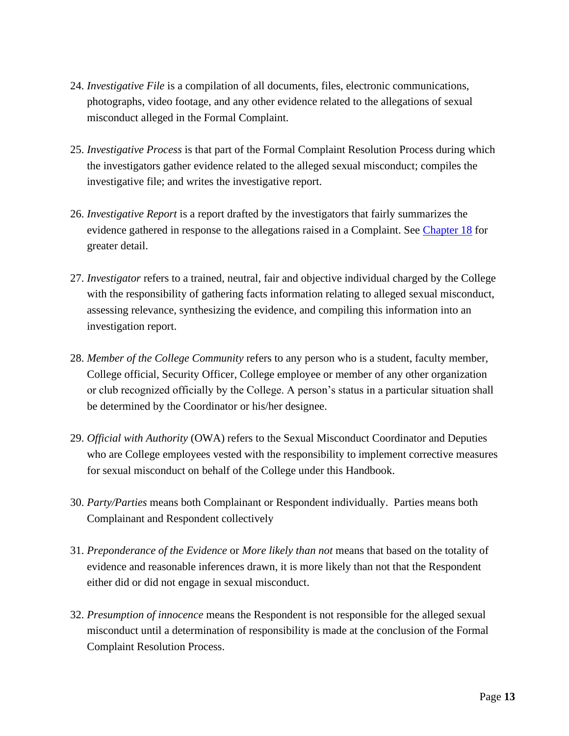24. *Investigative File* is a compilation of all documents, files, electronic communications, photographs, video footage, and any other evidence related to the allegations of sexual misconduct alleged in the Formal Complaint.

25. *Investigative Process* is that part of the Formal Complaint Resolution Process during which the investigators gather evidence related to the alleged sexual misconduct; compiles the investigative file; and writes the investigative report.

26. *Investigative Report* is a report drafted by the investigators that fairly summarizes the evidence gathered in response to the allegations raised in a Complaint. See Chapter 18 for greater detail.

27. *Investigator* refers to a trained, neutral, fair and objective individual charged by the College with the responsibility of gathering facts information relating to alleged sexual misconduct, assessing relevance, synthesizing the evidence, and compiling this information into an investigation report.

28. *Member of the College Community* refers to any person who is a student, faculty member, College official, Security Officer, College employee or member of any other organization or club recognized officially by the College. A person's status in a particular situation shall be determined by the Coordinator or his/her designee.

29. *Official with Authority* (OWA) refers to the Sexual Misconduct Coordinator and Deputies who are College employees vested with the responsibility to implement corrective measures for sexual misconduct on behalf of the College under this Handbook.

30. *Party/Parties* means both Complainant or Respondent individually. Parties means both Complainant and Respondent collectively

31. *Preponderance of the Evidence* or *More likely than not* means that based on the totality of evidence and reasonable inferences drawn, it is more likely than not that the Respondent either did or did not engage in sexual misconduct.

32. *Presumption of innocence* means the Respondent is not responsible for the alleged sexual misconduct until a determination of responsibility is made at the conclusion of the Formal Complaint Resolution Process.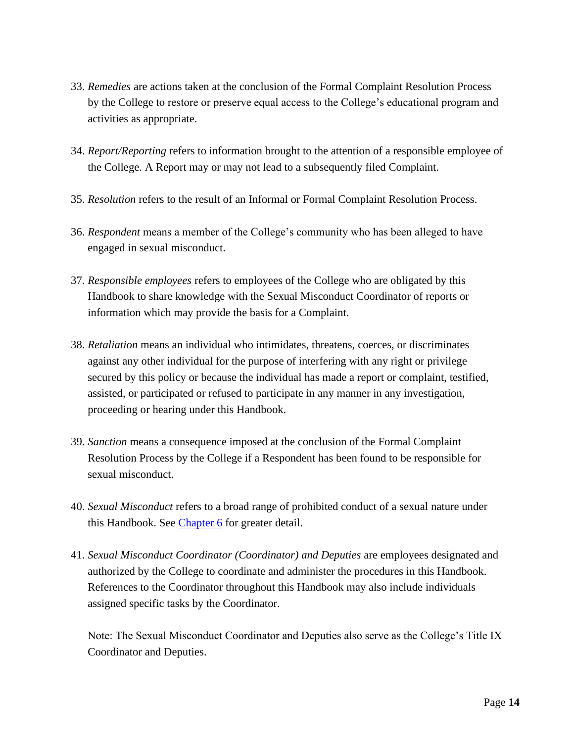33. *Remedies* are actions taken at the conclusion of the Formal Complaint Resolution Process by the College to restore or preserve equal access to the College's educational program and activities as appropriate.

34. *Report/Reporting* refers to information brought to the attention of a responsible employee of the College. A Report may or may not lead to a subsequently filed Complaint.

35. *Resolution* refers to the result of an Informal or Formal Complaint Resolution Process.

36. *Respondent* means a member of the College's community who has been alleged to have engaged in sexual misconduct.

37. *Responsible employees* refers to employees of the College who are obligated by this Handbook to share knowledge with the Sexual Misconduct Coordinator of reports or information which may provide the basis for a Complaint.

38. *Retaliation* means an individual who intimidates, threatens, coerces, or discriminates against any other individual for the purpose of interfering with any right or privilege secured by this policy or because the individual has made a report or complaint, testified, assisted, or participated or refused to participate in any manner in any investigation, proceeding or hearing under this Handbook.

39. *Sanction* means a consequence imposed at the conclusion of the Formal Complaint Resolution Process by the College if a Respondent has been found to be responsible for sexual misconduct.

40. *Sexual Misconduct* refers to a broad range of prohibited conduct of a sexual nature under this Handbook. See Chapter 6 for greater detail.

41. *Sexual Misconduct Coordinator (Coordinator) and Deputies* are employees designated and authorized by the College to coordinate and administer the procedures in this Handbook. References to the Coordinator throughout this Handbook may also include individuals assigned specific tasks by the Coordinator.

    Note: The Sexual Misconduct Coordinator and Deputies also serve as the College's Title IX Coordinator and Deputies.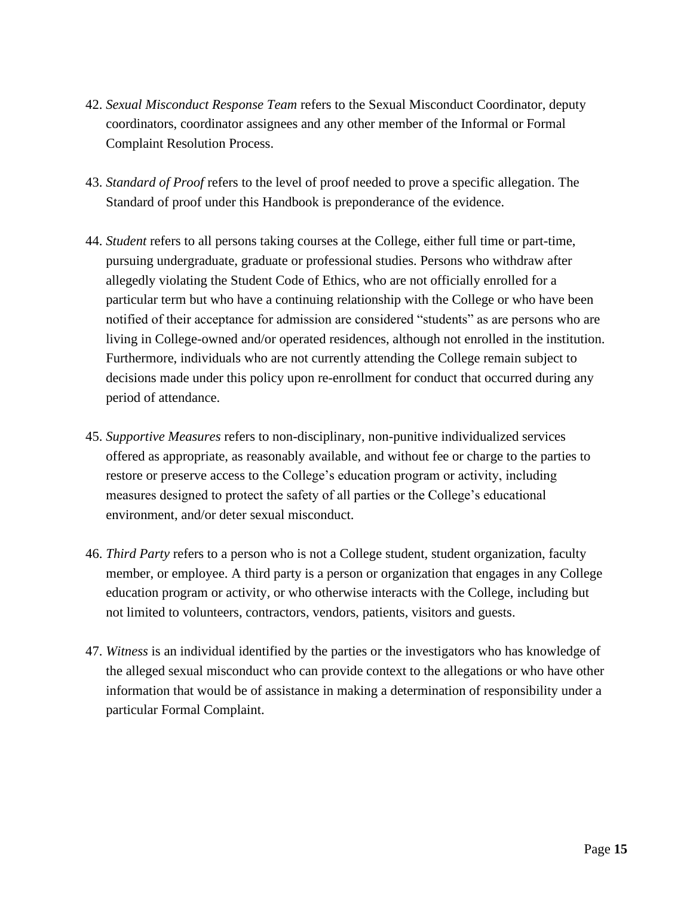42. *Sexual Misconduct Response Team* refers to the Sexual Misconduct Coordinator, deputy coordinators, coordinator assignees and any other member of the Informal or Formal Complaint Resolution Process.

43. *Standard of Proof* refers to the level of proof needed to prove a specific allegation. The Standard of proof under this Handbook is preponderance of the evidence.

44. *Student* refers to all persons taking courses at the College, either full time or part-time, pursuing undergraduate, graduate or professional studies. Persons who withdraw after allegedly violating the Student Code of Ethics, who are not officially enrolled for a particular term but who have a continuing relationship with the College or who have been notified of their acceptance for admission are considered "students" as are persons who are living in College-owned and/or operated residences, although not enrolled in the institution. Furthermore, individuals who are not currently attending the College remain subject to decisions made under this policy upon re-enrollment for conduct that occurred during any period of attendance.

45. *Supportive Measures* refers to non-disciplinary, non-punitive individualized services offered as appropriate, as reasonably available, and without fee or charge to the parties to restore or preserve access to the College's education program or activity, including measures designed to protect the safety of all parties or the College's educational environment, and/or deter sexual misconduct.

46. *Third Party* refers to a person who is not a College student, student organization, faculty member, or employee. A third party is a person or organization that engages in any College education program or activity, or who otherwise interacts with the College, including but not limited to volunteers, contractors, vendors, patients, visitors and guests.

47. *Witness* is an individual identified by the parties or the investigators who has knowledge of the alleged sexual misconduct who can provide context to the allegations or who have other information that would be of assistance in making a determination of responsibility under a particular Formal Complaint.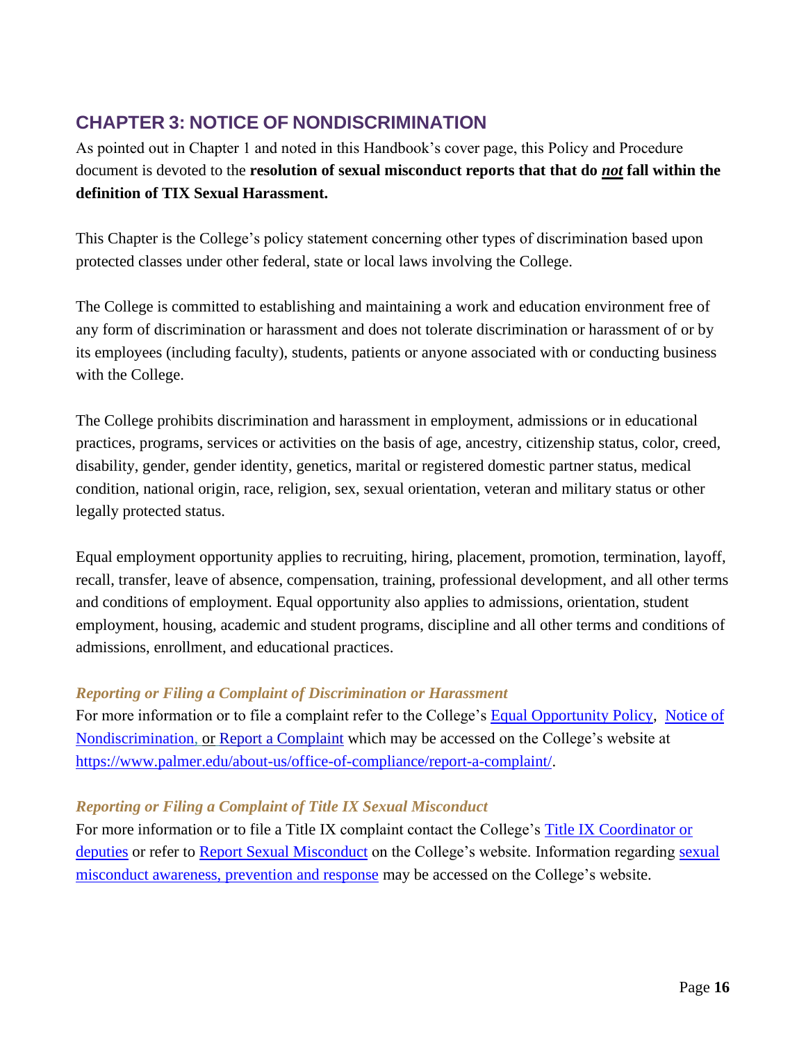## CHAPTER 3: NOTICE OF NONDISCRIMINATION

As pointed out in Chapter 1 and noted in this Handbook's cover page, this Policy and Procedure document is devoted to the **resolution of sexual misconduct reports that that do *not* fall within the definition of TIX Sexual Harassment.**

This Chapter is the College's policy statement concerning other types of discrimination based upon protected classes under other federal, state or local laws involving the College.

The College is committed to establishing and maintaining a work and education environment free of any form of discrimination or harassment and does not tolerate discrimination or harassment of or by its employees (including faculty), students, patients or anyone associated with or conducting business with the College.

The College prohibits discrimination and harassment in employment, admissions or in educational practices, programs, services or activities on the basis of age, ancestry, citizenship status, color, creed, disability, gender, gender identity, genetics, marital or registered domestic partner status, medical condition, national origin, race, religion, sex, sexual orientation, veteran and military status or other legally protected status.

Equal employment opportunity applies to recruiting, hiring, placement, promotion, termination, layoff, recall, transfer, leave of absence, compensation, training, professional development, and all other terms and conditions of employment. Equal opportunity also applies to admissions, orientation, student employment, housing, academic and student programs, discipline and all other terms and conditions of admissions, enrollment, and educational practices.

***Reporting or Filing a Complaint of Discrimination or Harassment***

For more information or to file a complaint refer to the College's Equal Opportunity Policy, Notice of Nondiscrimination, or Report a Complaint which may be accessed on the College's website at https://www.palmer.edu/about-us/office-of-compliance/report-a-complaint/.

***Reporting or Filing a Complaint of Title IX Sexual Misconduct***

For more information or to file a Title IX complaint contact the College's Title IX Coordinator or deputies or refer to Report Sexual Misconduct on the College's website. Information regarding sexual misconduct awareness, prevention and response may be accessed on the College's website.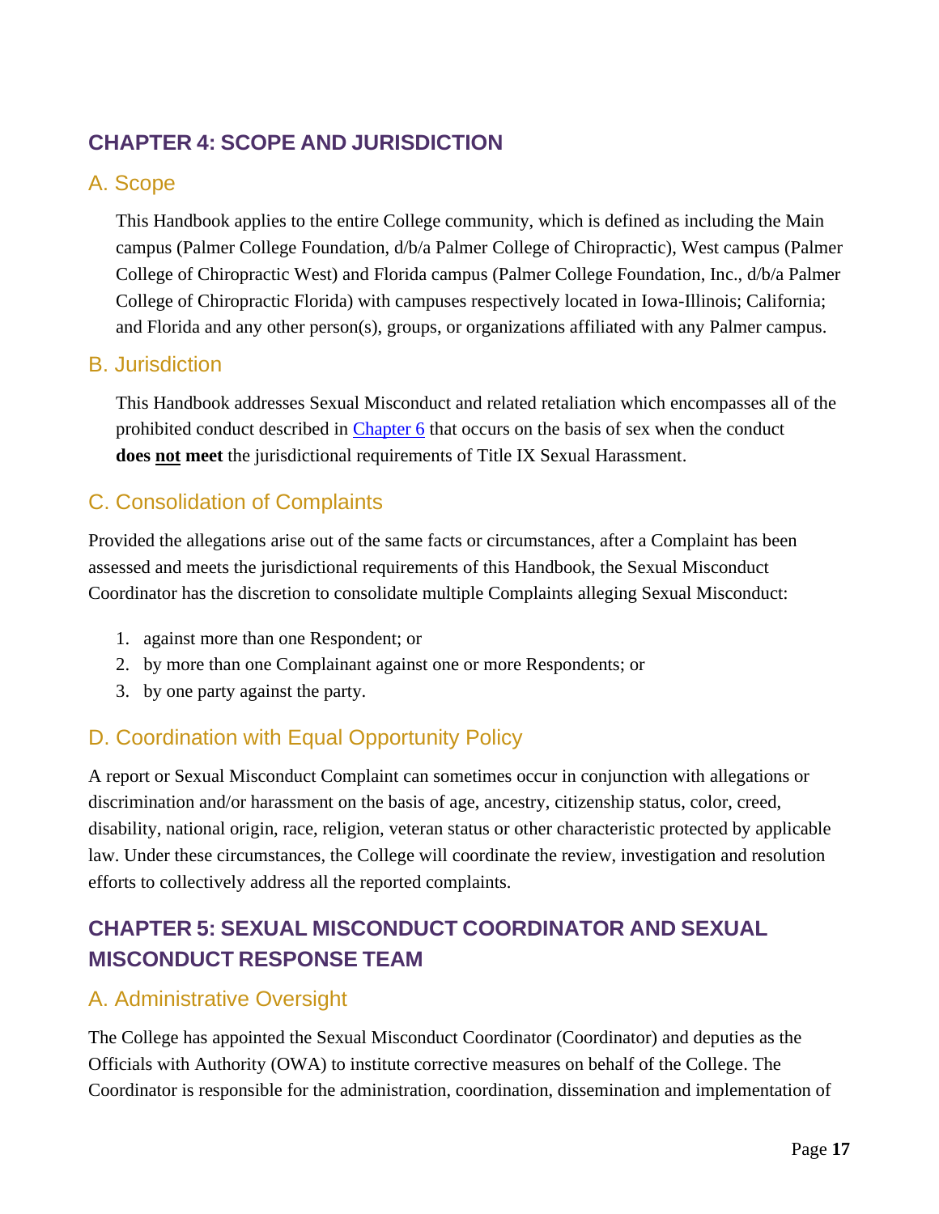## CHAPTER 4: SCOPE AND JURISDICTION

### A. Scope

This Handbook applies to the entire College community, which is defined as including the Main campus (Palmer College Foundation, d/b/a Palmer College of Chiropractic), West campus (Palmer College of Chiropractic West) and Florida campus (Palmer College Foundation, Inc., d/b/a Palmer College of Chiropractic Florida) with campuses respectively located in Iowa-Illinois; California; and Florida and any other person(s), groups, or organizations affiliated with any Palmer campus.

### B. Jurisdiction

This Handbook addresses Sexual Misconduct and related retaliation which encompasses all of the prohibited conduct described in Chapter 6 that occurs on the basis of sex when the conduct **does <u>not</u> meet** the jurisdictional requirements of Title IX Sexual Harassment.

### C. Consolidation of Complaints

Provided the allegations arise out of the same facts or circumstances, after a Complaint has been assessed and meets the jurisdictional requirements of this Handbook, the Sexual Misconduct Coordinator has the discretion to consolidate multiple Complaints alleging Sexual Misconduct:

1. against more than one Respondent; or
2. by more than one Complainant against one or more Respondents; or
3. by one party against the party.

### D. Coordination with Equal Opportunity Policy

A report or Sexual Misconduct Complaint can sometimes occur in conjunction with allegations or discrimination and/or harassment on the basis of age, ancestry, citizenship status, color, creed, disability, national origin, race, religion, veteran status or other characteristic protected by applicable law. Under these circumstances, the College will coordinate the review, investigation and resolution efforts to collectively address all the reported complaints.

## CHAPTER 5: SEXUAL MISCONDUCT COORDINATOR AND SEXUAL MISCONDUCT RESPONSE TEAM

### A. Administrative Oversight

The College has appointed the Sexual Misconduct Coordinator (Coordinator) and deputies as the Officials with Authority (OWA) to institute corrective measures on behalf of the College. The Coordinator is responsible for the administration, coordination, dissemination and implementation of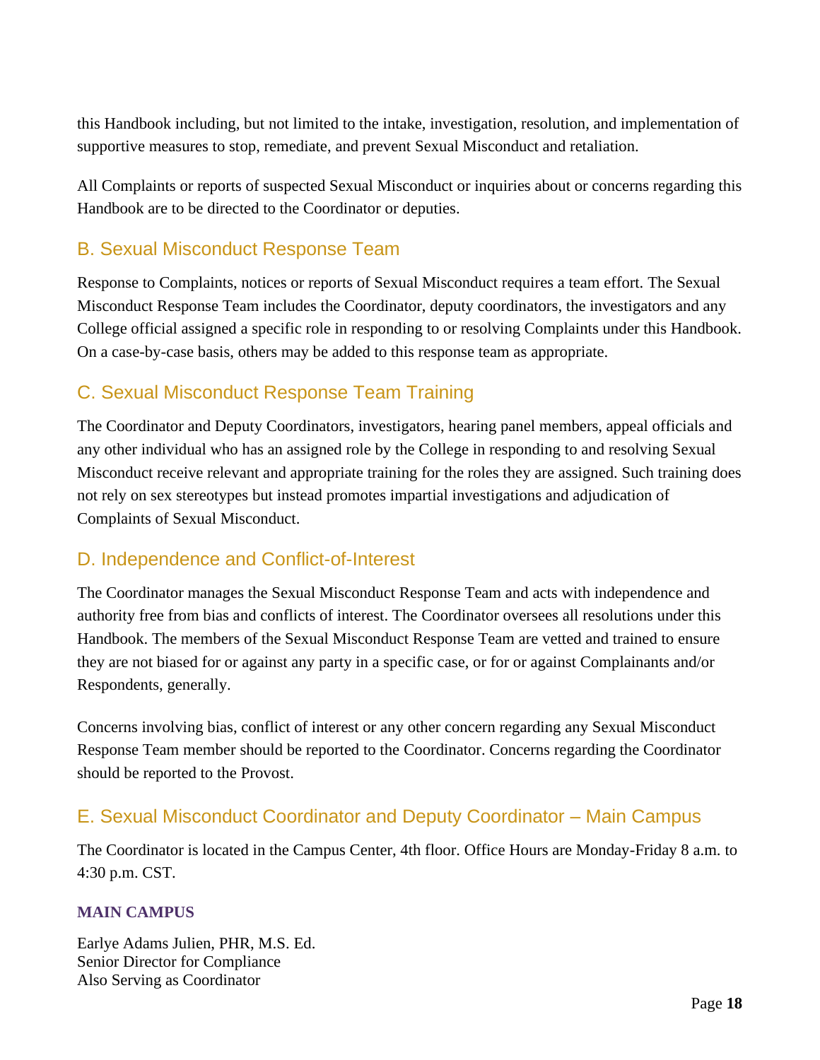this Handbook including, but not limited to the intake, investigation, resolution, and implementation of supportive measures to stop, remediate, and prevent Sexual Misconduct and retaliation.

All Complaints or reports of suspected Sexual Misconduct or inquiries about or concerns regarding this Handbook are to be directed to the Coordinator or deputies.

## B. Sexual Misconduct Response Team

Response to Complaints, notices or reports of Sexual Misconduct requires a team effort. The Sexual Misconduct Response Team includes the Coordinator, deputy coordinators, the investigators and any College official assigned a specific role in responding to or resolving Complaints under this Handbook. On a case-by-case basis, others may be added to this response team as appropriate.

## C. Sexual Misconduct Response Team Training

The Coordinator and Deputy Coordinators, investigators, hearing panel members, appeal officials and any other individual who has an assigned role by the College in responding to and resolving Sexual Misconduct receive relevant and appropriate training for the roles they are assigned. Such training does not rely on sex stereotypes but instead promotes impartial investigations and adjudication of Complaints of Sexual Misconduct.

## D. Independence and Conflict-of-Interest

The Coordinator manages the Sexual Misconduct Response Team and acts with independence and authority free from bias and conflicts of interest. The Coordinator oversees all resolutions under this Handbook. The members of the Sexual Misconduct Response Team are vetted and trained to ensure they are not biased for or against any party in a specific case, or for or against Complainants and/or Respondents, generally.

Concerns involving bias, conflict of interest or any other concern regarding any Sexual Misconduct Response Team member should be reported to the Coordinator. Concerns regarding the Coordinator should be reported to the Provost.

## E. Sexual Misconduct Coordinator and Deputy Coordinator – Main Campus

The Coordinator is located in the Campus Center, 4th floor. Office Hours are Monday-Friday 8 a.m. to 4:30 p.m. CST.

**MAIN CAMPUS**

Earlye Adams Julien, PHR, M.S. Ed.
Senior Director for Compliance
Also Serving as Coordinator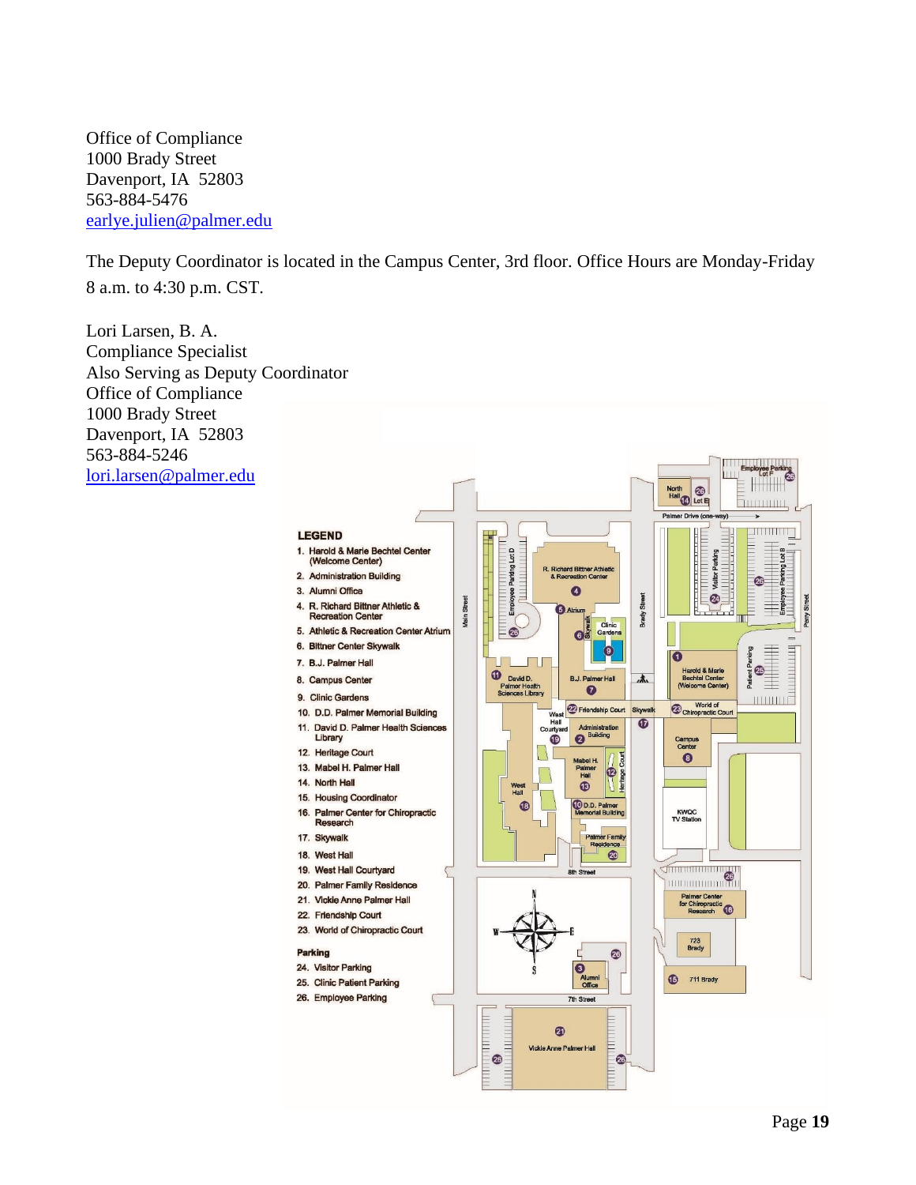Office of Compliance
1000 Brady Street
Davenport, IA  52803
563-884-5476
earlye.julien@palmer.edu

The Deputy Coordinator is located in the Campus Center, 3rd floor. Office Hours are Monday-Friday 8 a.m. to 4:30 p.m. CST.

Lori Larsen, B. A.
Compliance Specialist
Also Serving as Deputy Coordinator
Office of Compliance
1000 Brady Street
Davenport, IA  52803
563-884-5246
lori.larsen@palmer.edu

**LEGEND**

1. Harold & Marie Bechtel Center (Welcome Center)
2. Administration Building
3. Alumni Office
4. R. Richard Bittner Athletic & Recreation Center
5. Athletic & Recreation Center Atrium
6. Bittner Center Skywalk
7. B.J. Palmer Hall
8. Campus Center
9. Clinic Gardens
10. D.D. Palmer Memorial Building
11. David D. Palmer Health Sciences Library
12. Heritage Court
13. Mabel H. Palmer Hall
14. North Hall
15. Housing Coordinator
16. Palmer Center for Chiropractic Research
17. Skywalk
18. West Hall
19. West Hall Courtyard
20. Palmer Family Residence
21. Vickie Anne Palmer Hall
22. Friendship Court
23. World of Chiropractic Court

**Parking**

24. Visitor Parking
25. Clinic Patient Parking
26. Employee Parking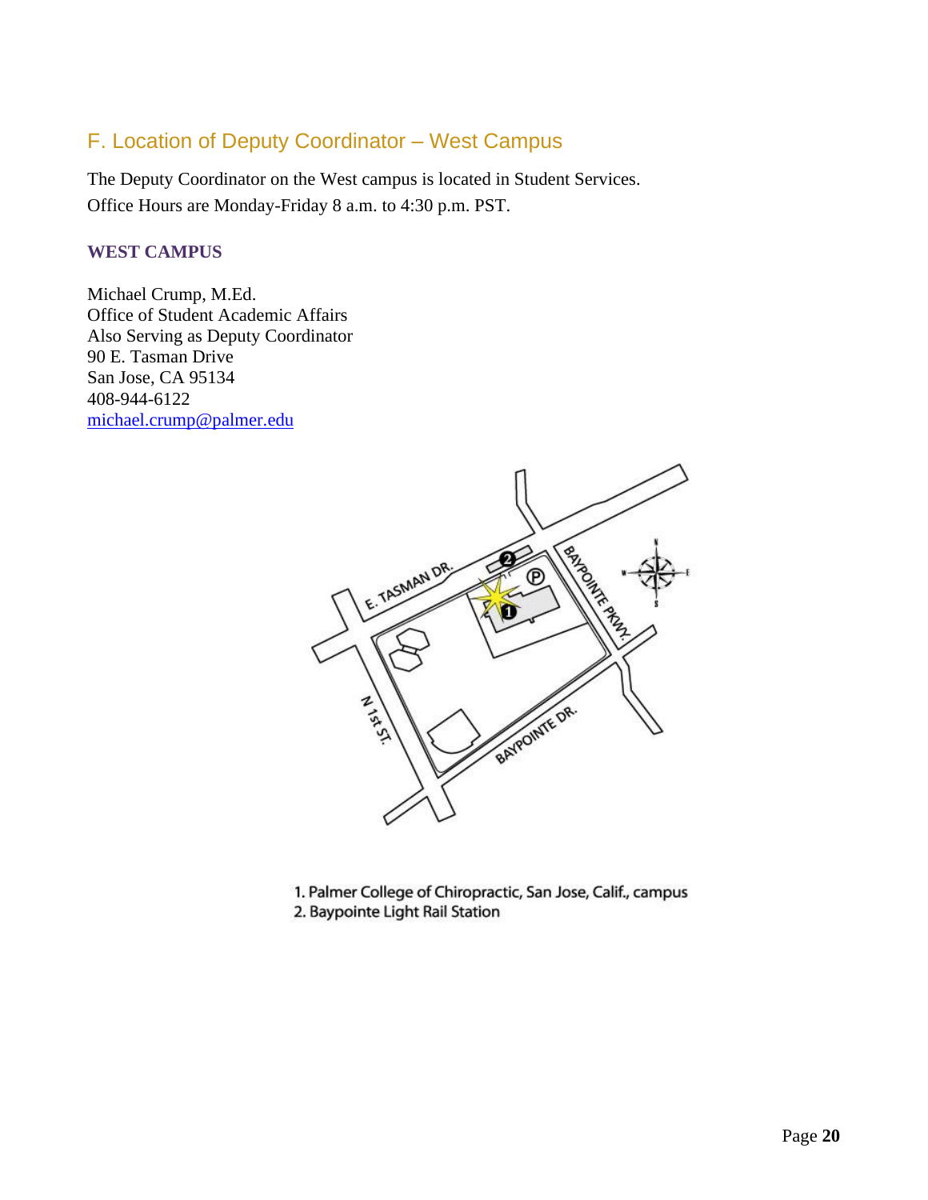## F. Location of Deputy Coordinator – West Campus

The Deputy Coordinator on the West campus is located in Student Services.
Office Hours are Monday-Friday 8 a.m. to 4:30 p.m. PST.

### WEST CAMPUS

Michael Crump, M.Ed.
Office of Student Academic Affairs
Also Serving as Deputy Coordinator
90 E. Tasman Drive
San Jose, CA 95134
408-944-6122
michael.crump@palmer.edu

1. Palmer College of Chiropractic, San Jose, Calif., campus
2. Baypointe Light Rail Station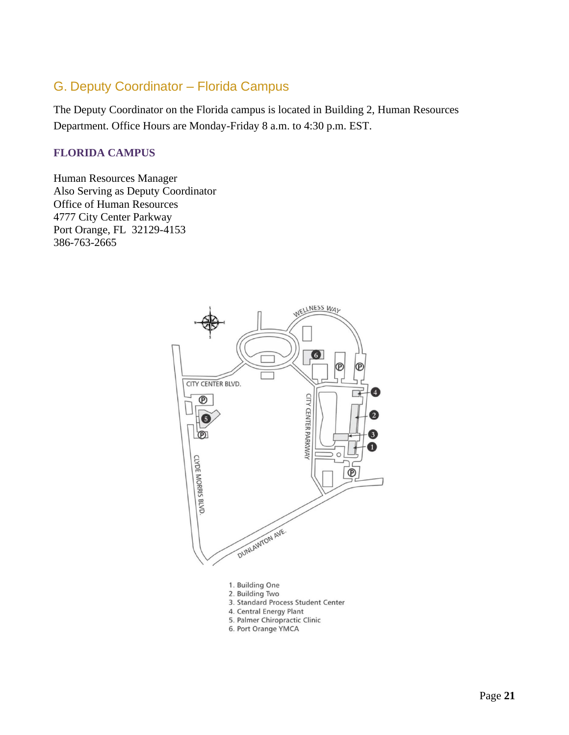## G. Deputy Coordinator – Florida Campus

The Deputy Coordinator on the Florida campus is located in Building 2, Human Resources Department. Office Hours are Monday-Friday 8 a.m. to 4:30 p.m. EST.

### FLORIDA CAMPUS

Human Resources Manager
Also Serving as Deputy Coordinator
Office of Human Resources
4777 City Center Parkway
Port Orange, FL  32129-4153
386-763-2665

1. Building One
2. Building Two
3. Standard Process Student Center
4. Central Energy Plant
5. Palmer Chiropractic Clinic
6. Port Orange YMCA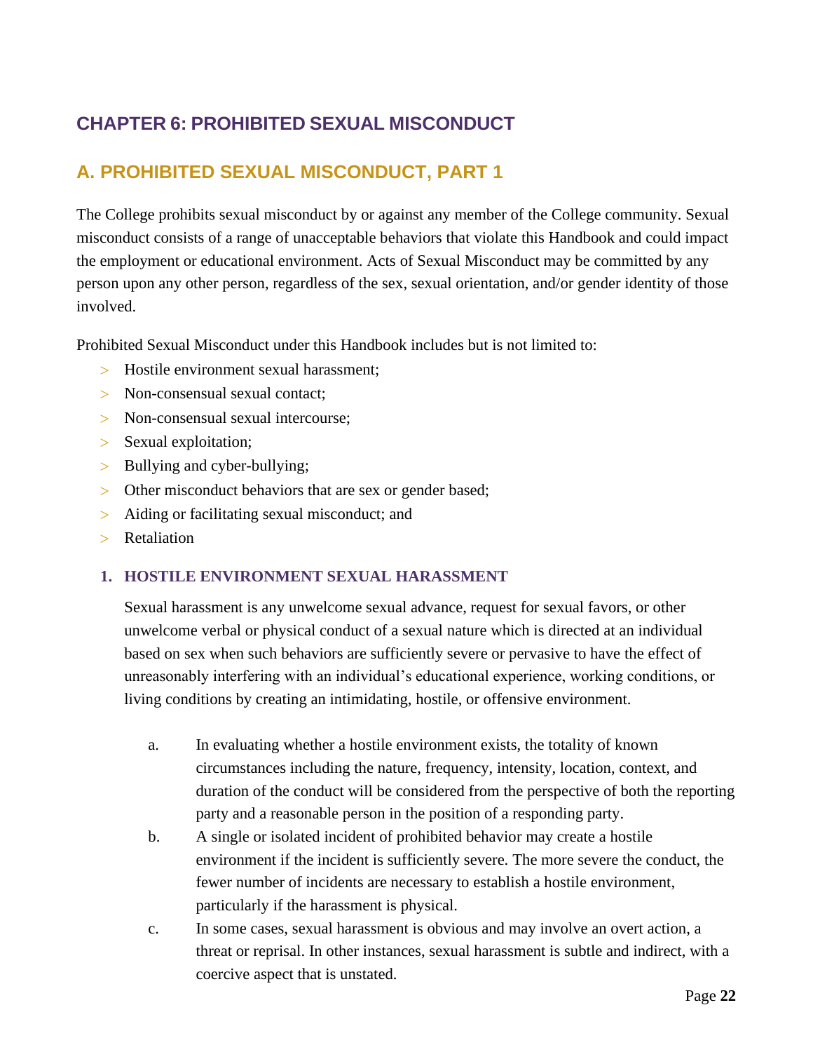# CHAPTER 6: PROHIBITED SEXUAL MISCONDUCT

## A. PROHIBITED SEXUAL MISCONDUCT, PART 1

The College prohibits sexual misconduct by or against any member of the College community. Sexual misconduct consists of a range of unacceptable behaviors that violate this Handbook and could impact the employment or educational environment. Acts of Sexual Misconduct may be committed by any person upon any other person, regardless of the sex, sexual orientation, and/or gender identity of those involved.

Prohibited Sexual Misconduct under this Handbook includes but is not limited to:

- Hostile environment sexual harassment;
- Non-consensual sexual contact;
- Non-consensual sexual intercourse;
- Sexual exploitation;
- Bullying and cyber-bullying;
- Other misconduct behaviors that are sex or gender based;
- Aiding or facilitating sexual misconduct; and
- Retaliation

### 1. HOSTILE ENVIRONMENT SEXUAL HARASSMENT

Sexual harassment is any unwelcome sexual advance, request for sexual favors, or other unwelcome verbal or physical conduct of a sexual nature which is directed at an individual based on sex when such behaviors are sufficiently severe or pervasive to have the effect of unreasonably interfering with an individual's educational experience, working conditions, or living conditions by creating an intimidating, hostile, or offensive environment.

a. In evaluating whether a hostile environment exists, the totality of known circumstances including the nature, frequency, intensity, location, context, and duration of the conduct will be considered from the perspective of both the reporting party and a reasonable person in the position of a responding party.

b. A single or isolated incident of prohibited behavior may create a hostile environment if the incident is sufficiently severe. The more severe the conduct, the fewer number of incidents are necessary to establish a hostile environment, particularly if the harassment is physical.

c. In some cases, sexual harassment is obvious and may involve an overt action, a threat or reprisal. In other instances, sexual harassment is subtle and indirect, with a coercive aspect that is unstated.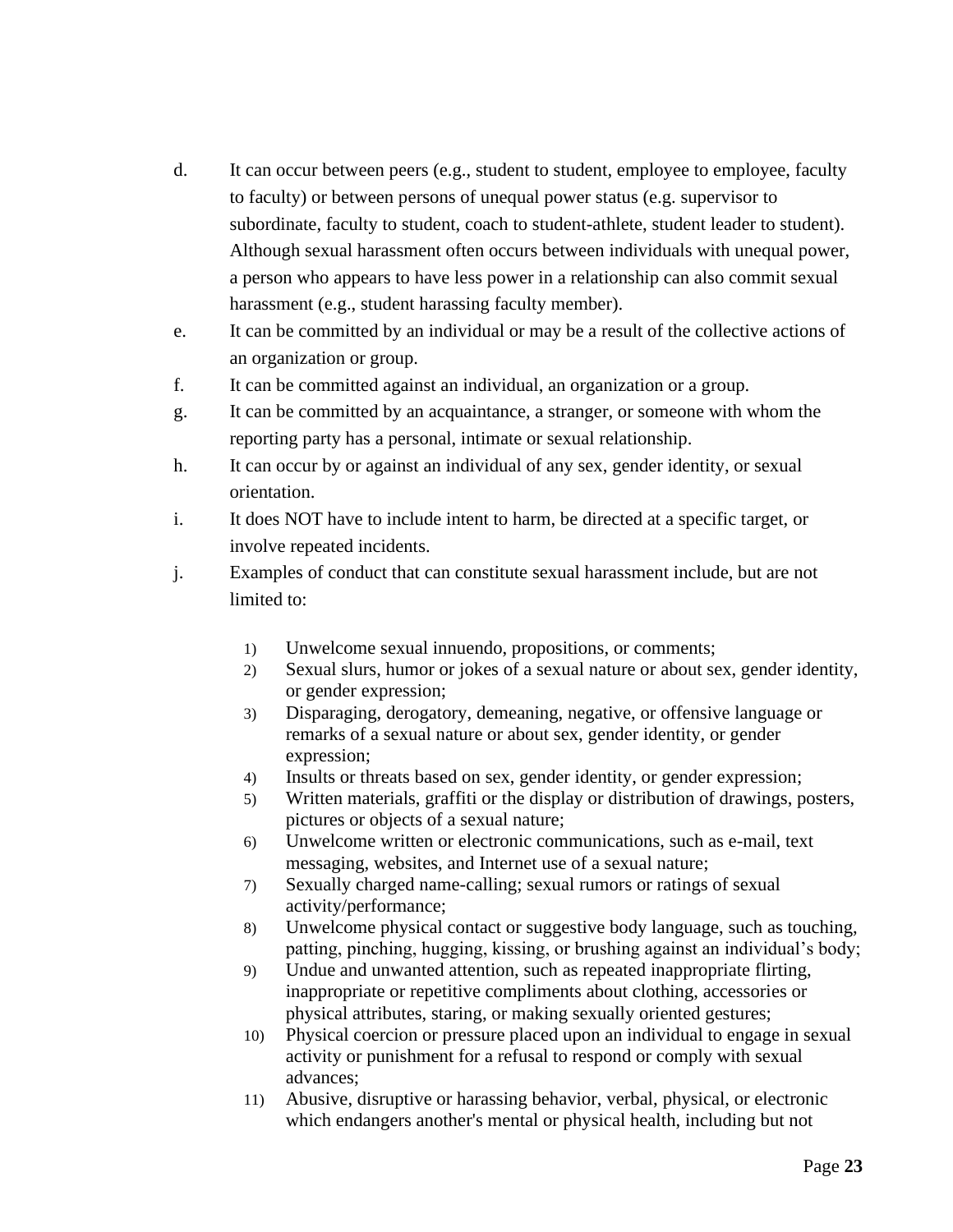d. It can occur between peers (e.g., student to student, employee to employee, faculty to faculty) or between persons of unequal power status (e.g. supervisor to subordinate, faculty to student, coach to student-athlete, student leader to student). Although sexual harassment often occurs between individuals with unequal power, a person who appears to have less power in a relationship can also commit sexual harassment (e.g., student harassing faculty member).

e. It can be committed by an individual or may be a result of the collective actions of an organization or group.

f. It can be committed against an individual, an organization or a group.

g. It can be committed by an acquaintance, a stranger, or someone with whom the reporting party has a personal, intimate or sexual relationship.

h. It can occur by or against an individual of any sex, gender identity, or sexual orientation.

i. It does NOT have to include intent to harm, be directed at a specific target, or involve repeated incidents.

j. Examples of conduct that can constitute sexual harassment include, but are not limited to:

   1) Unwelcome sexual innuendo, propositions, or comments;
   2) Sexual slurs, humor or jokes of a sexual nature or about sex, gender identity, or gender expression;
   3) Disparaging, derogatory, demeaning, negative, or offensive language or remarks of a sexual nature or about sex, gender identity, or gender expression;
   4) Insults or threats based on sex, gender identity, or gender expression;
   5) Written materials, graffiti or the display or distribution of drawings, posters, pictures or objects of a sexual nature;
   6) Unwelcome written or electronic communications, such as e-mail, text messaging, websites, and Internet use of a sexual nature;
   7) Sexually charged name-calling; sexual rumors or ratings of sexual activity/performance;
   8) Unwelcome physical contact or suggestive body language, such as touching, patting, pinching, hugging, kissing, or brushing against an individual's body;
   9) Undue and unwanted attention, such as repeated inappropriate flirting, inappropriate or repetitive compliments about clothing, accessories or physical attributes, staring, or making sexually oriented gestures;
   10) Physical coercion or pressure placed upon an individual to engage in sexual activity or punishment for a refusal to respond or comply with sexual advances;
   11) Abusive, disruptive or harassing behavior, verbal, physical, or electronic which endangers another's mental or physical health, including but not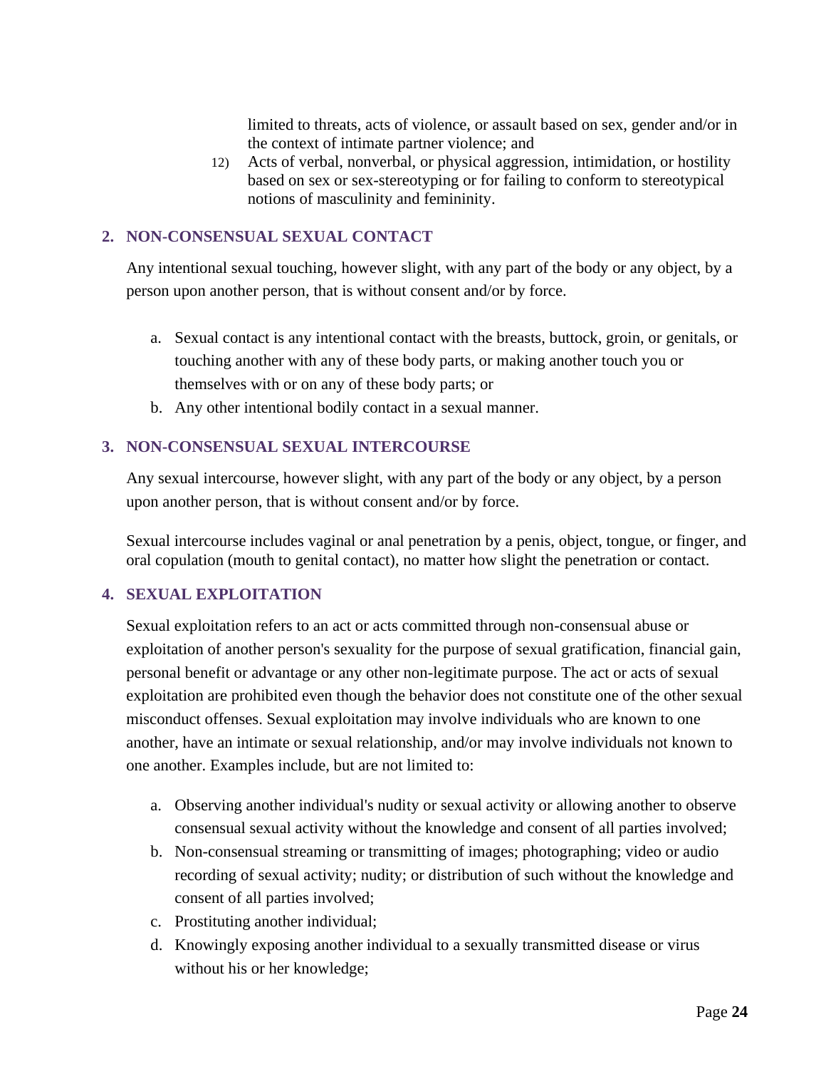limited to threats, acts of violence, or assault based on sex, gender and/or in the context of intimate partner violence; and

12) Acts of verbal, nonverbal, or physical aggression, intimidation, or hostility based on sex or sex-stereotyping or for failing to conform to stereotypical notions of masculinity and femininity.

## 2. NON-CONSENSUAL SEXUAL CONTACT

Any intentional sexual touching, however slight, with any part of the body or any object, by a person upon another person, that is without consent and/or by force.

a. Sexual contact is any intentional contact with the breasts, buttock, groin, or genitals, or touching another with any of these body parts, or making another touch you or themselves with or on any of these body parts; or
b. Any other intentional bodily contact in a sexual manner.

## 3. NON-CONSENSUAL SEXUAL INTERCOURSE

Any sexual intercourse, however slight, with any part of the body or any object, by a person upon another person, that is without consent and/or by force.

Sexual intercourse includes vaginal or anal penetration by a penis, object, tongue, or finger, and oral copulation (mouth to genital contact), no matter how slight the penetration or contact.

## 4. SEXUAL EXPLOITATION

Sexual exploitation refers to an act or acts committed through non-consensual abuse or exploitation of another person's sexuality for the purpose of sexual gratification, financial gain, personal benefit or advantage or any other non-legitimate purpose. The act or acts of sexual exploitation are prohibited even though the behavior does not constitute one of the other sexual misconduct offenses. Sexual exploitation may involve individuals who are known to one another, have an intimate or sexual relationship, and/or may involve individuals not known to one another. Examples include, but are not limited to:

a. Observing another individual's nudity or sexual activity or allowing another to observe consensual sexual activity without the knowledge and consent of all parties involved;
b. Non-consensual streaming or transmitting of images; photographing; video or audio recording of sexual activity; nudity; or distribution of such without the knowledge and consent of all parties involved;
c. Prostituting another individual;
d. Knowingly exposing another individual to a sexually transmitted disease or virus without his or her knowledge;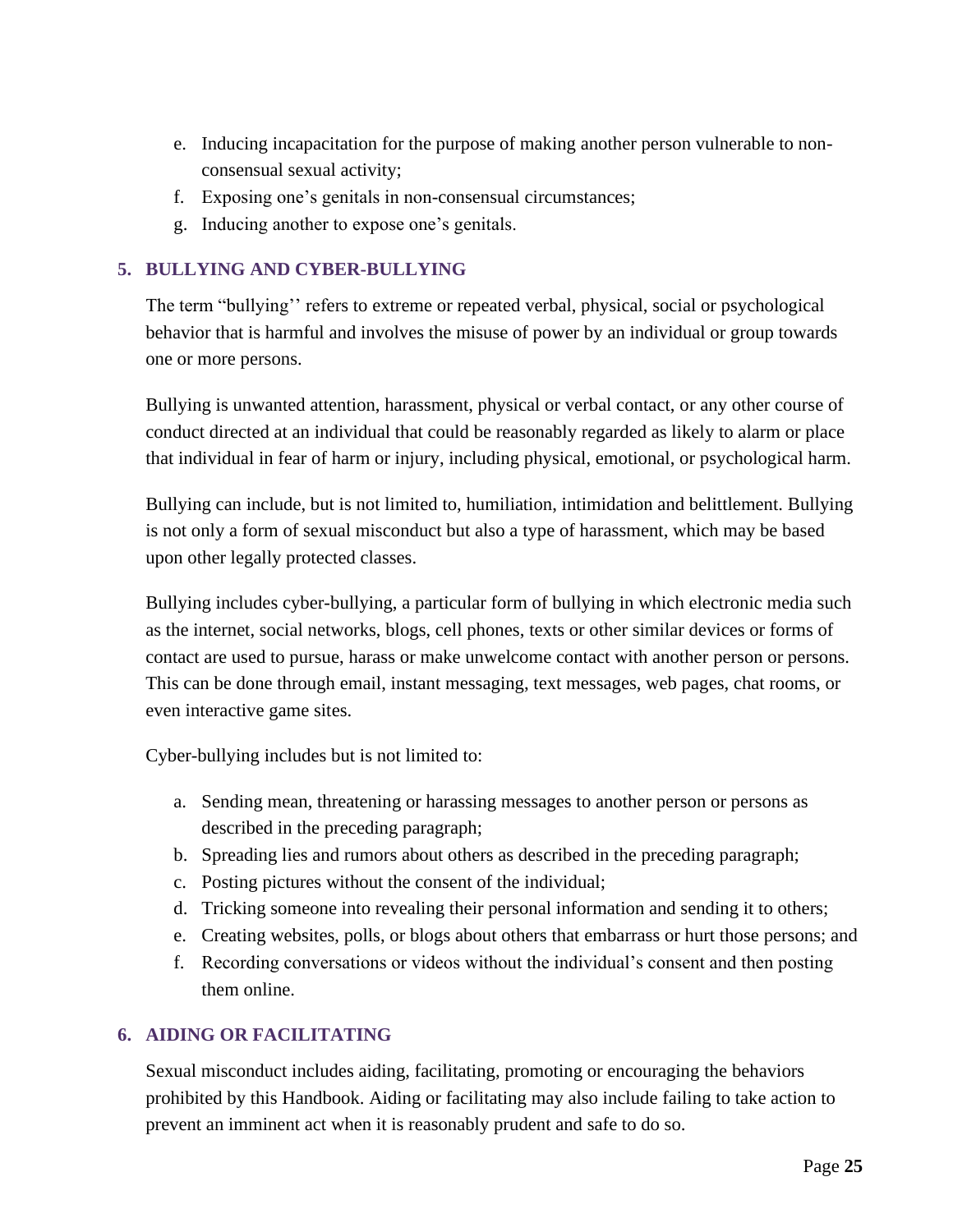e. Inducing incapacitation for the purpose of making another person vulnerable to non-consensual sexual activity;
f. Exposing one's genitals in non-consensual circumstances;
g. Inducing another to expose one's genitals.

## 5. BULLYING AND CYBER-BULLYING

The term "bullying'' refers to extreme or repeated verbal, physical, social or psychological behavior that is harmful and involves the misuse of power by an individual or group towards one or more persons.

Bullying is unwanted attention, harassment, physical or verbal contact, or any other course of conduct directed at an individual that could be reasonably regarded as likely to alarm or place that individual in fear of harm or injury, including physical, emotional, or psychological harm.

Bullying can include, but is not limited to, humiliation, intimidation and belittlement. Bullying is not only a form of sexual misconduct but also a type of harassment, which may be based upon other legally protected classes.

Bullying includes cyber-bullying, a particular form of bullying in which electronic media such as the internet, social networks, blogs, cell phones, texts or other similar devices or forms of contact are used to pursue, harass or make unwelcome contact with another person or persons. This can be done through email, instant messaging, text messages, web pages, chat rooms, or even interactive game sites.

Cyber-bullying includes but is not limited to:

a. Sending mean, threatening or harassing messages to another person or persons as described in the preceding paragraph;
b. Spreading lies and rumors about others as described in the preceding paragraph;
c. Posting pictures without the consent of the individual;
d. Tricking someone into revealing their personal information and sending it to others;
e. Creating websites, polls, or blogs about others that embarrass or hurt those persons; and
f. Recording conversations or videos without the individual's consent and then posting them online.

## 6. AIDING OR FACILITATING

Sexual misconduct includes aiding, facilitating, promoting or encouraging the behaviors prohibited by this Handbook. Aiding or facilitating may also include failing to take action to prevent an imminent act when it is reasonably prudent and safe to do so.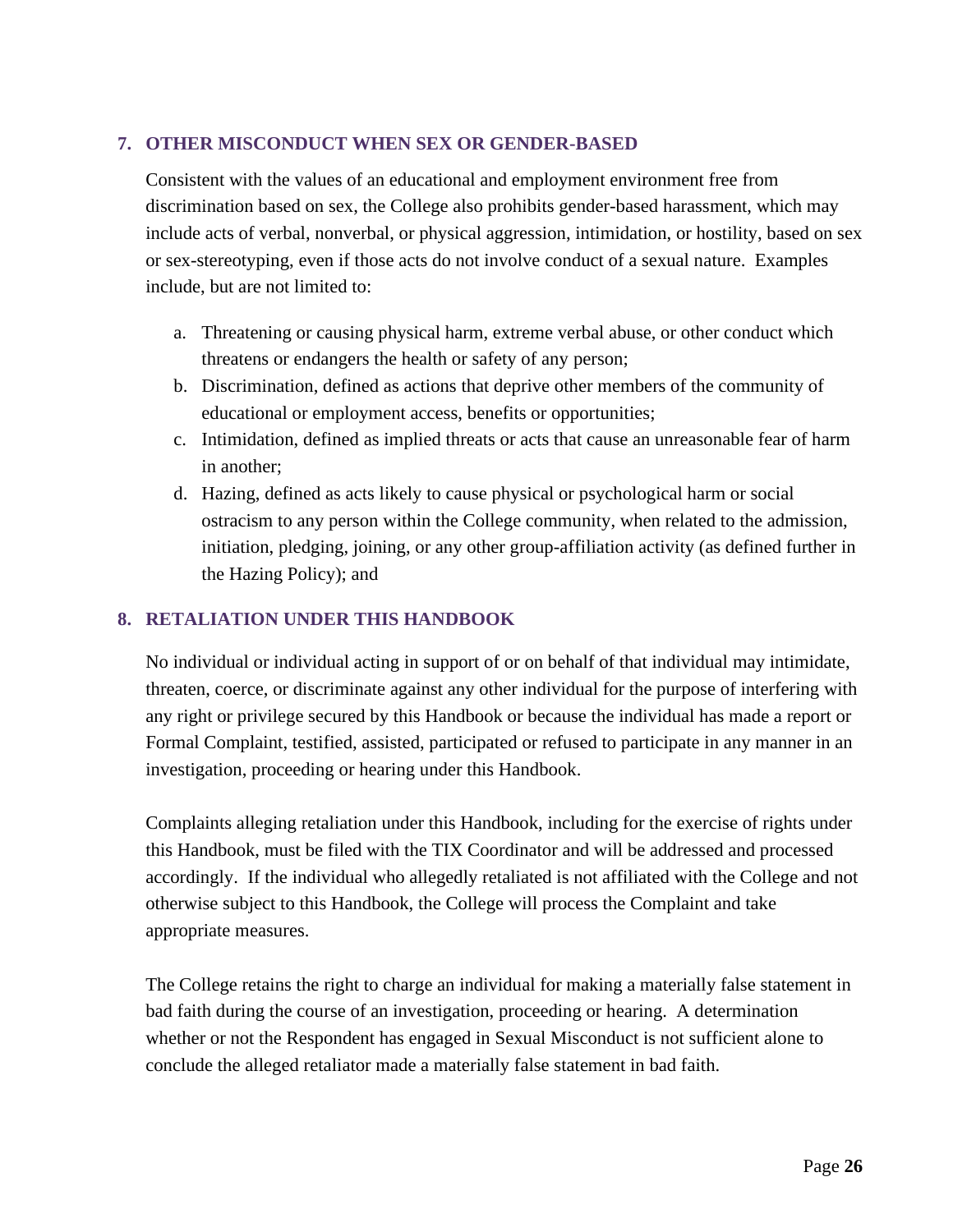## 7. OTHER MISCONDUCT WHEN SEX OR GENDER-BASED

Consistent with the values of an educational and employment environment free from discrimination based on sex, the College also prohibits gender-based harassment, which may include acts of verbal, nonverbal, or physical aggression, intimidation, or hostility, based on sex or sex-stereotyping, even if those acts do not involve conduct of a sexual nature. Examples include, but are not limited to:

a. Threatening or causing physical harm, extreme verbal abuse, or other conduct which threatens or endangers the health or safety of any person;
b. Discrimination, defined as actions that deprive other members of the community of educational or employment access, benefits or opportunities;
c. Intimidation, defined as implied threats or acts that cause an unreasonable fear of harm in another;
d. Hazing, defined as acts likely to cause physical or psychological harm or social ostracism to any person within the College community, when related to the admission, initiation, pledging, joining, or any other group-affiliation activity (as defined further in the Hazing Policy); and

## 8. RETALIATION UNDER THIS HANDBOOK

No individual or individual acting in support of or on behalf of that individual may intimidate, threaten, coerce, or discriminate against any other individual for the purpose of interfering with any right or privilege secured by this Handbook or because the individual has made a report or Formal Complaint, testified, assisted, participated or refused to participate in any manner in an investigation, proceeding or hearing under this Handbook.

Complaints alleging retaliation under this Handbook, including for the exercise of rights under this Handbook, must be filed with the TIX Coordinator and will be addressed and processed accordingly. If the individual who allegedly retaliated is not affiliated with the College and not otherwise subject to this Handbook, the College will process the Complaint and take appropriate measures.

The College retains the right to charge an individual for making a materially false statement in bad faith during the course of an investigation, proceeding or hearing. A determination whether or not the Respondent has engaged in Sexual Misconduct is not sufficient alone to conclude the alleged retaliator made a materially false statement in bad faith.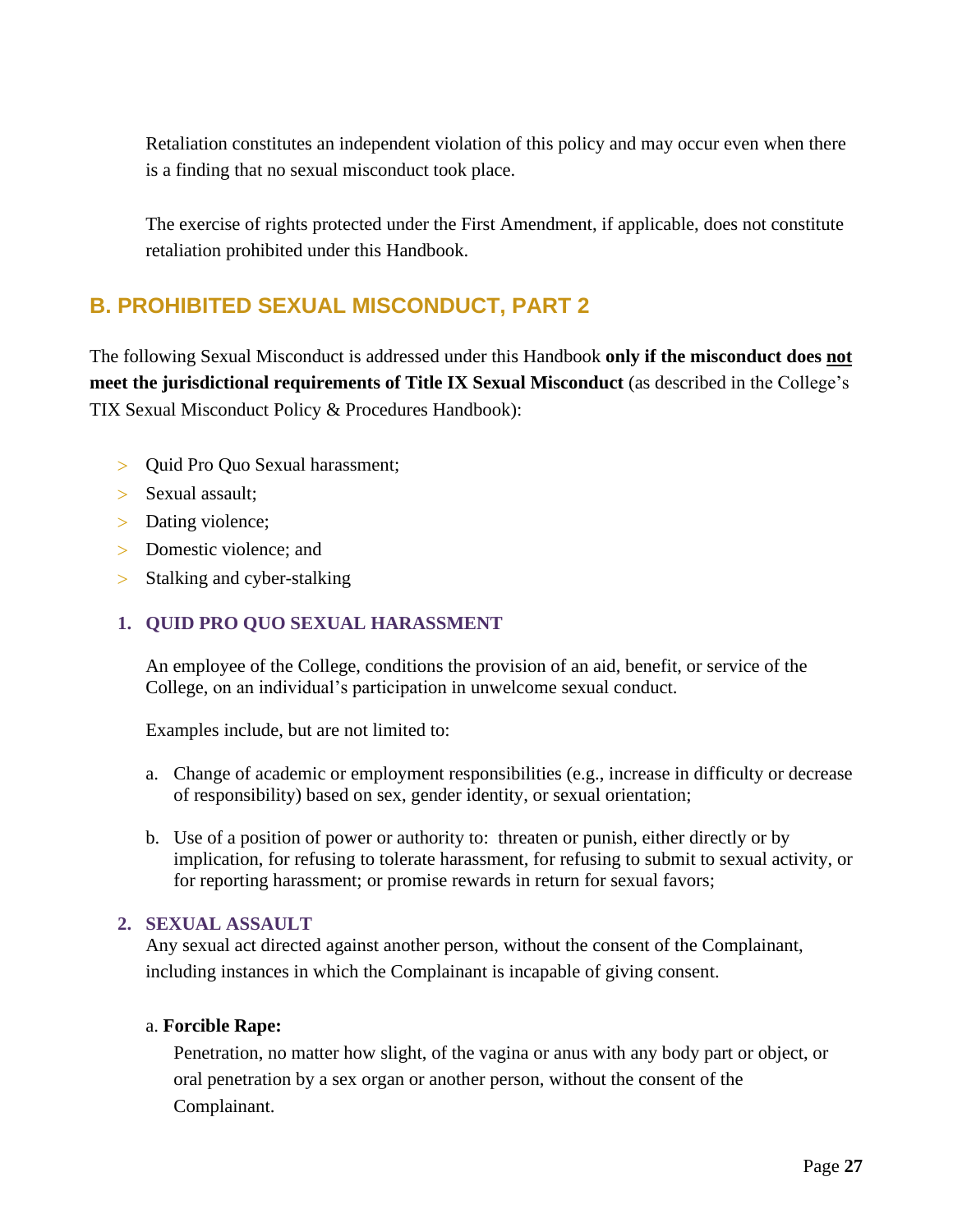Retaliation constitutes an independent violation of this policy and may occur even when there is a finding that no sexual misconduct took place.

The exercise of rights protected under the First Amendment, if applicable, does not constitute retaliation prohibited under this Handbook.

## B. PROHIBITED SEXUAL MISCONDUCT, PART 2

The following Sexual Misconduct is addressed under this Handbook **only if the misconduct does <u>not</u> meet the jurisdictional requirements of Title IX Sexual Misconduct** (as described in the College's TIX Sexual Misconduct Policy & Procedures Handbook):

- Quid Pro Quo Sexual harassment;
- Sexual assault;
- Dating violence;
- Domestic violence; and
- Stalking and cyber-stalking

### 1. QUID PRO QUO SEXUAL HARASSMENT

An employee of the College, conditions the provision of an aid, benefit, or service of the College, on an individual's participation in unwelcome sexual conduct.

Examples include, but are not limited to:

a. Change of academic or employment responsibilities (e.g., increase in difficulty or decrease of responsibility) based on sex, gender identity, or sexual orientation;

b. Use of a position of power or authority to: threaten or punish, either directly or by implication, for refusing to tolerate harassment, for refusing to submit to sexual activity, or for reporting harassment; or promise rewards in return for sexual favors;

### 2. SEXUAL ASSAULT

Any sexual act directed against another person, without the consent of the Complainant, including instances in which the Complainant is incapable of giving consent.

a. **Forcible Rape:**

Penetration, no matter how slight, of the vagina or anus with any body part or object, or oral penetration by a sex organ or another person, without the consent of the Complainant.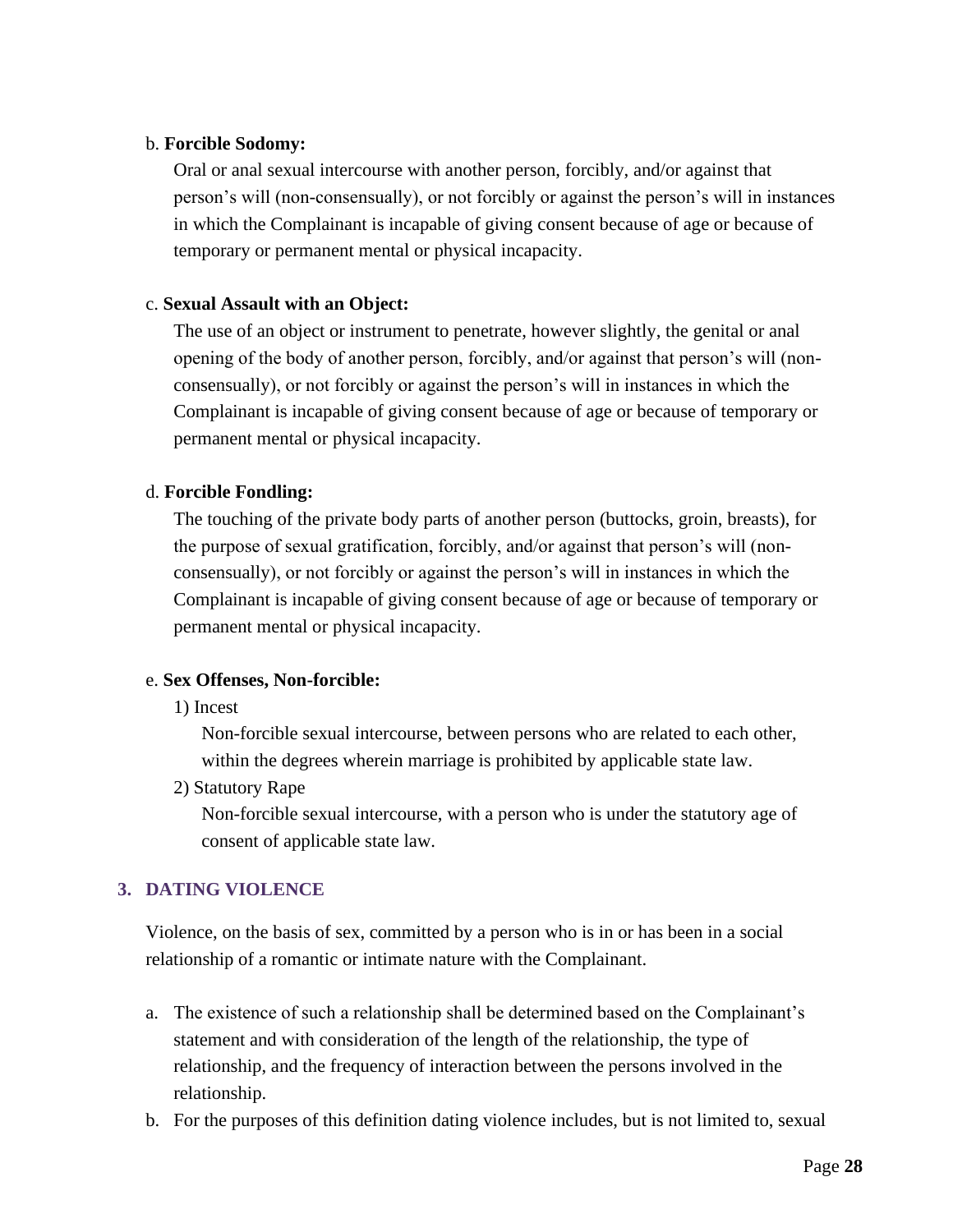b. **Forcible Sodomy:**

Oral or anal sexual intercourse with another person, forcibly, and/or against that person's will (non-consensually), or not forcibly or against the person's will in instances in which the Complainant is incapable of giving consent because of age or because of temporary or permanent mental or physical incapacity.

c. **Sexual Assault with an Object:**

The use of an object or instrument to penetrate, however slightly, the genital or anal opening of the body of another person, forcibly, and/or against that person's will (non-consensually), or not forcibly or against the person's will in instances in which the Complainant is incapable of giving consent because of age or because of temporary or permanent mental or physical incapacity.

d. **Forcible Fondling:**

The touching of the private body parts of another person (buttocks, groin, breasts), for the purpose of sexual gratification, forcibly, and/or against that person's will (non-consensually), or not forcibly or against the person's will in instances in which the Complainant is incapable of giving consent because of age or because of temporary or permanent mental or physical incapacity.

e. **Sex Offenses, Non-forcible:**

1) Incest

Non-forcible sexual intercourse, between persons who are related to each other, within the degrees wherein marriage is prohibited by applicable state law.

2) Statutory Rape

Non-forcible sexual intercourse, with a person who is under the statutory age of consent of applicable state law.

### 3. DATING VIOLENCE

Violence, on the basis of sex, committed by a person who is in or has been in a social relationship of a romantic or intimate nature with the Complainant.

a. The existence of such a relationship shall be determined based on the Complainant's statement and with consideration of the length of the relationship, the type of relationship, and the frequency of interaction between the persons involved in the relationship.
b. For the purposes of this definition dating violence includes, but is not limited to, sexual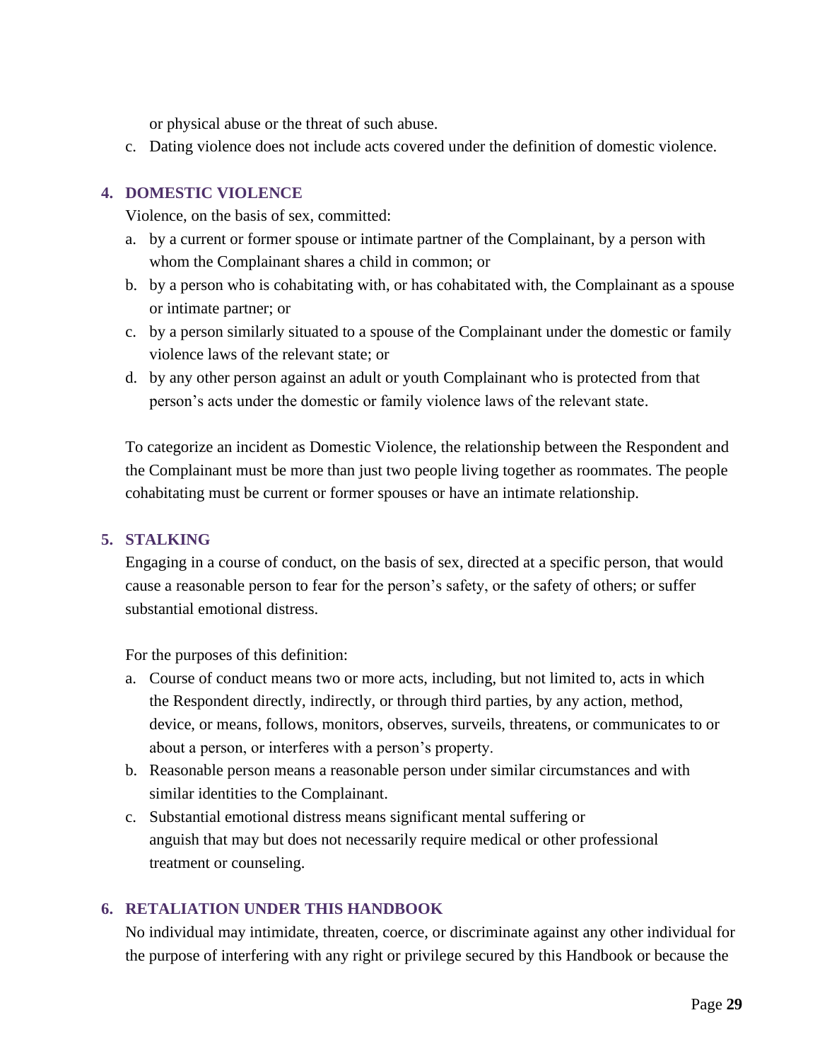or physical abuse or the threat of such abuse.

c. Dating violence does not include acts covered under the definition of domestic violence.

### 4. DOMESTIC VIOLENCE

Violence, on the basis of sex, committed:

a. by a current or former spouse or intimate partner of the Complainant, by a person with whom the Complainant shares a child in common; or
b. by a person who is cohabitating with, or has cohabitated with, the Complainant as a spouse or intimate partner; or
c. by a person similarly situated to a spouse of the Complainant under the domestic or family violence laws of the relevant state; or
d. by any other person against an adult or youth Complainant who is protected from that person's acts under the domestic or family violence laws of the relevant state.

To categorize an incident as Domestic Violence, the relationship between the Respondent and the Complainant must be more than just two people living together as roommates. The people cohabitating must be current or former spouses or have an intimate relationship.

### 5. STALKING

Engaging in a course of conduct, on the basis of sex, directed at a specific person, that would cause a reasonable person to fear for the person's safety, or the safety of others; or suffer substantial emotional distress.

For the purposes of this definition:

a. Course of conduct means two or more acts, including, but not limited to, acts in which the Respondent directly, indirectly, or through third parties, by any action, method, device, or means, follows, monitors, observes, surveils, threatens, or communicates to or about a person, or interferes with a person's property.
b. Reasonable person means a reasonable person under similar circumstances and with similar identities to the Complainant.
c. Substantial emotional distress means significant mental suffering or anguish that may but does not necessarily require medical or other professional treatment or counseling.

### 6. RETALIATION UNDER THIS HANDBOOK

No individual may intimidate, threaten, coerce, or discriminate against any other individual for the purpose of interfering with any right or privilege secured by this Handbook or because the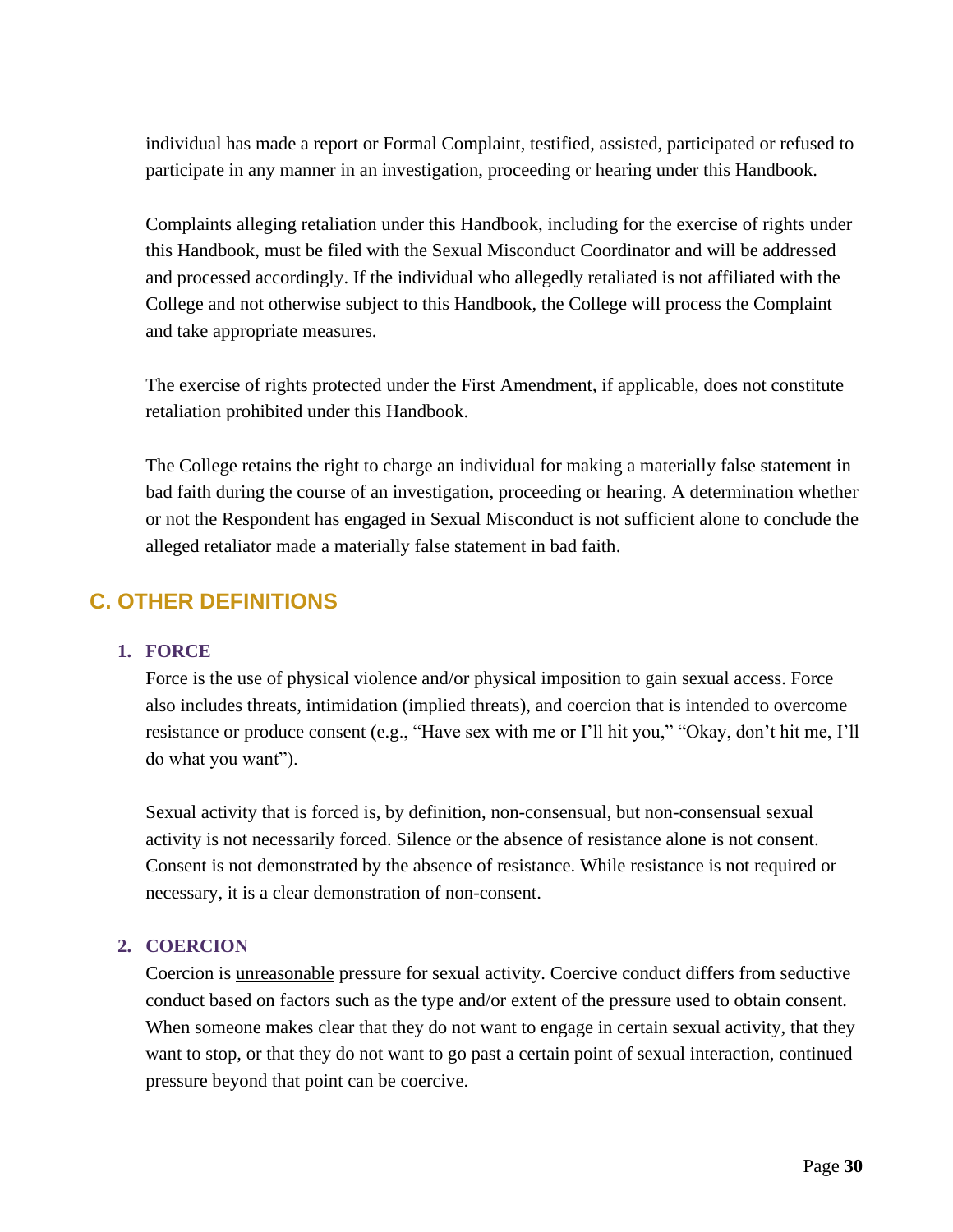individual has made a report or Formal Complaint, testified, assisted, participated or refused to participate in any manner in an investigation, proceeding or hearing under this Handbook.

Complaints alleging retaliation under this Handbook, including for the exercise of rights under this Handbook, must be filed with the Sexual Misconduct Coordinator and will be addressed and processed accordingly. If the individual who allegedly retaliated is not affiliated with the College and not otherwise subject to this Handbook, the College will process the Complaint and take appropriate measures.

The exercise of rights protected under the First Amendment, if applicable, does not constitute retaliation prohibited under this Handbook.

The College retains the right to charge an individual for making a materially false statement in bad faith during the course of an investigation, proceeding or hearing. A determination whether or not the Respondent has engaged in Sexual Misconduct is not sufficient alone to conclude the alleged retaliator made a materially false statement in bad faith.

## C. OTHER DEFINITIONS

### 1. FORCE

Force is the use of physical violence and/or physical imposition to gain sexual access. Force also includes threats, intimidation (implied threats), and coercion that is intended to overcome resistance or produce consent (e.g., "Have sex with me or I'll hit you," "Okay, don't hit me, I'll do what you want").

Sexual activity that is forced is, by definition, non-consensual, but non-consensual sexual activity is not necessarily forced. Silence or the absence of resistance alone is not consent. Consent is not demonstrated by the absence of resistance. While resistance is not required or necessary, it is a clear demonstration of non-consent.

### 2. COERCION

Coercion is <u>unreasonable</u> pressure for sexual activity. Coercive conduct differs from seductive conduct based on factors such as the type and/or extent of the pressure used to obtain consent. When someone makes clear that they do not want to engage in certain sexual activity, that they want to stop, or that they do not want to go past a certain point of sexual interaction, continued pressure beyond that point can be coercive.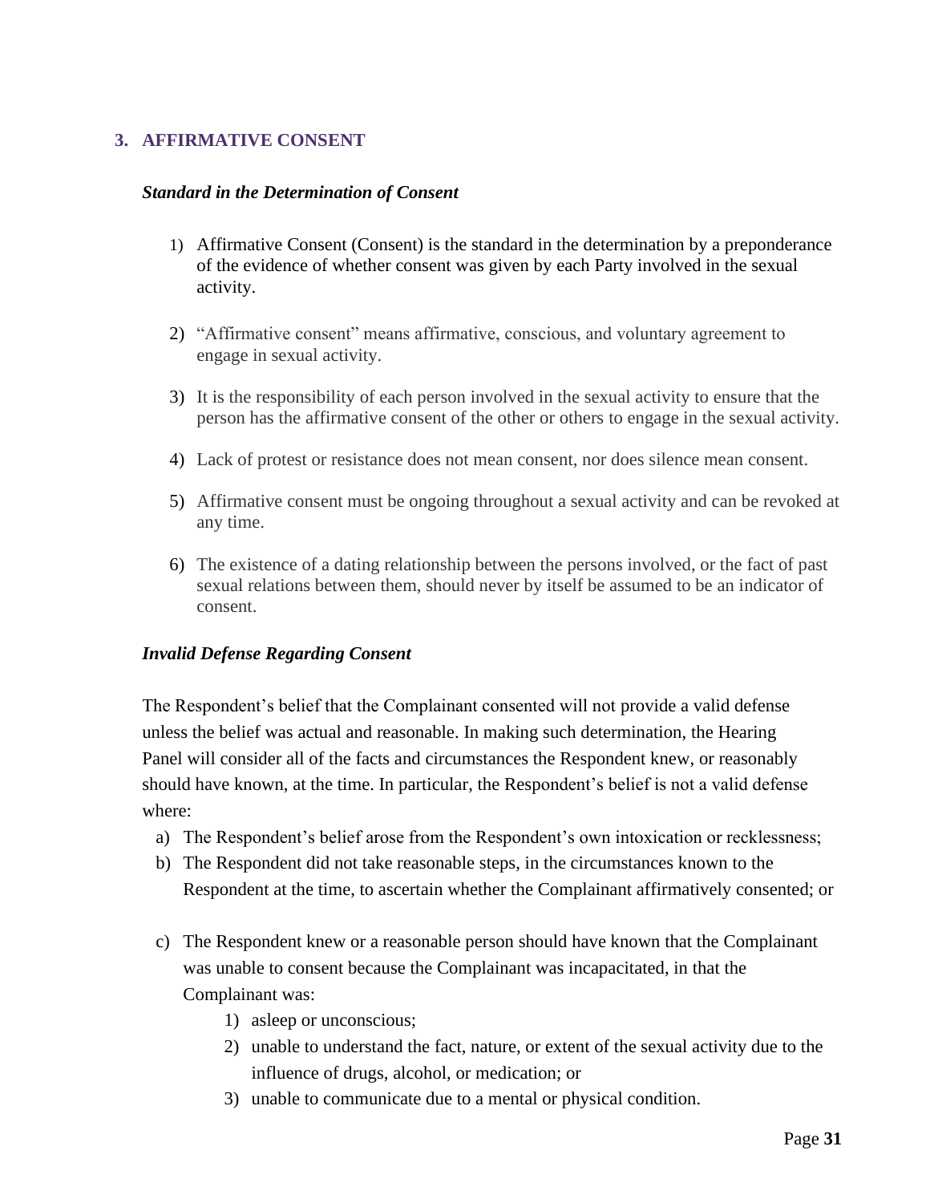## 3. AFFIRMATIVE CONSENT

### *Standard in the Determination of Consent*

1) Affirmative Consent (Consent) is the standard in the determination by a preponderance of the evidence of whether consent was given by each Party involved in the sexual activity.
2) "Affirmative consent" means affirmative, conscious, and voluntary agreement to engage in sexual activity.
3) It is the responsibility of each person involved in the sexual activity to ensure that the person has the affirmative consent of the other or others to engage in the sexual activity.
4) Lack of protest or resistance does not mean consent, nor does silence mean consent.
5) Affirmative consent must be ongoing throughout a sexual activity and can be revoked at any time.
6) The existence of a dating relationship between the persons involved, or the fact of past sexual relations between them, should never by itself be assumed to be an indicator of consent.

### *Invalid Defense Regarding Consent*

The Respondent's belief that the Complainant consented will not provide a valid defense unless the belief was actual and reasonable. In making such determination, the Hearing Panel will consider all of the facts and circumstances the Respondent knew, or reasonably should have known, at the time. In particular, the Respondent's belief is not a valid defense where:

a) The Respondent's belief arose from the Respondent's own intoxication or recklessness;
b) The Respondent did not take reasonable steps, in the circumstances known to the Respondent at the time, to ascertain whether the Complainant affirmatively consented; or
c) The Respondent knew or a reasonable person should have known that the Complainant was unable to consent because the Complainant was incapacitated, in that the Complainant was:
    1) asleep or unconscious;
    2) unable to understand the fact, nature, or extent of the sexual activity due to the influence of drugs, alcohol, or medication; or
    3) unable to communicate due to a mental or physical condition.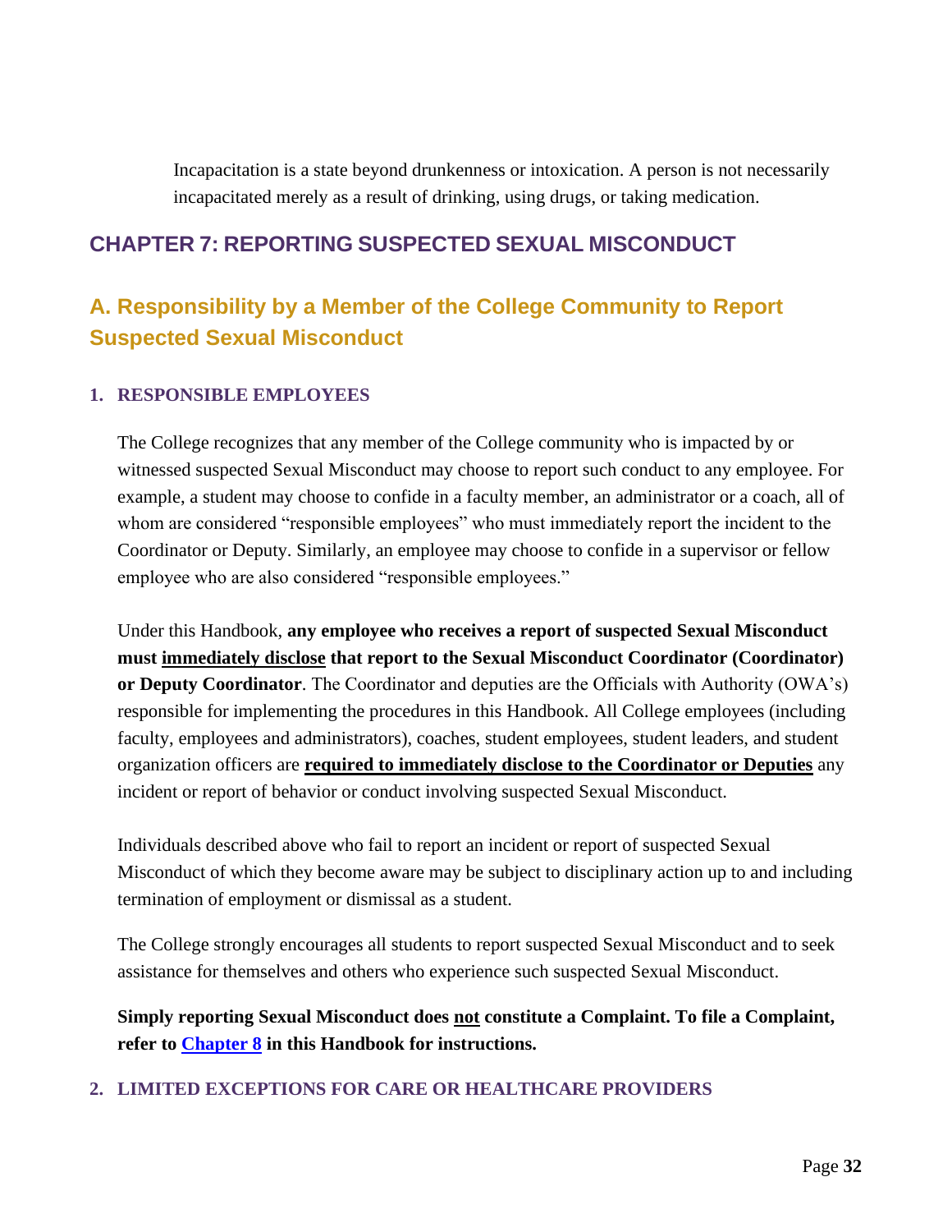Incapacitation is a state beyond drunkenness or intoxication. A person is not necessarily incapacitated merely as a result of drinking, using drugs, or taking medication.

# CHAPTER 7: REPORTING SUSPECTED SEXUAL MISCONDUCT

## A. Responsibility by a Member of the College Community to Report Suspected Sexual Misconduct

### 1. RESPONSIBLE EMPLOYEES

The College recognizes that any member of the College community who is impacted by or witnessed suspected Sexual Misconduct may choose to report such conduct to any employee. For example, a student may choose to confide in a faculty member, an administrator or a coach, all of whom are considered "responsible employees" who must immediately report the incident to the Coordinator or Deputy. Similarly, an employee may choose to confide in a supervisor or fellow employee who are also considered "responsible employees."

Under this Handbook, **any employee who receives a report of suspected Sexual Misconduct must <u>immediately disclose</u> that report to the Sexual Misconduct Coordinator (Coordinator) or Deputy Coordinator**. The Coordinator and deputies are the Officials with Authority (OWA's) responsible for implementing the procedures in this Handbook. All College employees (including faculty, employees and administrators), coaches, student employees, student leaders, and student organization officers are **<u>required to immediately disclose to the Coordinator or Deputies</u>** any incident or report of behavior or conduct involving suspected Sexual Misconduct.

Individuals described above who fail to report an incident or report of suspected Sexual Misconduct of which they become aware may be subject to disciplinary action up to and including termination of employment or dismissal as a student.

The College strongly encourages all students to report suspected Sexual Misconduct and to seek assistance for themselves and others who experience such suspected Sexual Misconduct.

**Simply reporting Sexual Misconduct does <u>not</u> constitute a Complaint. To file a Complaint, refer to [Chapter 8](#) in this Handbook for instructions.**

### 2. LIMITED EXCEPTIONS FOR CARE OR HEALTHCARE PROVIDERS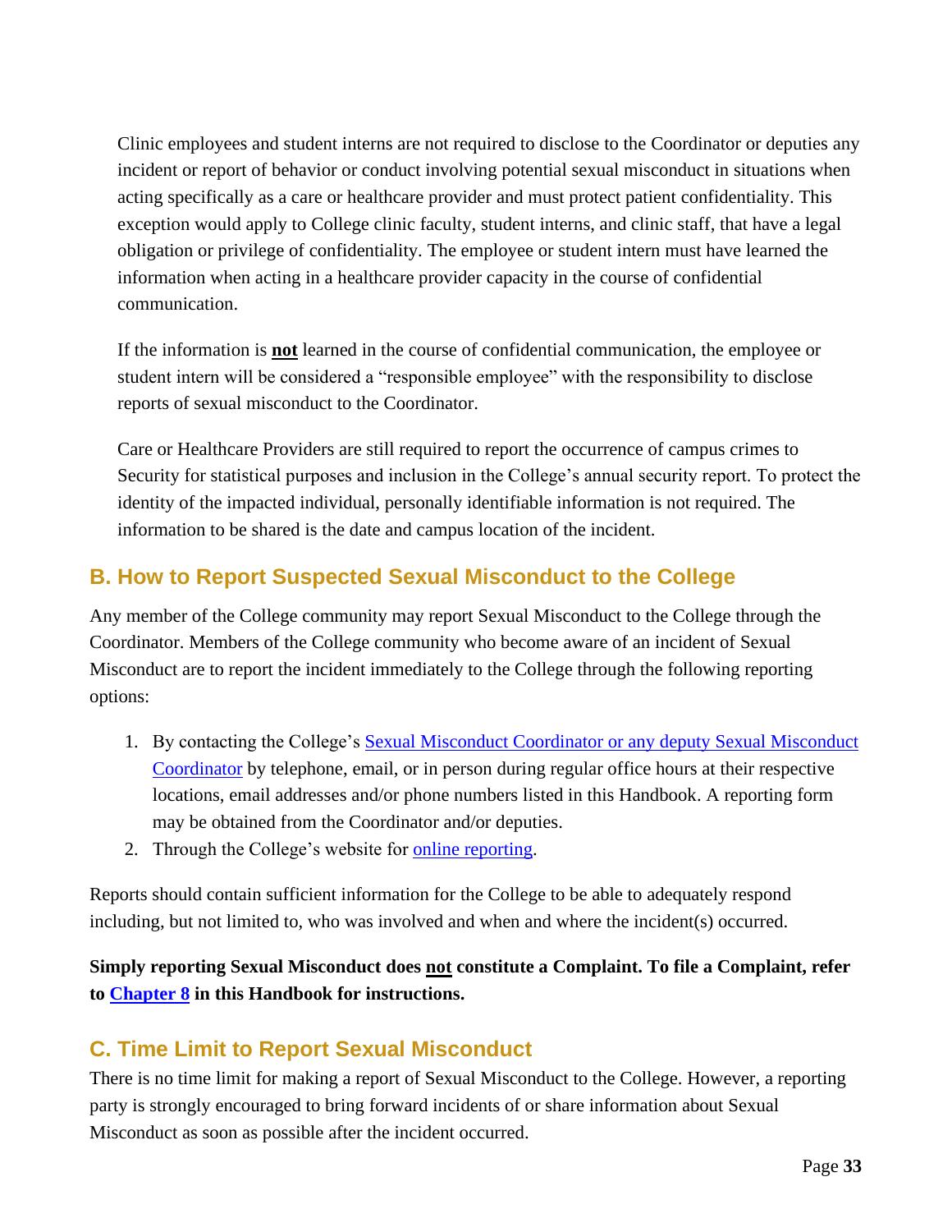Clinic employees and student interns are not required to disclose to the Coordinator or deputies any incident or report of behavior or conduct involving potential sexual misconduct in situations when acting specifically as a care or healthcare provider and must protect patient confidentiality. This exception would apply to College clinic faculty, student interns, and clinic staff, that have a legal obligation or privilege of confidentiality. The employee or student intern must have learned the information when acting in a healthcare provider capacity in the course of confidential communication.

If the information is **not** learned in the course of confidential communication, the employee or student intern will be considered a "responsible employee" with the responsibility to disclose reports of sexual misconduct to the Coordinator.

Care or Healthcare Providers are still required to report the occurrence of campus crimes to Security for statistical purposes and inclusion in the College's annual security report. To protect the identity of the impacted individual, personally identifiable information is not required. The information to be shared is the date and campus location of the incident.

## B. How to Report Suspected Sexual Misconduct to the College

Any member of the College community may report Sexual Misconduct to the College through the Coordinator. Members of the College community who become aware of an incident of Sexual Misconduct are to report the incident immediately to the College through the following reporting options:

1. By contacting the College's Sexual Misconduct Coordinator or any deputy Sexual Misconduct Coordinator by telephone, email, or in person during regular office hours at their respective locations, email addresses and/or phone numbers listed in this Handbook. A reporting form may be obtained from the Coordinator and/or deputies.
2. Through the College's website for online reporting.

Reports should contain sufficient information for the College to be able to adequately respond including, but not limited to, who was involved and when and where the incident(s) occurred.

**Simply reporting Sexual Misconduct does not constitute a Complaint. To file a Complaint, refer to Chapter 8 in this Handbook for instructions.**

## C. Time Limit to Report Sexual Misconduct

There is no time limit for making a report of Sexual Misconduct to the College. However, a reporting party is strongly encouraged to bring forward incidents of or share information about Sexual Misconduct as soon as possible after the incident occurred.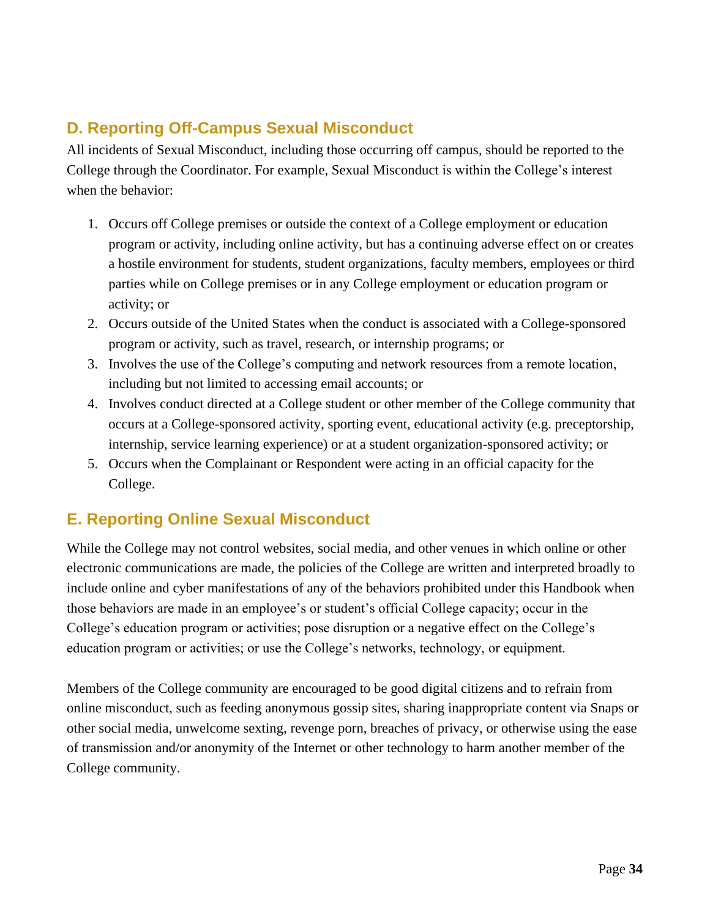## D. Reporting Off-Campus Sexual Misconduct

All incidents of Sexual Misconduct, including those occurring off campus, should be reported to the College through the Coordinator. For example, Sexual Misconduct is within the College's interest when the behavior:

1. Occurs off College premises or outside the context of a College employment or education program or activity, including online activity, but has a continuing adverse effect on or creates a hostile environment for students, student organizations, faculty members, employees or third parties while on College premises or in any College employment or education program or activity; or
2. Occurs outside of the United States when the conduct is associated with a College-sponsored program or activity, such as travel, research, or internship programs; or
3. Involves the use of the College's computing and network resources from a remote location, including but not limited to accessing email accounts; or
4. Involves conduct directed at a College student or other member of the College community that occurs at a College-sponsored activity, sporting event, educational activity (e.g. preceptorship, internship, service learning experience) or at a student organization-sponsored activity; or
5. Occurs when the Complainant or Respondent were acting in an official capacity for the College.

## E. Reporting Online Sexual Misconduct

While the College may not control websites, social media, and other venues in which online or other electronic communications are made, the policies of the College are written and interpreted broadly to include online and cyber manifestations of any of the behaviors prohibited under this Handbook when those behaviors are made in an employee's or student's official College capacity; occur in the College's education program or activities; pose disruption or a negative effect on the College's education program or activities; or use the College's networks, technology, or equipment.

Members of the College community are encouraged to be good digital citizens and to refrain from online misconduct, such as feeding anonymous gossip sites, sharing inappropriate content via Snaps or other social media, unwelcome sexting, revenge porn, breaches of privacy, or otherwise using the ease of transmission and/or anonymity of the Internet or other technology to harm another member of the College community.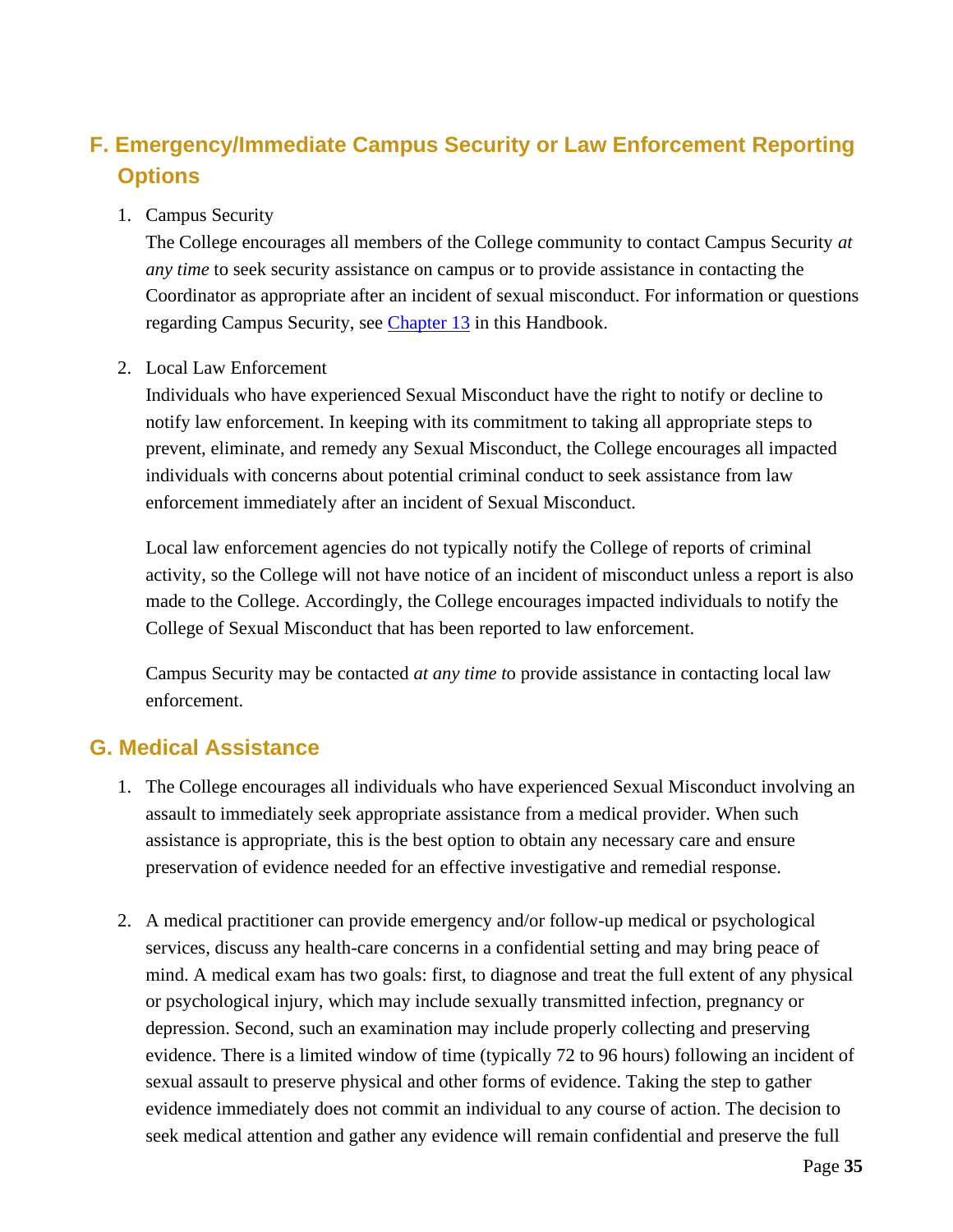## F. Emergency/Immediate Campus Security or Law Enforcement Reporting Options

1. Campus Security

   The College encourages all members of the College community to contact Campus Security *at any time* to seek security assistance on campus or to provide assistance in contacting the Coordinator as appropriate after an incident of sexual misconduct. For information or questions regarding Campus Security, see [Chapter 13](#) in this Handbook.

2. Local Law Enforcement

   Individuals who have experienced Sexual Misconduct have the right to notify or decline to notify law enforcement. In keeping with its commitment to taking all appropriate steps to prevent, eliminate, and remedy any Sexual Misconduct, the College encourages all impacted individuals with concerns about potential criminal conduct to seek assistance from law enforcement immediately after an incident of Sexual Misconduct.

   Local law enforcement agencies do not typically notify the College of reports of criminal activity, so the College will not have notice of an incident of misconduct unless a report is also made to the College. Accordingly, the College encourages impacted individuals to notify the College of Sexual Misconduct that has been reported to law enforcement.

   Campus Security may be contacted *at any time t*o provide assistance in contacting local law enforcement.

## G. Medical Assistance

1. The College encourages all individuals who have experienced Sexual Misconduct involving an assault to immediately seek appropriate assistance from a medical provider. When such assistance is appropriate, this is the best option to obtain any necessary care and ensure preservation of evidence needed for an effective investigative and remedial response.

2. A medical practitioner can provide emergency and/or follow-up medical or psychological services, discuss any health-care concerns in a confidential setting and may bring peace of mind. A medical exam has two goals: first, to diagnose and treat the full extent of any physical or psychological injury, which may include sexually transmitted infection, pregnancy or depression. Second, such an examination may include properly collecting and preserving evidence. There is a limited window of time (typically 72 to 96 hours) following an incident of sexual assault to preserve physical and other forms of evidence. Taking the step to gather evidence immediately does not commit an individual to any course of action. The decision to seek medical attention and gather any evidence will remain confidential and preserve the full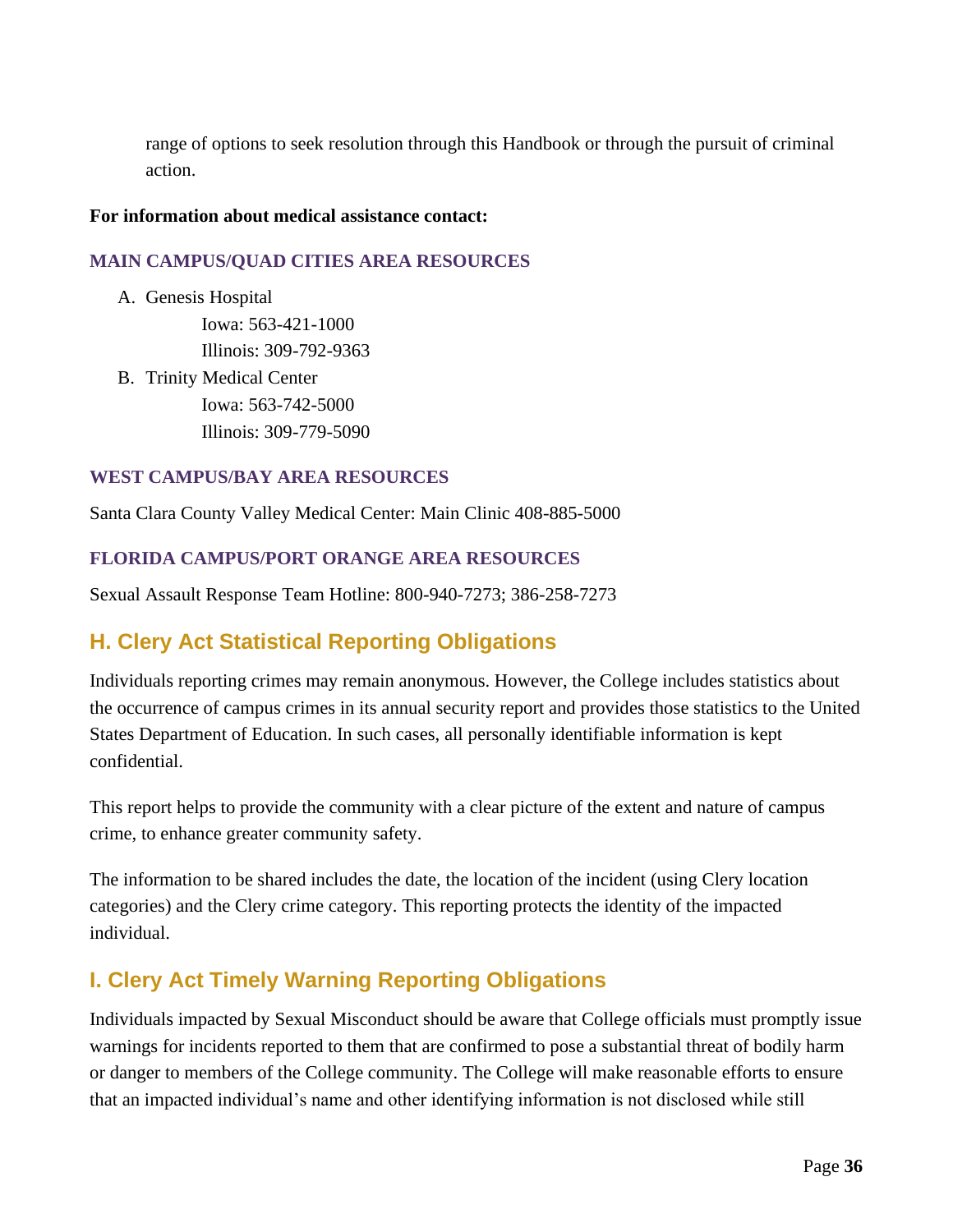range of options to seek resolution through this Handbook or through the pursuit of criminal action.

**For information about medical assistance contact:**

#### MAIN CAMPUS/QUAD CITIES AREA RESOURCES

A. Genesis Hospital
   Iowa: 563-421-1000
   Illinois: 309-792-9363
B. Trinity Medical Center
   Iowa: 563-742-5000
   Illinois: 309-779-5090

#### WEST CAMPUS/BAY AREA RESOURCES

Santa Clara County Valley Medical Center: Main Clinic 408-885-5000

#### FLORIDA CAMPUS/PORT ORANGE AREA RESOURCES

Sexual Assault Response Team Hotline: 800-940-7273; 386-258-7273

## H. Clery Act Statistical Reporting Obligations

Individuals reporting crimes may remain anonymous. However, the College includes statistics about the occurrence of campus crimes in its annual security report and provides those statistics to the United States Department of Education. In such cases, all personally identifiable information is kept confidential.

This report helps to provide the community with a clear picture of the extent and nature of campus crime, to enhance greater community safety.

The information to be shared includes the date, the location of the incident (using Clery location categories) and the Clery crime category. This reporting protects the identity of the impacted individual.

## I. Clery Act Timely Warning Reporting Obligations

Individuals impacted by Sexual Misconduct should be aware that College officials must promptly issue warnings for incidents reported to them that are confirmed to pose a substantial threat of bodily harm or danger to members of the College community. The College will make reasonable efforts to ensure that an impacted individual's name and other identifying information is not disclosed while still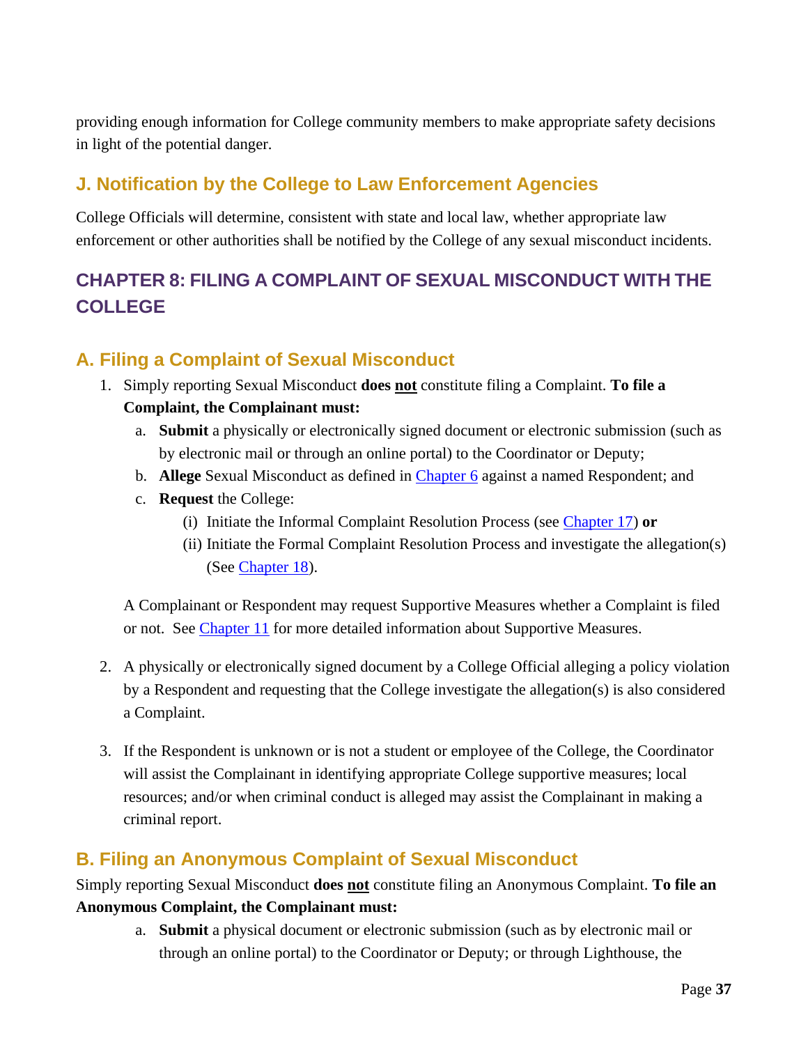providing enough information for College community members to make appropriate safety decisions in light of the potential danger.

### J. Notification by the College to Law Enforcement Agencies

College Officials will determine, consistent with state and local law, whether appropriate law enforcement or other authorities shall be notified by the College of any sexual misconduct incidents.

## CHAPTER 8: FILING A COMPLAINT OF SEXUAL MISCONDUCT WITH THE COLLEGE

### A. Filing a Complaint of Sexual Misconduct

1. Simply reporting Sexual Misconduct **does <u>not</u>** constitute filing a Complaint. **To file a Complaint, the Complainant must:**
   a. **Submit** a physically or electronically signed document or electronic submission (such as by electronic mail or through an online portal) to the Coordinator or Deputy;
   b. **Allege** Sexual Misconduct as defined in [Chapter 6](#) against a named Respondent; and
   c. **Request** the College:
      (i) Initiate the Informal Complaint Resolution Process (see [Chapter 17](#)) **or**
      (ii) Initiate the Formal Complaint Resolution Process and investigate the allegation(s) (See [Chapter 18](#)).

   A Complainant or Respondent may request Supportive Measures whether a Complaint is filed or not. See [Chapter 11](#) for more detailed information about Supportive Measures.

2. A physically or electronically signed document by a College Official alleging a policy violation by a Respondent and requesting that the College investigate the allegation(s) is also considered a Complaint.

3. If the Respondent is unknown or is not a student or employee of the College, the Coordinator will assist the Complainant in identifying appropriate College supportive measures; local resources; and/or when criminal conduct is alleged may assist the Complainant in making a criminal report.

### B. Filing an Anonymous Complaint of Sexual Misconduct

Simply reporting Sexual Misconduct **does <u>not</u>** constitute filing an Anonymous Complaint. **To file an Anonymous Complaint, the Complainant must:**

a. **Submit** a physical document or electronic submission (such as by electronic mail or through an online portal) to the Coordinator or Deputy; or through Lighthouse, the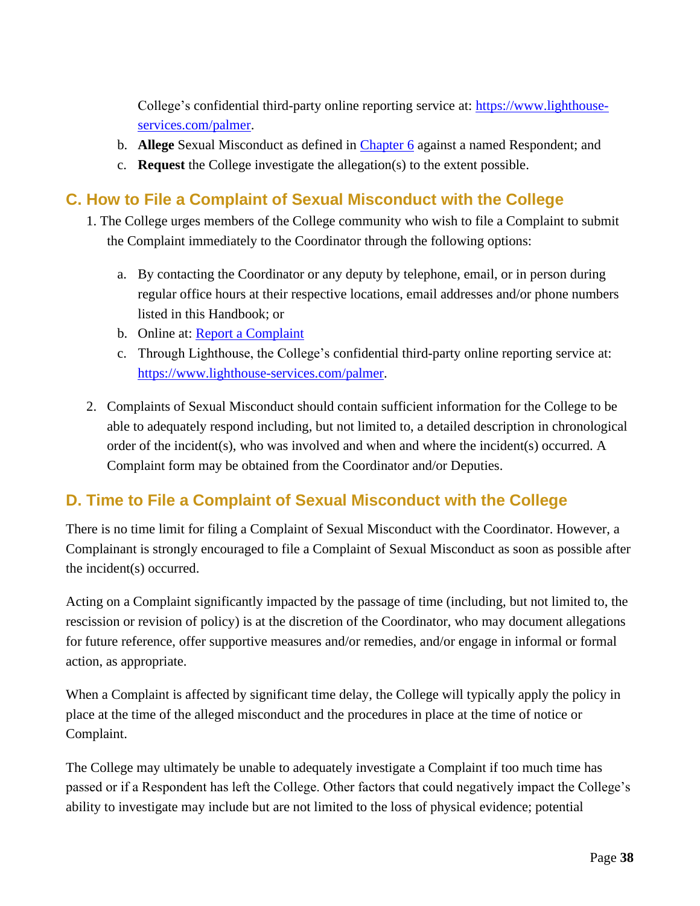College's confidential third-party online reporting service at: [https://www.lighthouse-services.com/palmer](https://www.lighthouse-services.com/palmer).

b. **Allege** Sexual Misconduct as defined in [Chapter 6](#) against a named Respondent; and

c. **Request** the College investigate the allegation(s) to the extent possible.

## C. How to File a Complaint of Sexual Misconduct with the College

1. The College urges members of the College community who wish to file a Complaint to submit the Complaint immediately to the Coordinator through the following options:

    a. By contacting the Coordinator or any deputy by telephone, email, or in person during regular office hours at their respective locations, email addresses and/or phone numbers listed in this Handbook; or

    b. Online at: [Report a Complaint](#)

    c. Through Lighthouse, the College's confidential third-party online reporting service at: [https://www.lighthouse-services.com/palmer](https://www.lighthouse-services.com/palmer).

2. Complaints of Sexual Misconduct should contain sufficient information for the College to be able to adequately respond including, but not limited to, a detailed description in chronological order of the incident(s), who was involved and when and where the incident(s) occurred. A Complaint form may be obtained from the Coordinator and/or Deputies.

## D. Time to File a Complaint of Sexual Misconduct with the College

There is no time limit for filing a Complaint of Sexual Misconduct with the Coordinator. However, a Complainant is strongly encouraged to file a Complaint of Sexual Misconduct as soon as possible after the incident(s) occurred.

Acting on a Complaint significantly impacted by the passage of time (including, but not limited to, the rescission or revision of policy) is at the discretion of the Coordinator, who may document allegations for future reference, offer supportive measures and/or remedies, and/or engage in informal or formal action, as appropriate.

When a Complaint is affected by significant time delay, the College will typically apply the policy in place at the time of the alleged misconduct and the procedures in place at the time of notice or Complaint.

The College may ultimately be unable to adequately investigate a Complaint if too much time has passed or if a Respondent has left the College. Other factors that could negatively impact the College's ability to investigate may include but are not limited to the loss of physical evidence; potential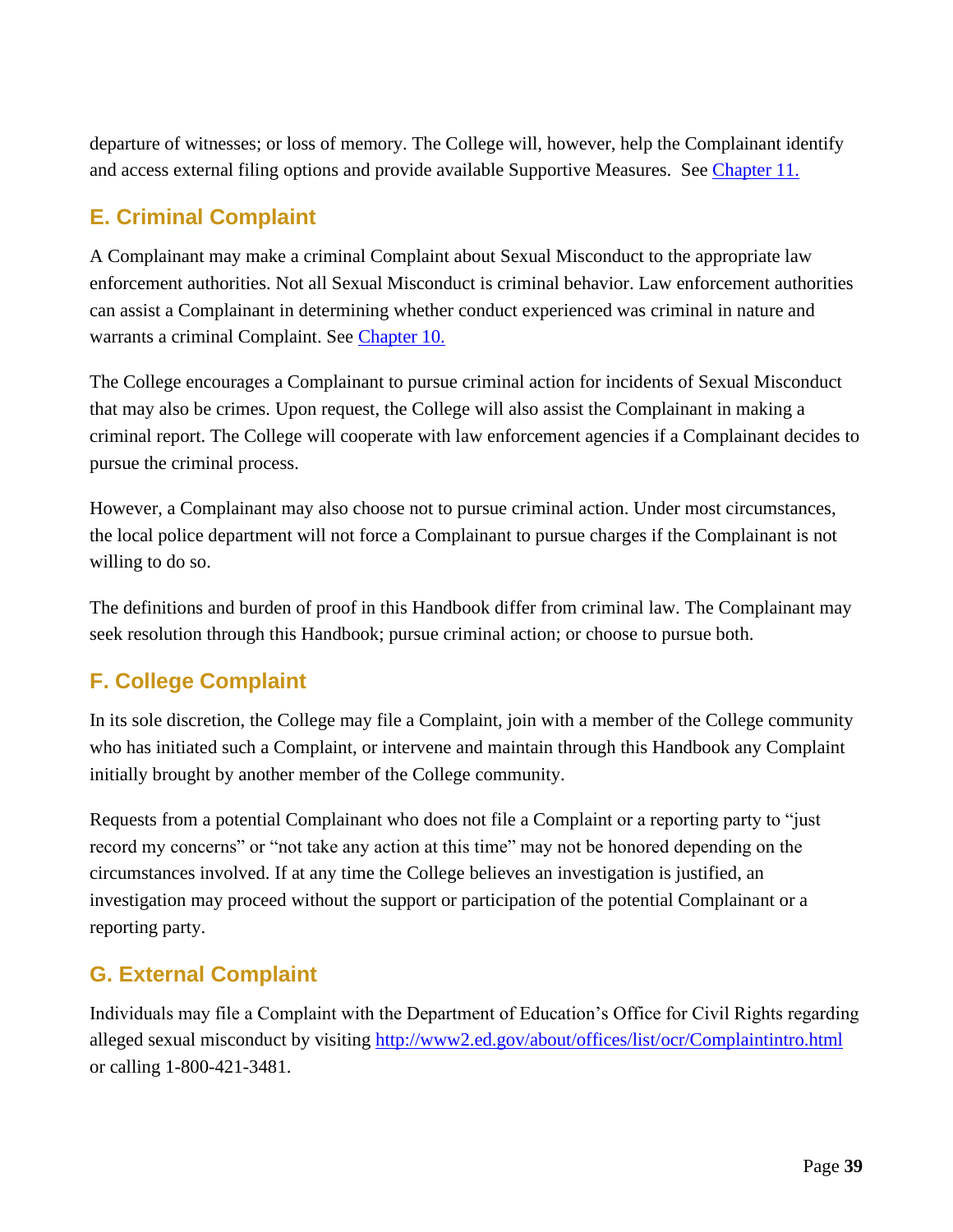departure of witnesses; or loss of memory. The College will, however, help the Complainant identify and access external filing options and provide available Supportive Measures. See [Chapter 11.](#)

## E. Criminal Complaint

A Complainant may make a criminal Complaint about Sexual Misconduct to the appropriate law enforcement authorities. Not all Sexual Misconduct is criminal behavior. Law enforcement authorities can assist a Complainant in determining whether conduct experienced was criminal in nature and warrants a criminal Complaint. See [Chapter 10.](#)

The College encourages a Complainant to pursue criminal action for incidents of Sexual Misconduct that may also be crimes. Upon request, the College will also assist the Complainant in making a criminal report. The College will cooperate with law enforcement agencies if a Complainant decides to pursue the criminal process.

However, a Complainant may also choose not to pursue criminal action. Under most circumstances, the local police department will not force a Complainant to pursue charges if the Complainant is not willing to do so.

The definitions and burden of proof in this Handbook differ from criminal law. The Complainant may seek resolution through this Handbook; pursue criminal action; or choose to pursue both.

## F. College Complaint

In its sole discretion, the College may file a Complaint, join with a member of the College community who has initiated such a Complaint, or intervene and maintain through this Handbook any Complaint initially brought by another member of the College community.

Requests from a potential Complainant who does not file a Complaint or a reporting party to "just record my concerns" or "not take any action at this time" may not be honored depending on the circumstances involved. If at any time the College believes an investigation is justified, an investigation may proceed without the support or participation of the potential Complainant or a reporting party.

## G. External Complaint

Individuals may file a Complaint with the Department of Education's Office for Civil Rights regarding alleged sexual misconduct by visiting [http://www2.ed.gov/about/offices/list/ocr/Complaintintro.html](http://www2.ed.gov/about/offices/list/ocr/Complaintintro.html) or calling 1-800-421-3481.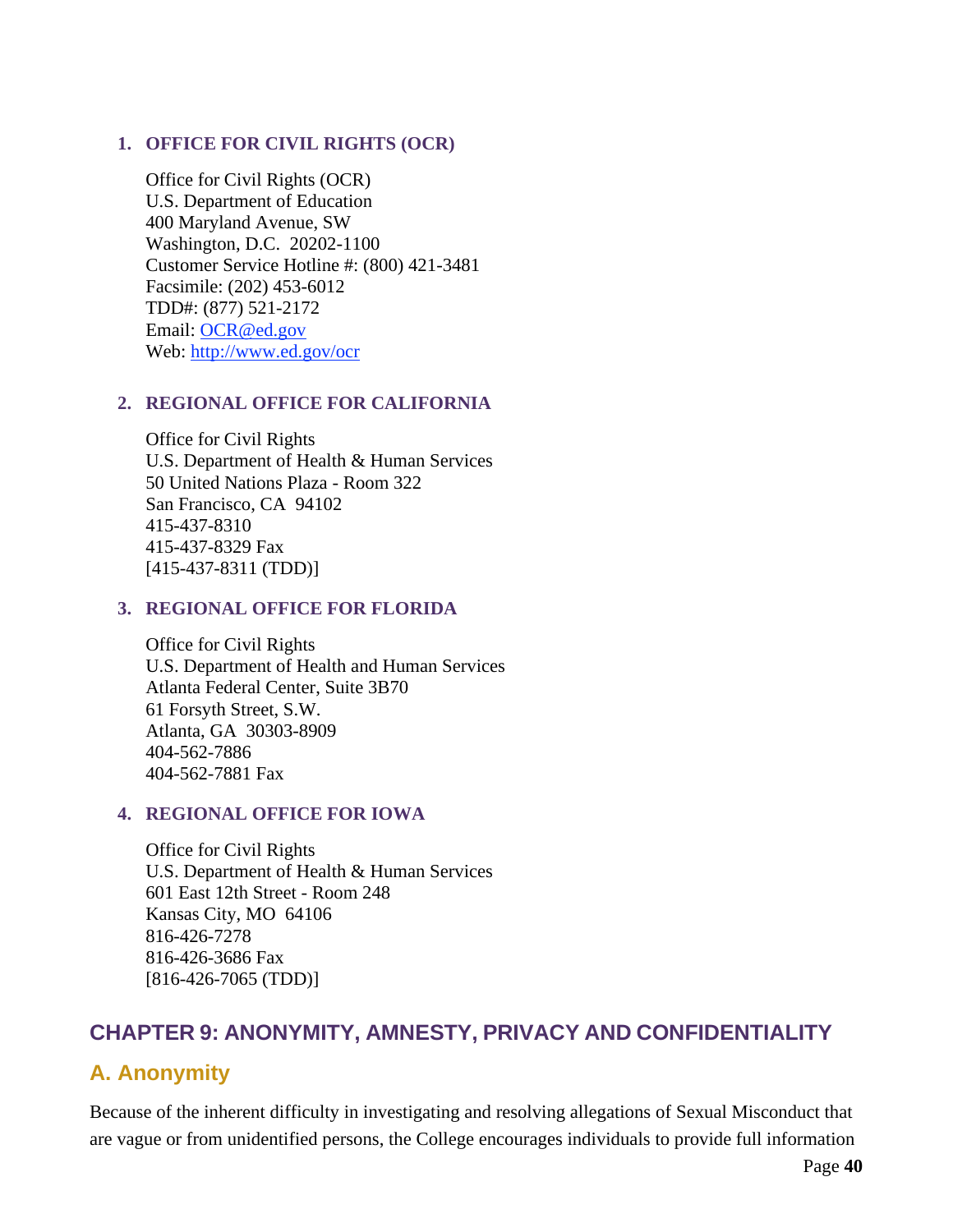### 1. OFFICE FOR CIVIL RIGHTS (OCR)

Office for Civil Rights (OCR)
U.S. Department of Education
400 Maryland Avenue, SW
Washington, D.C. 20202-1100
Customer Service Hotline #: (800) 421-3481
Facsimile: (202) 453-6012
TDD#: (877) 521-2172
Email: [OCR@ed.gov](mailto:OCR@ed.gov)
Web: [http://www.ed.gov/ocr](http://www.ed.gov/ocr)

### 2. REGIONAL OFFICE FOR CALIFORNIA

Office for Civil Rights
U.S. Department of Health & Human Services
50 United Nations Plaza - Room 322
San Francisco, CA 94102
415-437-8310
415-437-8329 Fax
[415-437-8311 (TDD)]

### 3. REGIONAL OFFICE FOR FLORIDA

Office for Civil Rights
U.S. Department of Health and Human Services
Atlanta Federal Center, Suite 3B70
61 Forsyth Street, S.W.
Atlanta, GA 30303-8909
404-562-7886
404-562-7881 Fax

### 4. REGIONAL OFFICE FOR IOWA

Office for Civil Rights
U.S. Department of Health & Human Services
601 East 12th Street - Room 248
Kansas City, MO 64106
816-426-7278
816-426-3686 Fax
[816-426-7065 (TDD)]

# CHAPTER 9: ANONYMITY, AMNESTY, PRIVACY AND CONFIDENTIALITY

## A. Anonymity

Because of the inherent difficulty in investigating and resolving allegations of Sexual Misconduct that are vague or from unidentified persons, the College encourages individuals to provide full information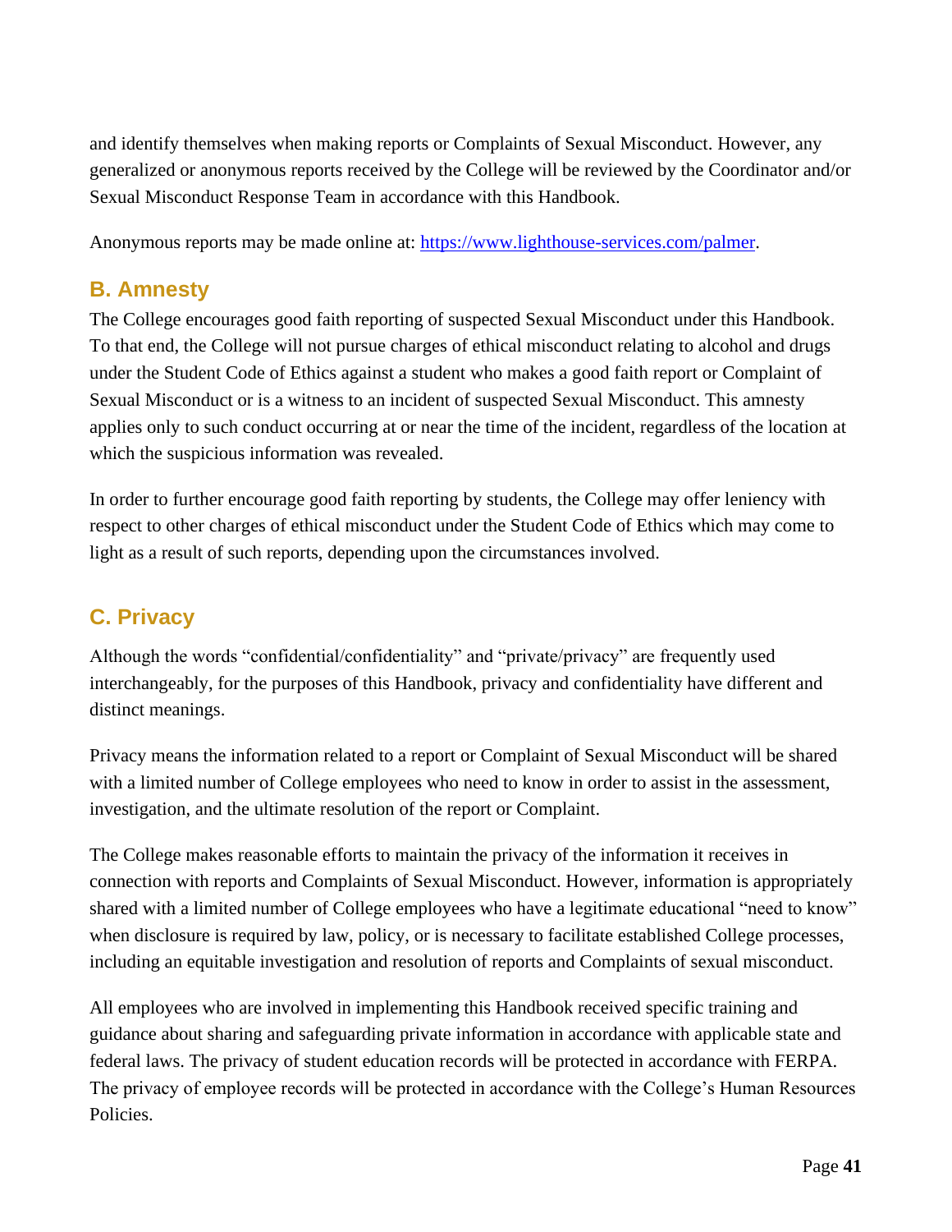and identify themselves when making reports or Complaints of Sexual Misconduct. However, any generalized or anonymous reports received by the College will be reviewed by the Coordinator and/or Sexual Misconduct Response Team in accordance with this Handbook.

Anonymous reports may be made online at: [https://www.lighthouse-services.com/palmer](https://www.lighthouse-services.com/palmer).

## B. Amnesty

The College encourages good faith reporting of suspected Sexual Misconduct under this Handbook. To that end, the College will not pursue charges of ethical misconduct relating to alcohol and drugs under the Student Code of Ethics against a student who makes a good faith report or Complaint of Sexual Misconduct or is a witness to an incident of suspected Sexual Misconduct. This amnesty applies only to such conduct occurring at or near the time of the incident, regardless of the location at which the suspicious information was revealed.

In order to further encourage good faith reporting by students, the College may offer leniency with respect to other charges of ethical misconduct under the Student Code of Ethics which may come to light as a result of such reports, depending upon the circumstances involved.

## C. Privacy

Although the words "confidential/confidentiality" and "private/privacy" are frequently used interchangeably, for the purposes of this Handbook, privacy and confidentiality have different and distinct meanings.

Privacy means the information related to a report or Complaint of Sexual Misconduct will be shared with a limited number of College employees who need to know in order to assist in the assessment, investigation, and the ultimate resolution of the report or Complaint.

The College makes reasonable efforts to maintain the privacy of the information it receives in connection with reports and Complaints of Sexual Misconduct. However, information is appropriately shared with a limited number of College employees who have a legitimate educational "need to know" when disclosure is required by law, policy, or is necessary to facilitate established College processes, including an equitable investigation and resolution of reports and Complaints of sexual misconduct.

All employees who are involved in implementing this Handbook received specific training and guidance about sharing and safeguarding private information in accordance with applicable state and federal laws. The privacy of student education records will be protected in accordance with FERPA. The privacy of employee records will be protected in accordance with the College's Human Resources Policies.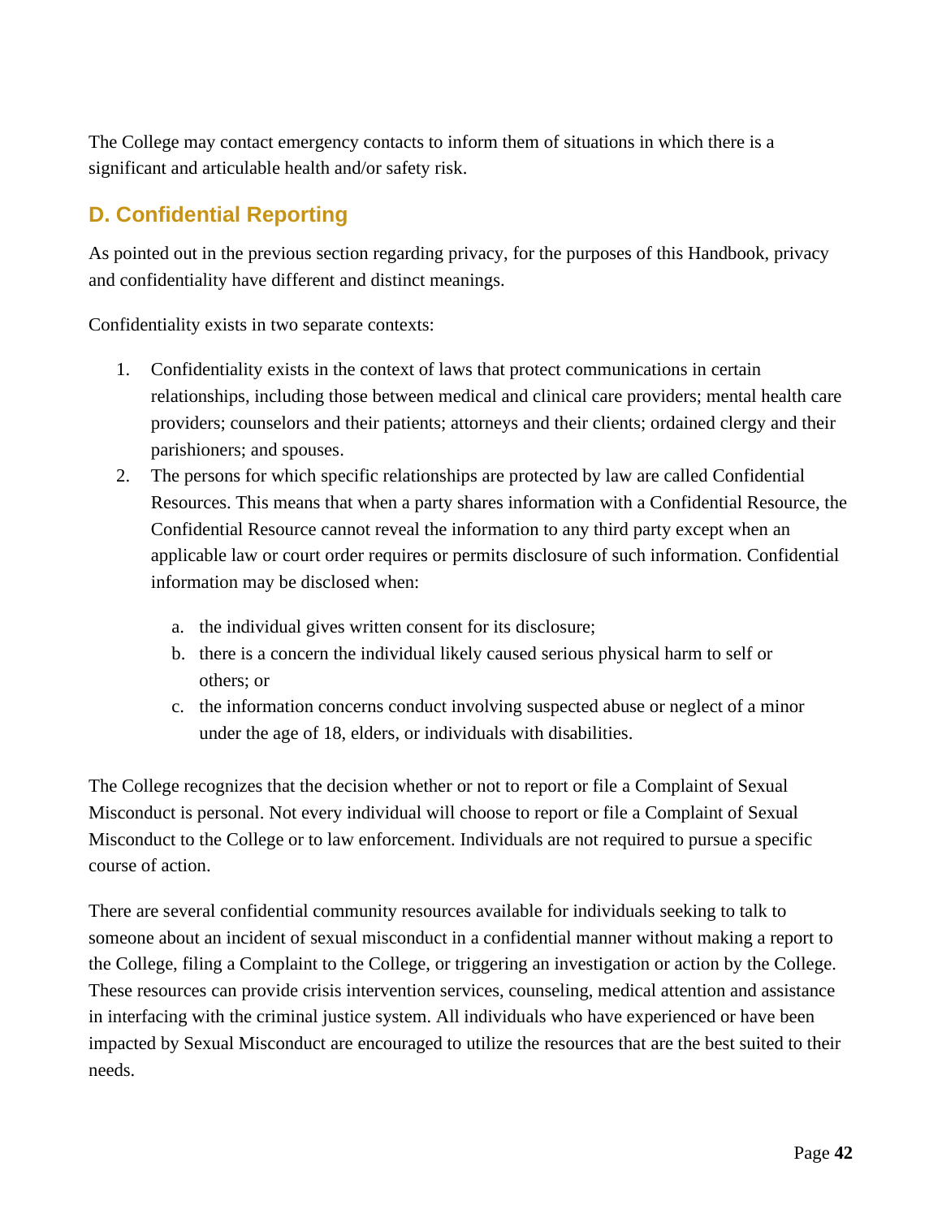The College may contact emergency contacts to inform them of situations in which there is a significant and articulable health and/or safety risk.

## D. Confidential Reporting

As pointed out in the previous section regarding privacy, for the purposes of this Handbook, privacy and confidentiality have different and distinct meanings.

Confidentiality exists in two separate contexts:

1. Confidentiality exists in the context of laws that protect communications in certain relationships, including those between medical and clinical care providers; mental health care providers; counselors and their patients; attorneys and their clients; ordained clergy and their parishioners; and spouses.
2. The persons for which specific relationships are protected by law are called Confidential Resources. This means that when a party shares information with a Confidential Resource, the Confidential Resource cannot reveal the information to any third party except when an applicable law or court order requires or permits disclosure of such information. Confidential information may be disclosed when:
    a. the individual gives written consent for its disclosure;
    b. there is a concern the individual likely caused serious physical harm to self or others; or
    c. the information concerns conduct involving suspected abuse or neglect of a minor under the age of 18, elders, or individuals with disabilities.

The College recognizes that the decision whether or not to report or file a Complaint of Sexual Misconduct is personal. Not every individual will choose to report or file a Complaint of Sexual Misconduct to the College or to law enforcement. Individuals are not required to pursue a specific course of action.

There are several confidential community resources available for individuals seeking to talk to someone about an incident of sexual misconduct in a confidential manner without making a report to the College, filing a Complaint to the College, or triggering an investigation or action by the College. These resources can provide crisis intervention services, counseling, medical attention and assistance in interfacing with the criminal justice system. All individuals who have experienced or have been impacted by Sexual Misconduct are encouraged to utilize the resources that are the best suited to their needs.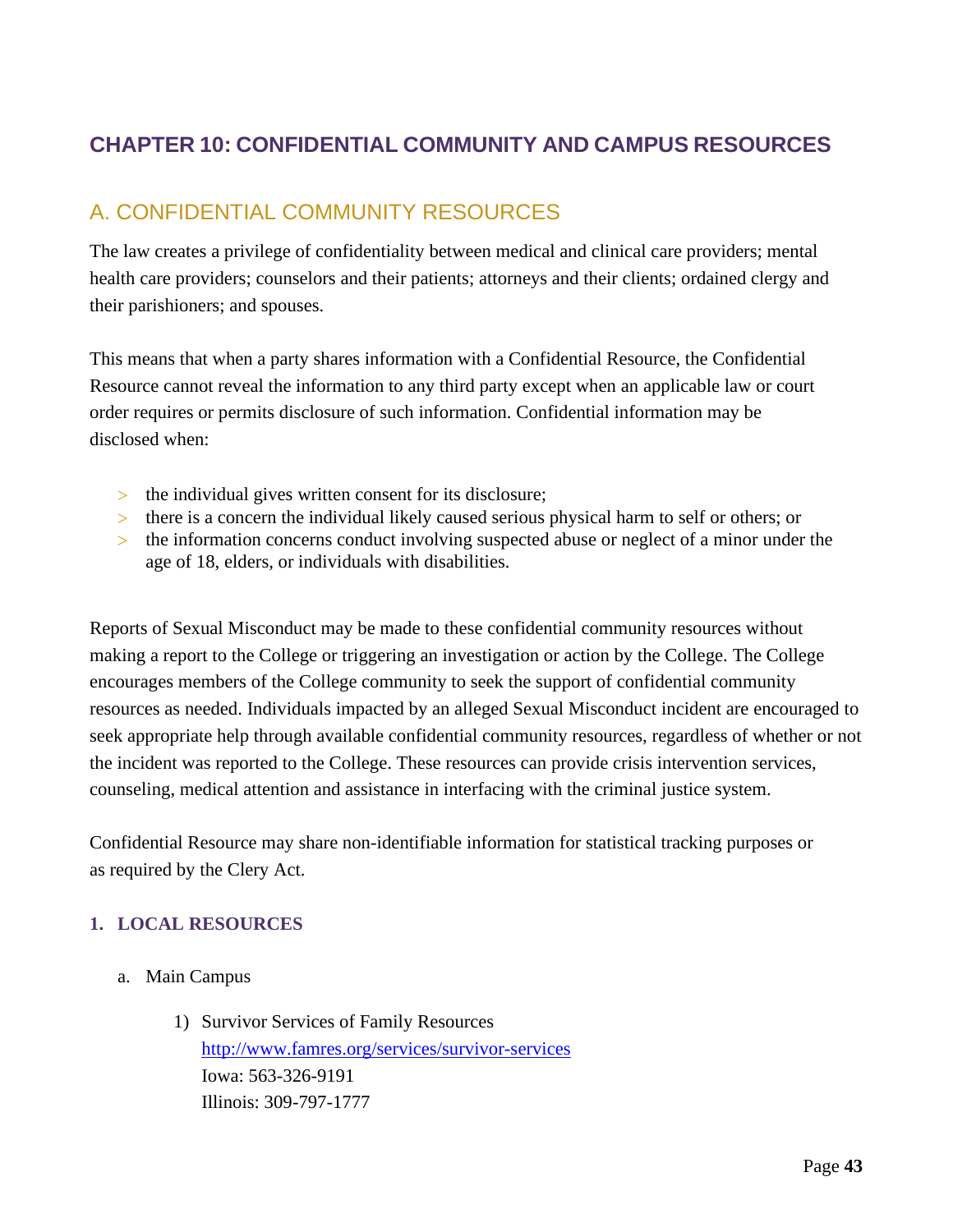# CHAPTER 10: CONFIDENTIAL COMMUNITY AND CAMPUS RESOURCES

## A. CONFIDENTIAL COMMUNITY RESOURCES

The law creates a privilege of confidentiality between medical and clinical care providers; mental health care providers; counselors and their patients; attorneys and their clients; ordained clergy and their parishioners; and spouses.

This means that when a party shares information with a Confidential Resource, the Confidential Resource cannot reveal the information to any third party except when an applicable law or court order requires or permits disclosure of such information. Confidential information may be disclosed when:

- the individual gives written consent for its disclosure;
- there is a concern the individual likely caused serious physical harm to self or others; or
- the information concerns conduct involving suspected abuse or neglect of a minor under the age of 18, elders, or individuals with disabilities.

Reports of Sexual Misconduct may be made to these confidential community resources without making a report to the College or triggering an investigation or action by the College. The College encourages members of the College community to seek the support of confidential community resources as needed. Individuals impacted by an alleged Sexual Misconduct incident are encouraged to seek appropriate help through available confidential community resources, regardless of whether or not the incident was reported to the College. These resources can provide crisis intervention services, counseling, medical attention and assistance in interfacing with the criminal justice system.

Confidential Resource may share non-identifiable information for statistical tracking purposes or as required by the Clery Act.

### 1. LOCAL RESOURCES

a. Main Campus

1) Survivor Services of Family Resources
   http://www.famres.org/services/survivor-services
   Iowa: 563-326-9191
   Illinois: 309-797-1777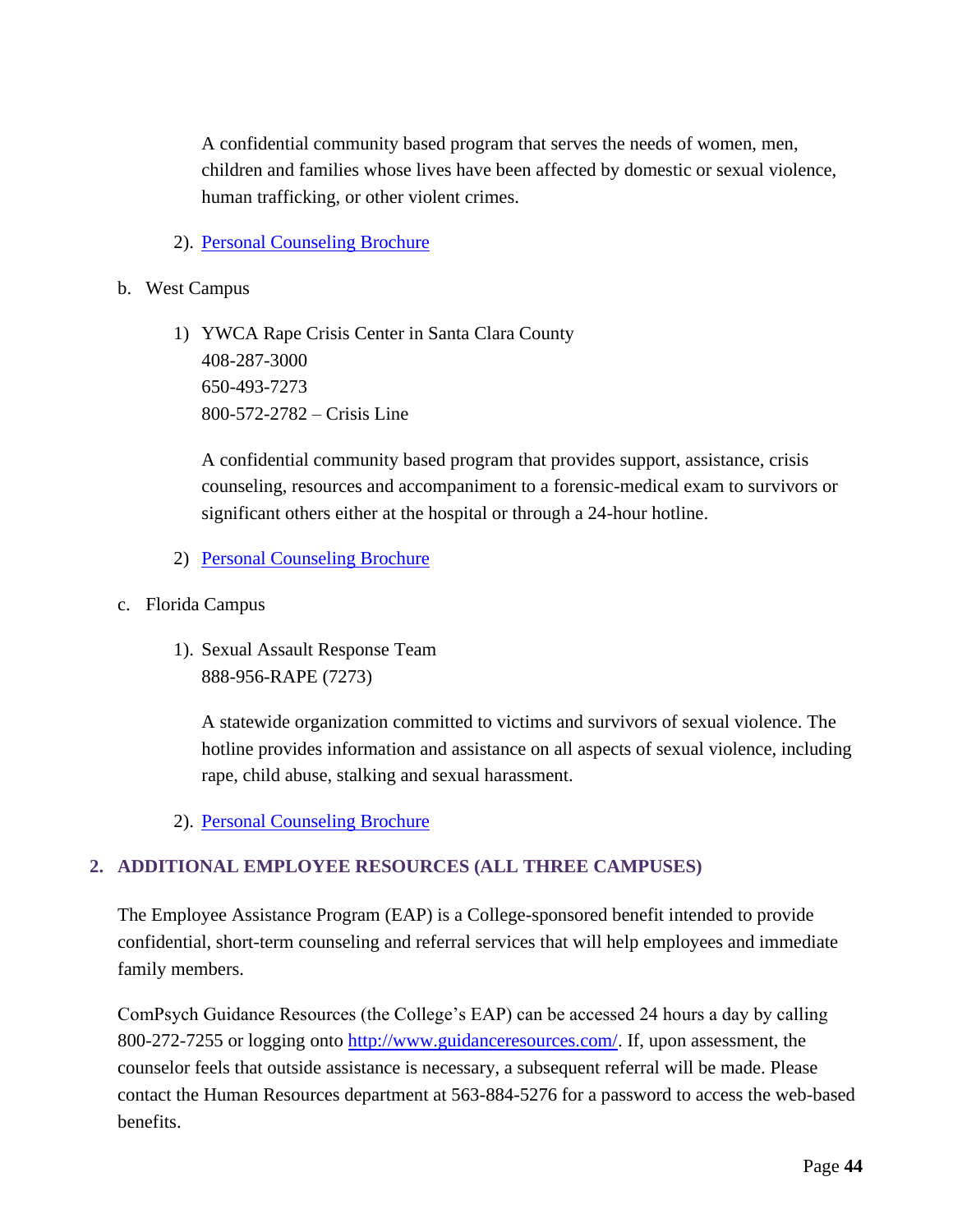A confidential community based program that serves the needs of women, men, children and families whose lives have been affected by domestic or sexual violence, human trafficking, or other violent crimes.

2). Personal Counseling Brochure

b. West Campus

1) YWCA Rape Crisis Center in Santa Clara County
408-287-3000
650-493-7273
800-572-2782 – Crisis Line

A confidential community based program that provides support, assistance, crisis counseling, resources and accompaniment to a forensic-medical exam to survivors or significant others either at the hospital or through a 24-hour hotline.

2) Personal Counseling Brochure

c. Florida Campus

1). Sexual Assault Response Team
888-956-RAPE (7273)

A statewide organization committed to victims and survivors of sexual violence. The hotline provides information and assistance on all aspects of sexual violence, including rape, child abuse, stalking and sexual harassment.

2). Personal Counseling Brochure

## 2. ADDITIONAL EMPLOYEE RESOURCES (ALL THREE CAMPUSES)

The Employee Assistance Program (EAP) is a College-sponsored benefit intended to provide confidential, short-term counseling and referral services that will help employees and immediate family members.

ComPsych Guidance Resources (the College's EAP) can be accessed 24 hours a day by calling 800-272-7255 or logging onto http://www.guidanceresources.com/. If, upon assessment, the counselor feels that outside assistance is necessary, a subsequent referral will be made. Please contact the Human Resources department at 563-884-5276 for a password to access the web-based benefits.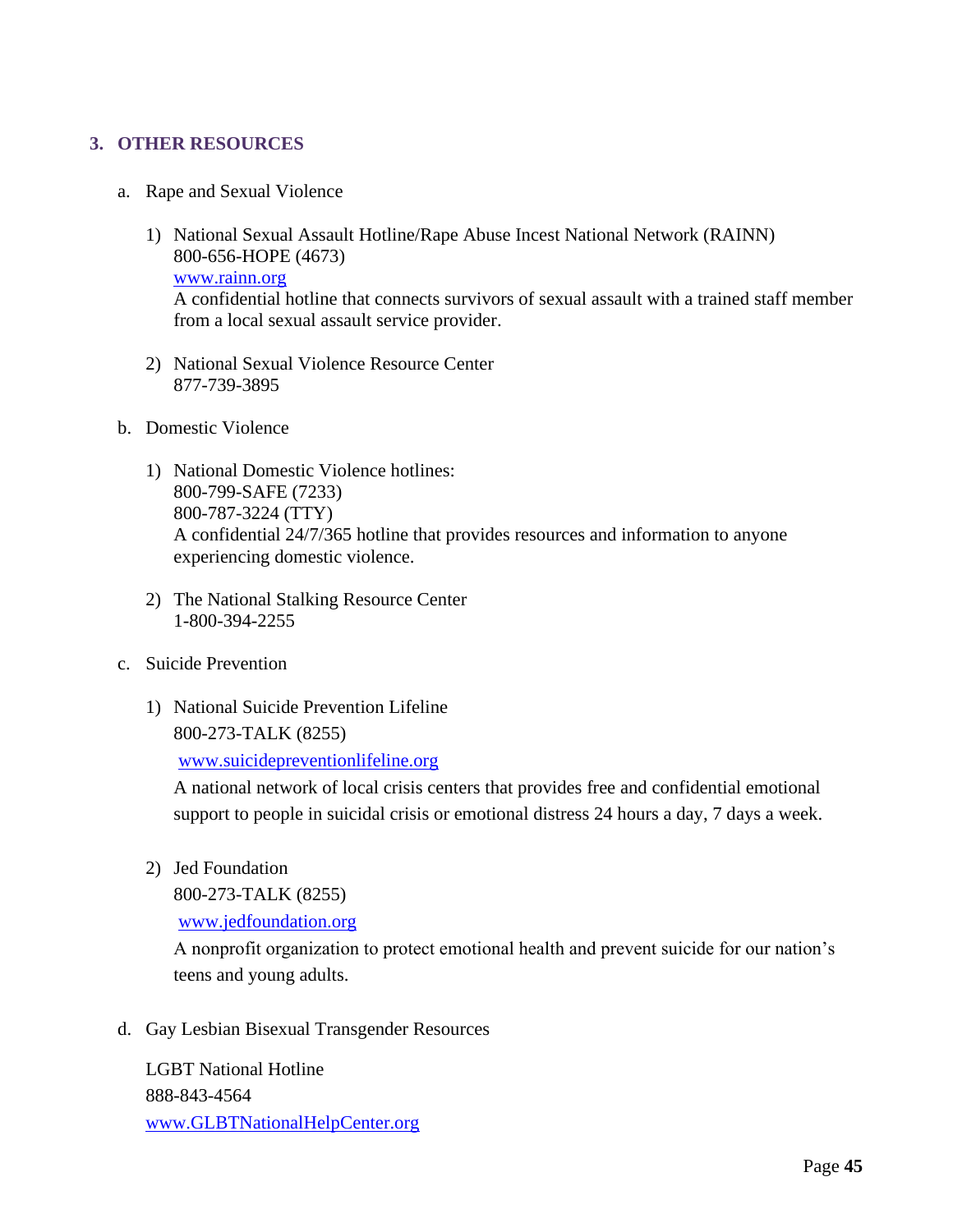## 3. OTHER RESOURCES

a. Rape and Sexual Violence

1) National Sexual Assault Hotline/Rape Abuse Incest National Network (RAINN)
   800-656-HOPE (4673)
   www.rainn.org
   A confidential hotline that connects survivors of sexual assault with a trained staff member from a local sexual assault service provider.

2) National Sexual Violence Resource Center
   877-739-3895

b. Domestic Violence

1) National Domestic Violence hotlines:
   800-799-SAFE (7233)
   800-787-3224 (TTY)
   A confidential 24/7/365 hotline that provides resources and information to anyone experiencing domestic violence.

2) The National Stalking Resource Center
   1-800-394-2255

c. Suicide Prevention

1) National Suicide Prevention Lifeline
   800-273-TALK (8255)
   www.suicidepreventionlifeline.org
   A national network of local crisis centers that provides free and confidential emotional support to people in suicidal crisis or emotional distress 24 hours a day, 7 days a week.

2) Jed Foundation
   800-273-TALK (8255)
   www.jedfoundation.org
   A nonprofit organization to protect emotional health and prevent suicide for our nation's teens and young adults.

d. Gay Lesbian Bisexual Transgender Resources

   LGBT National Hotline
   888-843-4564
   www.GLBTNationalHelpCenter.org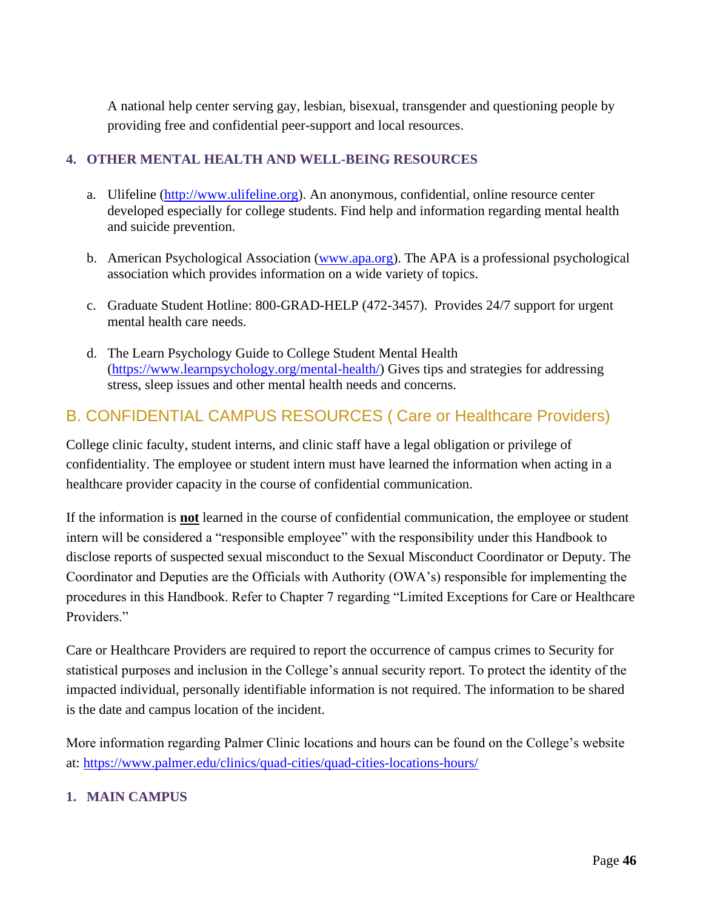A national help center serving gay, lesbian, bisexual, transgender and questioning people by providing free and confidential peer-support and local resources.

#### 4. OTHER MENTAL HEALTH AND WELL-BEING RESOURCES

a. Ulifeline (http://www.ulifeline.org). An anonymous, confidential, online resource center developed especially for college students. Find help and information regarding mental health and suicide prevention.

b. American Psychological Association (www.apa.org). The APA is a professional psychological association which provides information on a wide variety of topics.

c. Graduate Student Hotline: 800-GRAD-HELP (472-3457). Provides 24/7 support for urgent mental health care needs.

d. The Learn Psychology Guide to College Student Mental Health (https://www.learnpsychology.org/mental-health/) Gives tips and strategies for addressing stress, sleep issues and other mental health needs and concerns.

## B. CONFIDENTIAL CAMPUS RESOURCES ( Care or Healthcare Providers)

College clinic faculty, student interns, and clinic staff have a legal obligation or privilege of confidentiality. The employee or student intern must have learned the information when acting in a healthcare provider capacity in the course of confidential communication.

If the information is **not** learned in the course of confidential communication, the employee or student intern will be considered a "responsible employee" with the responsibility under this Handbook to disclose reports of suspected sexual misconduct to the Sexual Misconduct Coordinator or Deputy. The Coordinator and Deputies are the Officials with Authority (OWA's) responsible for implementing the procedures in this Handbook. Refer to Chapter 7 regarding "Limited Exceptions for Care or Healthcare Providers."

Care or Healthcare Providers are required to report the occurrence of campus crimes to Security for statistical purposes and inclusion in the College's annual security report. To protect the identity of the impacted individual, personally identifiable information is not required. The information to be shared is the date and campus location of the incident.

More information regarding Palmer Clinic locations and hours can be found on the College's website at: https://www.palmer.edu/clinics/quad-cities/quad-cities-locations-hours/

#### 1. MAIN CAMPUS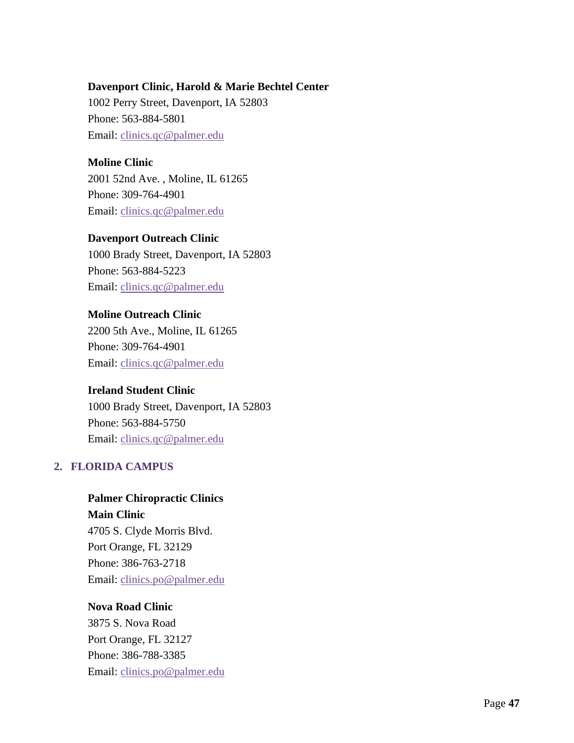**Davenport Clinic, Harold & Marie Bechtel Center**
1002 Perry Street, Davenport, IA 52803
Phone: 563-884-5801
Email: clinics.qc@palmer.edu

**Moline Clinic**
2001 52nd Ave. , Moline, IL 61265
Phone: 309-764-4901
Email: clinics.qc@palmer.edu

**Davenport Outreach Clinic**
1000 Brady Street, Davenport, IA 52803
Phone: 563-884-5223
Email: clinics.qc@palmer.edu

**Moline Outreach Clinic**
2200 5th Ave., Moline, IL 61265
Phone: 309-764-4901
Email: clinics.qc@palmer.edu

**Ireland Student Clinic**
1000 Brady Street, Davenport, IA 52803
Phone: 563-884-5750
Email: clinics.qc@palmer.edu

## 2. FLORIDA CAMPUS

**Palmer Chiropractic Clinics**
**Main Clinic**
4705 S. Clyde Morris Blvd.
Port Orange, FL 32129
Phone: 386-763-2718
Email: clinics.po@palmer.edu

**Nova Road Clinic**
3875 S. Nova Road
Port Orange, FL 32127
Phone: 386-788-3385
Email: clinics.po@palmer.edu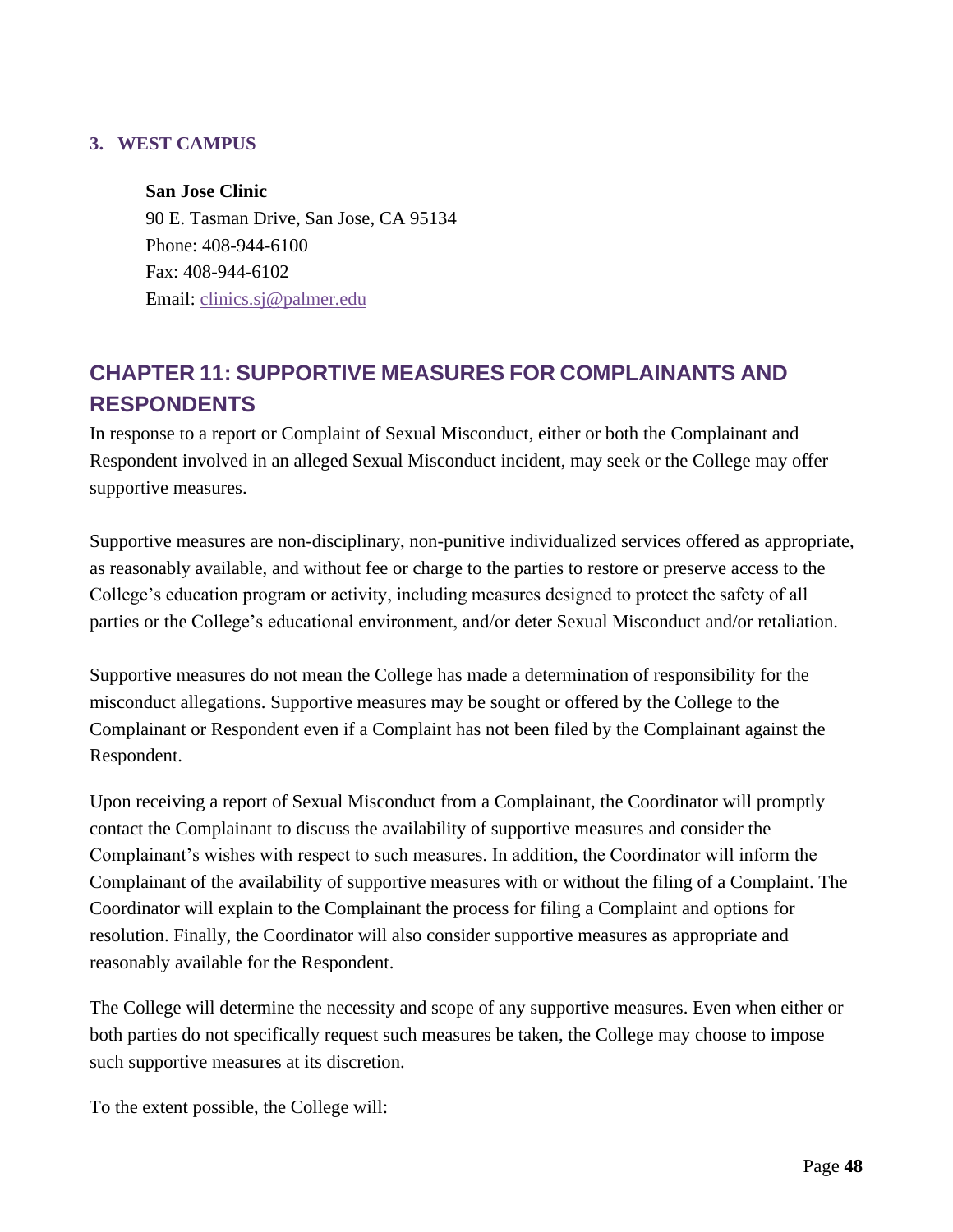### 3. WEST CAMPUS

**San Jose Clinic**
90 E. Tasman Drive, San Jose, CA 95134
Phone: 408-944-6100
Fax: 408-944-6102
Email: clinics.sj@palmer.edu

## CHAPTER 11: SUPPORTIVE MEASURES FOR COMPLAINANTS AND RESPONDENTS

In response to a report or Complaint of Sexual Misconduct, either or both the Complainant and Respondent involved in an alleged Sexual Misconduct incident, may seek or the College may offer supportive measures.

Supportive measures are non-disciplinary, non-punitive individualized services offered as appropriate, as reasonably available, and without fee or charge to the parties to restore or preserve access to the College's education program or activity, including measures designed to protect the safety of all parties or the College's educational environment, and/or deter Sexual Misconduct and/or retaliation.

Supportive measures do not mean the College has made a determination of responsibility for the misconduct allegations. Supportive measures may be sought or offered by the College to the Complainant or Respondent even if a Complaint has not been filed by the Complainant against the Respondent.

Upon receiving a report of Sexual Misconduct from a Complainant, the Coordinator will promptly contact the Complainant to discuss the availability of supportive measures and consider the Complainant's wishes with respect to such measures. In addition, the Coordinator will inform the Complainant of the availability of supportive measures with or without the filing of a Complaint. The Coordinator will explain to the Complainant the process for filing a Complaint and options for resolution. Finally, the Coordinator will also consider supportive measures as appropriate and reasonably available for the Respondent.

The College will determine the necessity and scope of any supportive measures. Even when either or both parties do not specifically request such measures be taken, the College may choose to impose such supportive measures at its discretion.

To the extent possible, the College will: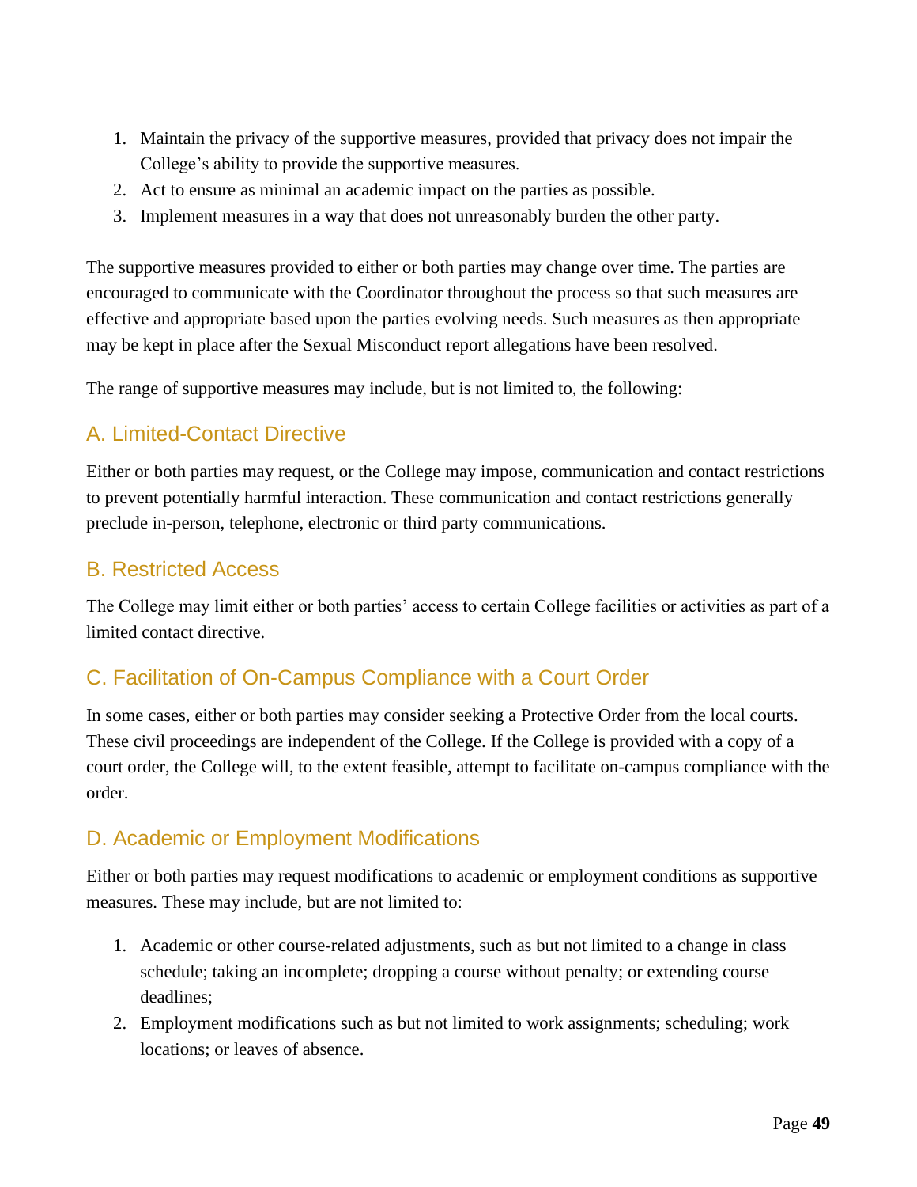1. Maintain the privacy of the supportive measures, provided that privacy does not impair the College's ability to provide the supportive measures.
2. Act to ensure as minimal an academic impact on the parties as possible.
3. Implement measures in a way that does not unreasonably burden the other party.

The supportive measures provided to either or both parties may change over time. The parties are encouraged to communicate with the Coordinator throughout the process so that such measures are effective and appropriate based upon the parties evolving needs. Such measures as then appropriate may be kept in place after the Sexual Misconduct report allegations have been resolved.

The range of supportive measures may include, but is not limited to, the following:

### A. Limited-Contact Directive

Either or both parties may request, or the College may impose, communication and contact restrictions to prevent potentially harmful interaction. These communication and contact restrictions generally preclude in-person, telephone, electronic or third party communications.

### B. Restricted Access

The College may limit either or both parties' access to certain College facilities or activities as part of a limited contact directive.

### C. Facilitation of On-Campus Compliance with a Court Order

In some cases, either or both parties may consider seeking a Protective Order from the local courts. These civil proceedings are independent of the College. If the College is provided with a copy of a court order, the College will, to the extent feasible, attempt to facilitate on-campus compliance with the order.

### D. Academic or Employment Modifications

Either or both parties may request modifications to academic or employment conditions as supportive measures. These may include, but are not limited to:

1. Academic or other course-related adjustments, such as but not limited to a change in class schedule; taking an incomplete; dropping a course without penalty; or extending course deadlines;
2. Employment modifications such as but not limited to work assignments; scheduling; work locations; or leaves of absence.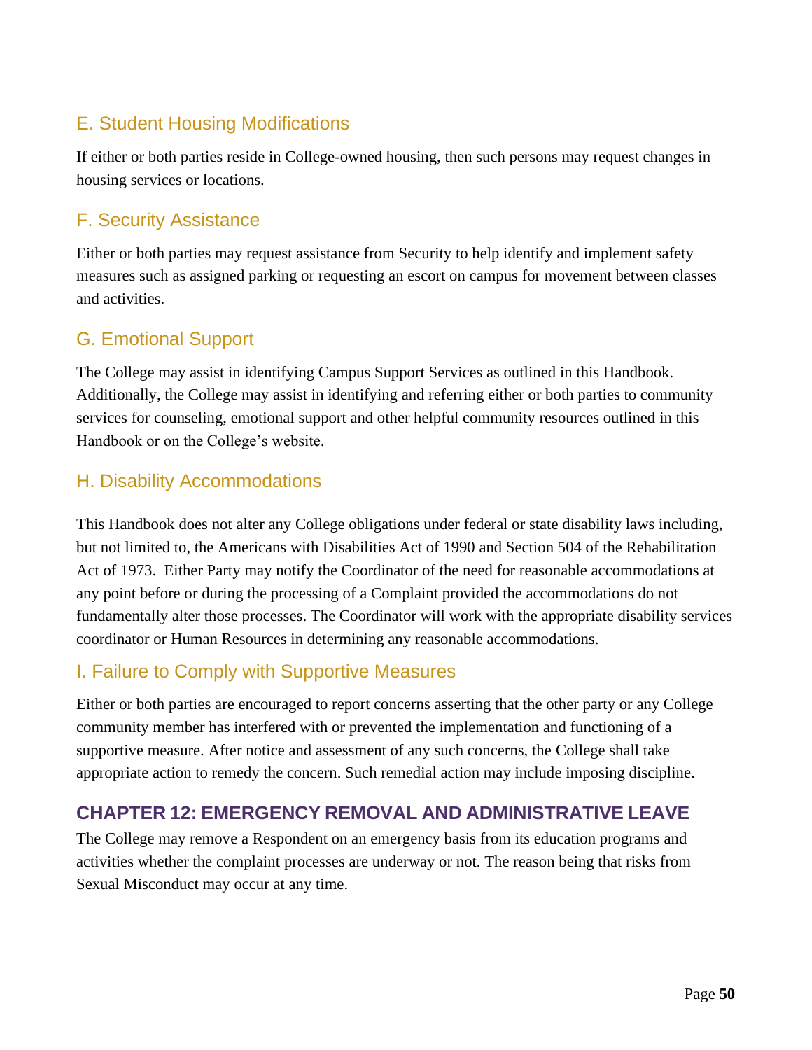### E. Student Housing Modifications

If either or both parties reside in College-owned housing, then such persons may request changes in housing services or locations.

### F. Security Assistance

Either or both parties may request assistance from Security to help identify and implement safety measures such as assigned parking or requesting an escort on campus for movement between classes and activities.

### G. Emotional Support

The College may assist in identifying Campus Support Services as outlined in this Handbook. Additionally, the College may assist in identifying and referring either or both parties to community services for counseling, emotional support and other helpful community resources outlined in this Handbook or on the College's website.

### H. Disability Accommodations

This Handbook does not alter any College obligations under federal or state disability laws including, but not limited to, the Americans with Disabilities Act of 1990 and Section 504 of the Rehabilitation Act of 1973. Either Party may notify the Coordinator of the need for reasonable accommodations at any point before or during the processing of a Complaint provided the accommodations do not fundamentally alter those processes. The Coordinator will work with the appropriate disability services coordinator or Human Resources in determining any reasonable accommodations.

### I. Failure to Comply with Supportive Measures

Either or both parties are encouraged to report concerns asserting that the other party or any College community member has interfered with or prevented the implementation and functioning of a supportive measure. After notice and assessment of any such concerns, the College shall take appropriate action to remedy the concern. Such remedial action may include imposing discipline.

## CHAPTER 12: EMERGENCY REMOVAL AND ADMINISTRATIVE LEAVE

The College may remove a Respondent on an emergency basis from its education programs and activities whether the complaint processes are underway or not. The reason being that risks from Sexual Misconduct may occur at any time.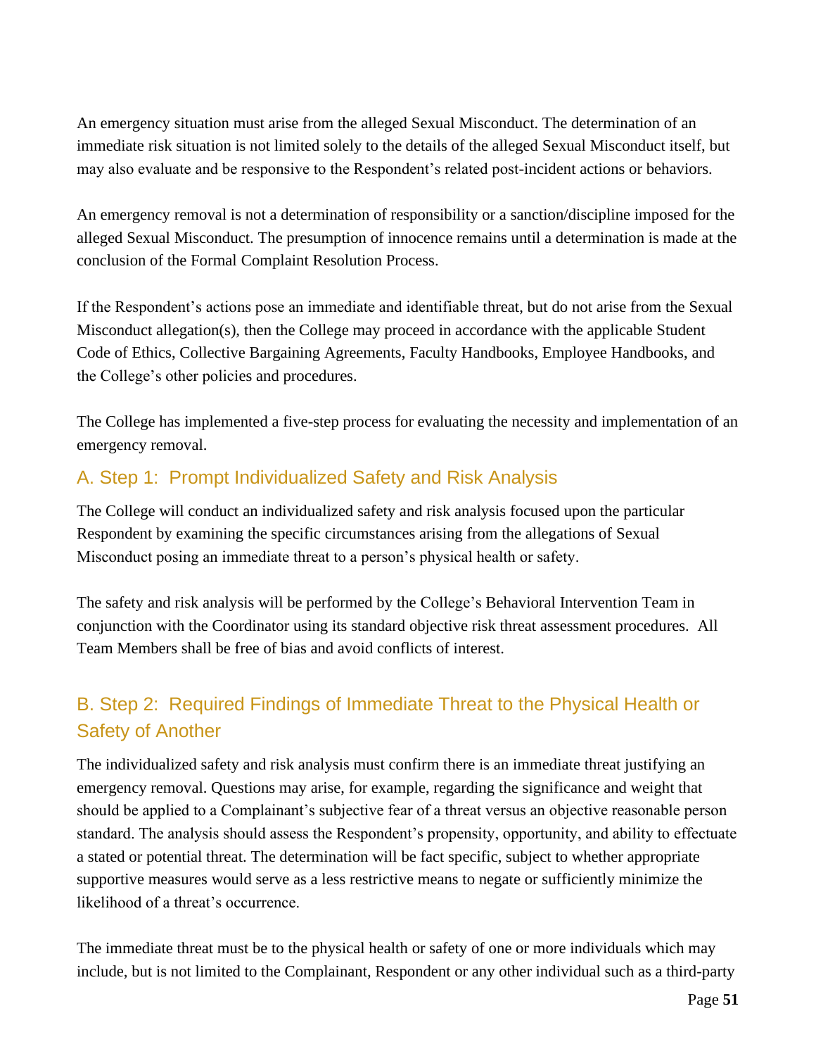An emergency situation must arise from the alleged Sexual Misconduct. The determination of an immediate risk situation is not limited solely to the details of the alleged Sexual Misconduct itself, but may also evaluate and be responsive to the Respondent's related post-incident actions or behaviors.

An emergency removal is not a determination of responsibility or a sanction/discipline imposed for the alleged Sexual Misconduct. The presumption of innocence remains until a determination is made at the conclusion of the Formal Complaint Resolution Process.

If the Respondent's actions pose an immediate and identifiable threat, but do not arise from the Sexual Misconduct allegation(s), then the College may proceed in accordance with the applicable Student Code of Ethics, Collective Bargaining Agreements, Faculty Handbooks, Employee Handbooks, and the College's other policies and procedures.

The College has implemented a five-step process for evaluating the necessity and implementation of an emergency removal.

## A. Step 1: Prompt Individualized Safety and Risk Analysis

The College will conduct an individualized safety and risk analysis focused upon the particular Respondent by examining the specific circumstances arising from the allegations of Sexual Misconduct posing an immediate threat to a person's physical health or safety.

The safety and risk analysis will be performed by the College's Behavioral Intervention Team in conjunction with the Coordinator using its standard objective risk threat assessment procedures. All Team Members shall be free of bias and avoid conflicts of interest.

## B. Step 2: Required Findings of Immediate Threat to the Physical Health or Safety of Another

The individualized safety and risk analysis must confirm there is an immediate threat justifying an emergency removal. Questions may arise, for example, regarding the significance and weight that should be applied to a Complainant's subjective fear of a threat versus an objective reasonable person standard. The analysis should assess the Respondent's propensity, opportunity, and ability to effectuate a stated or potential threat. The determination will be fact specific, subject to whether appropriate supportive measures would serve as a less restrictive means to negate or sufficiently minimize the likelihood of a threat's occurrence.

The immediate threat must be to the physical health or safety of one or more individuals which may include, but is not limited to the Complainant, Respondent or any other individual such as a third-party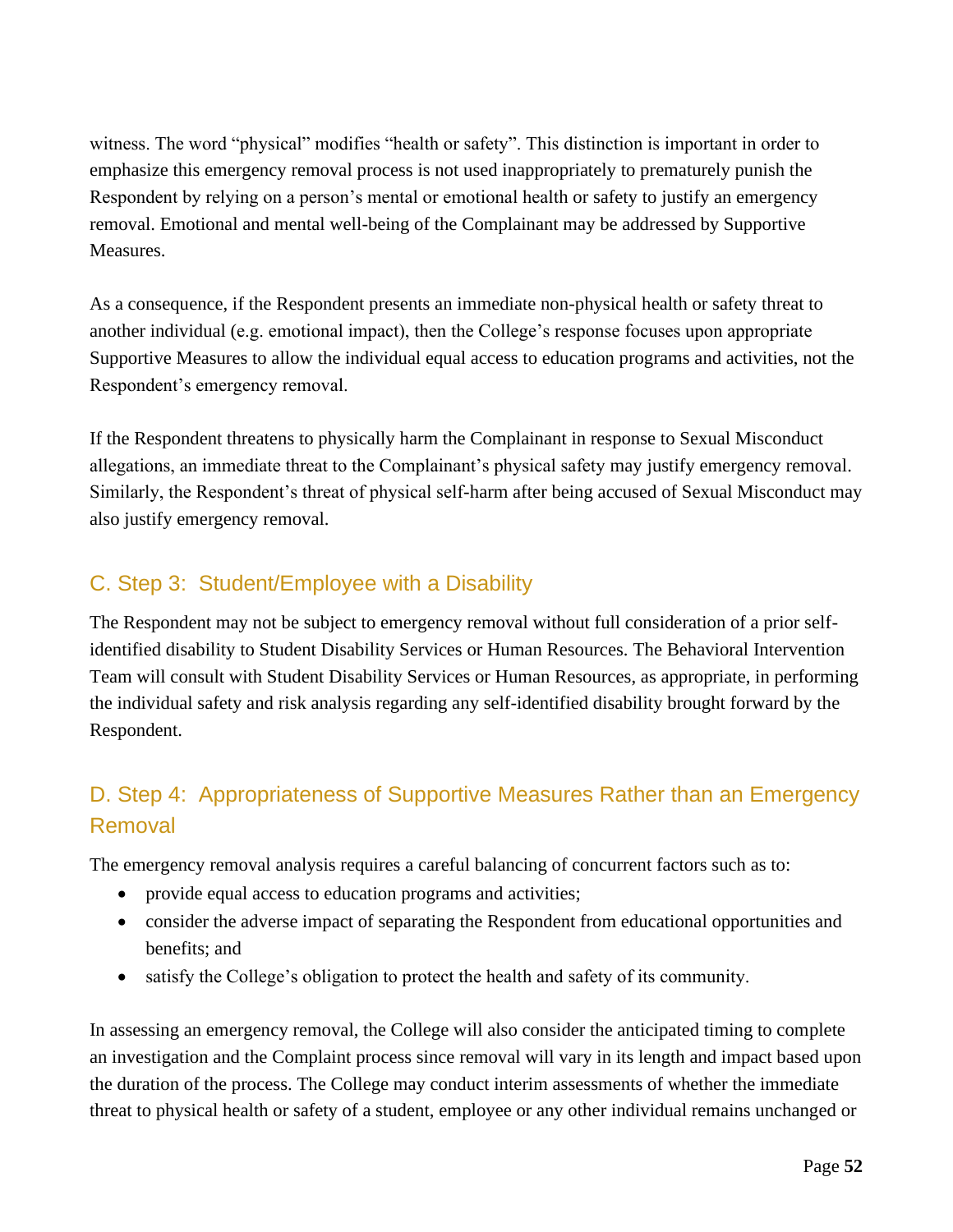witness. The word "physical" modifies "health or safety". This distinction is important in order to emphasize this emergency removal process is not used inappropriately to prematurely punish the Respondent by relying on a person's mental or emotional health or safety to justify an emergency removal. Emotional and mental well-being of the Complainant may be addressed by Supportive Measures.

As a consequence, if the Respondent presents an immediate non-physical health or safety threat to another individual (e.g. emotional impact), then the College's response focuses upon appropriate Supportive Measures to allow the individual equal access to education programs and activities, not the Respondent's emergency removal.

If the Respondent threatens to physically harm the Complainant in response to Sexual Misconduct allegations, an immediate threat to the Complainant's physical safety may justify emergency removal. Similarly, the Respondent's threat of physical self-harm after being accused of Sexual Misconduct may also justify emergency removal.

## C. Step 3: Student/Employee with a Disability

The Respondent may not be subject to emergency removal without full consideration of a prior self-identified disability to Student Disability Services or Human Resources. The Behavioral Intervention Team will consult with Student Disability Services or Human Resources, as appropriate, in performing the individual safety and risk analysis regarding any self-identified disability brought forward by the Respondent.

## D. Step 4: Appropriateness of Supportive Measures Rather than an Emergency Removal

The emergency removal analysis requires a careful balancing of concurrent factors such as to:

- provide equal access to education programs and activities;
- consider the adverse impact of separating the Respondent from educational opportunities and benefits; and
- satisfy the College's obligation to protect the health and safety of its community.

In assessing an emergency removal, the College will also consider the anticipated timing to complete an investigation and the Complaint process since removal will vary in its length and impact based upon the duration of the process. The College may conduct interim assessments of whether the immediate threat to physical health or safety of a student, employee or any other individual remains unchanged or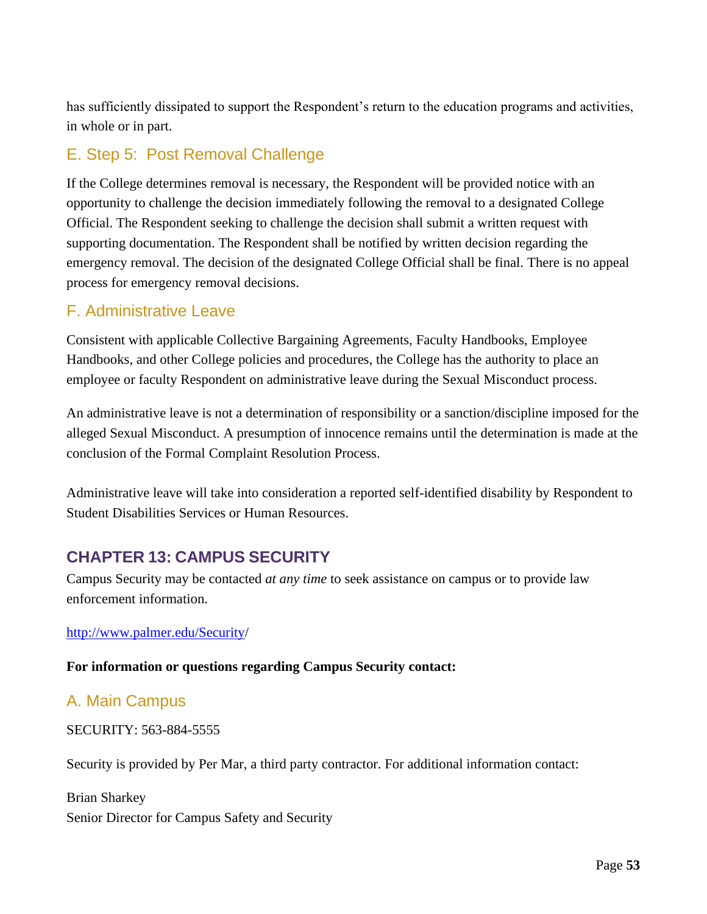has sufficiently dissipated to support the Respondent's return to the education programs and activities, in whole or in part.

### E. Step 5: Post Removal Challenge

If the College determines removal is necessary, the Respondent will be provided notice with an opportunity to challenge the decision immediately following the removal to a designated College Official. The Respondent seeking to challenge the decision shall submit a written request with supporting documentation. The Respondent shall be notified by written decision regarding the emergency removal. The decision of the designated College Official shall be final. There is no appeal process for emergency removal decisions.

### F. Administrative Leave

Consistent with applicable Collective Bargaining Agreements, Faculty Handbooks, Employee Handbooks, and other College policies and procedures, the College has the authority to place an employee or faculty Respondent on administrative leave during the Sexual Misconduct process.

An administrative leave is not a determination of responsibility or a sanction/discipline imposed for the alleged Sexual Misconduct. A presumption of innocence remains until the determination is made at the conclusion of the Formal Complaint Resolution Process.

Administrative leave will take into consideration a reported self-identified disability by Respondent to Student Disabilities Services or Human Resources.

## CHAPTER 13: CAMPUS SECURITY

Campus Security may be contacted *at any time* to seek assistance on campus or to provide law enforcement information.

http://www.palmer.edu/Security/

**For information or questions regarding Campus Security contact:**

### A. Main Campus

SECURITY: 563-884-5555

Security is provided by Per Mar, a third party contractor. For additional information contact:

Brian Sharkey
Senior Director for Campus Safety and Security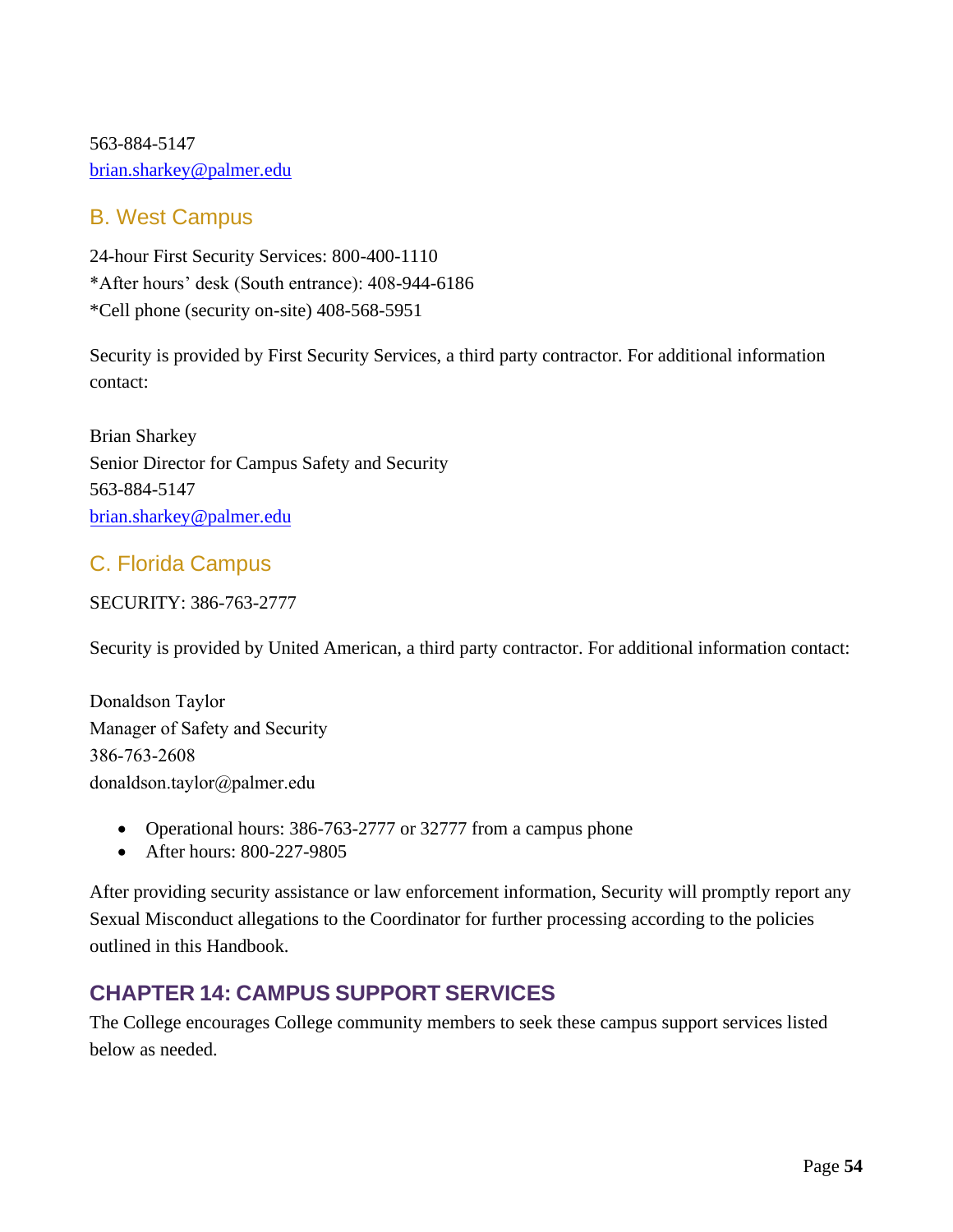563-884-5147
brian.sharkey@palmer.edu

### B. West Campus

24-hour First Security Services: 800-400-1110
*After hours' desk (South entrance): 408-944-6186
*Cell phone (security on-site) 408-568-5951

Security is provided by First Security Services, a third party contractor. For additional information contact:

Brian Sharkey
Senior Director for Campus Safety and Security
563-884-5147
brian.sharkey@palmer.edu

### C. Florida Campus

SECURITY: 386-763-2777

Security is provided by United American, a third party contractor. For additional information contact:

Donaldson Taylor
Manager of Safety and Security
386-763-2608
donaldson.taylor@palmer.edu

- Operational hours: 386-763-2777 or 32777 from a campus phone
- After hours: 800-227-9805

After providing security assistance or law enforcement information, Security will promptly report any Sexual Misconduct allegations to the Coordinator for further processing according to the policies outlined in this Handbook.

## CHAPTER 14: CAMPUS SUPPORT SERVICES

The College encourages College community members to seek these campus support services listed below as needed.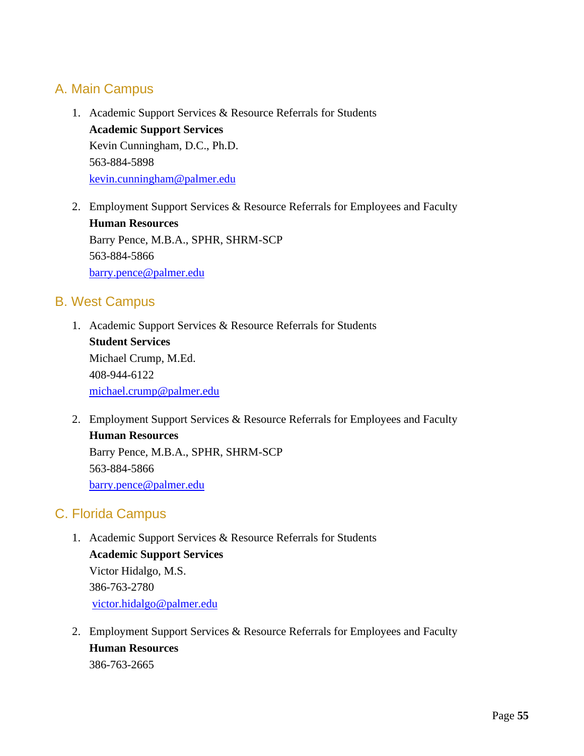## A. Main Campus

1. Academic Support Services & Resource Referrals for Students
   **Academic Support Services**
   Kevin Cunningham, D.C., Ph.D.
   563-884-5898
   kevin.cunningham@palmer.edu

2. Employment Support Services & Resource Referrals for Employees and Faculty
   **Human Resources**
   Barry Pence, M.B.A., SPHR, SHRM-SCP
   563-884-5866
   barry.pence@palmer.edu

## B. West Campus

1. Academic Support Services & Resource Referrals for Students
   **Student Services**
   Michael Crump, M.Ed.
   408-944-6122
   michael.crump@palmer.edu

2. Employment Support Services & Resource Referrals for Employees and Faculty
   **Human Resources**
   Barry Pence, M.B.A., SPHR, SHRM-SCP
   563-884-5866
   barry.pence@palmer.edu

## C. Florida Campus

1. Academic Support Services & Resource Referrals for Students
   **Academic Support Services**
   Victor Hidalgo, M.S.
   386-763-2780
   victor.hidalgo@palmer.edu

2. Employment Support Services & Resource Referrals for Employees and Faculty
   **Human Resources**
   386-763-2665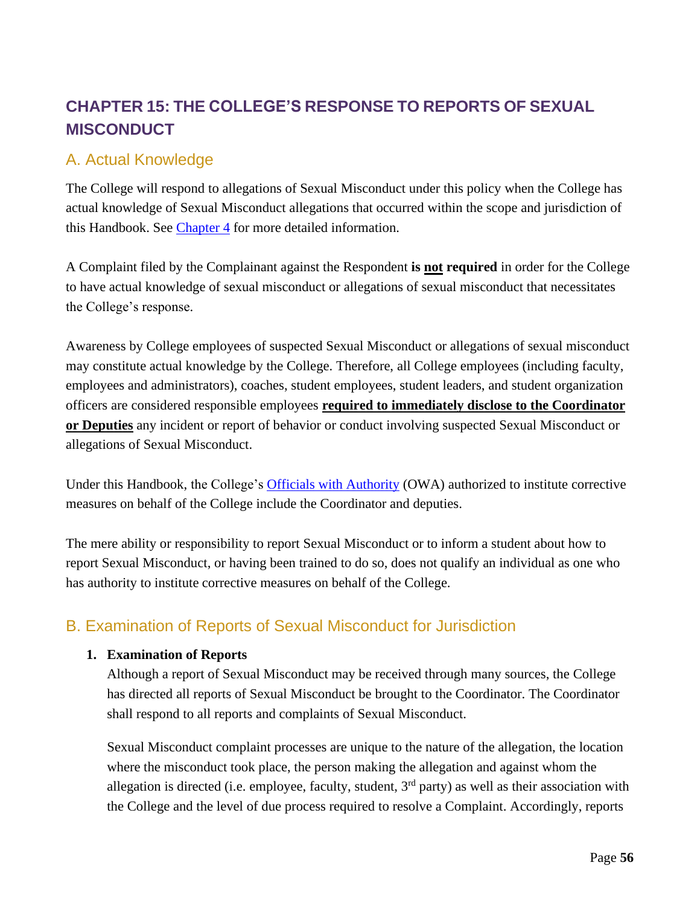# CHAPTER 15: THE COLLEGE'S RESPONSE TO REPORTS OF SEXUAL MISCONDUCT

## A. Actual Knowledge

The College will respond to allegations of Sexual Misconduct under this policy when the College has actual knowledge of Sexual Misconduct allegations that occurred within the scope and jurisdiction of this Handbook. See Chapter 4 for more detailed information.

A Complaint filed by the Complainant against the Respondent **is <u>not</u> required** in order for the College to have actual knowledge of sexual misconduct or allegations of sexual misconduct that necessitates the College's response.

Awareness by College employees of suspected Sexual Misconduct or allegations of sexual misconduct may constitute actual knowledge by the College. Therefore, all College employees (including faculty, employees and administrators), coaches, student employees, student leaders, and student organization officers are considered responsible employees **<u>required to immediately disclose to the Coordinator or Deputies</u>** any incident or report of behavior or conduct involving suspected Sexual Misconduct or allegations of Sexual Misconduct.

Under this Handbook, the College's Officials with Authority (OWA) authorized to institute corrective measures on behalf of the College include the Coordinator and deputies.

The mere ability or responsibility to report Sexual Misconduct or to inform a student about how to report Sexual Misconduct, or having been trained to do so, does not qualify an individual as one who has authority to institute corrective measures on behalf of the College.

## B. Examination of Reports of Sexual Misconduct for Jurisdiction

1. **Examination of Reports**

   Although a report of Sexual Misconduct may be received through many sources, the College has directed all reports of Sexual Misconduct be brought to the Coordinator. The Coordinator shall respond to all reports and complaints of Sexual Misconduct.

   Sexual Misconduct complaint processes are unique to the nature of the allegation, the location where the misconduct took place, the person making the allegation and against whom the allegation is directed (i.e. employee, faculty, student, 3rd party) as well as their association with the College and the level of due process required to resolve a Complaint. Accordingly, reports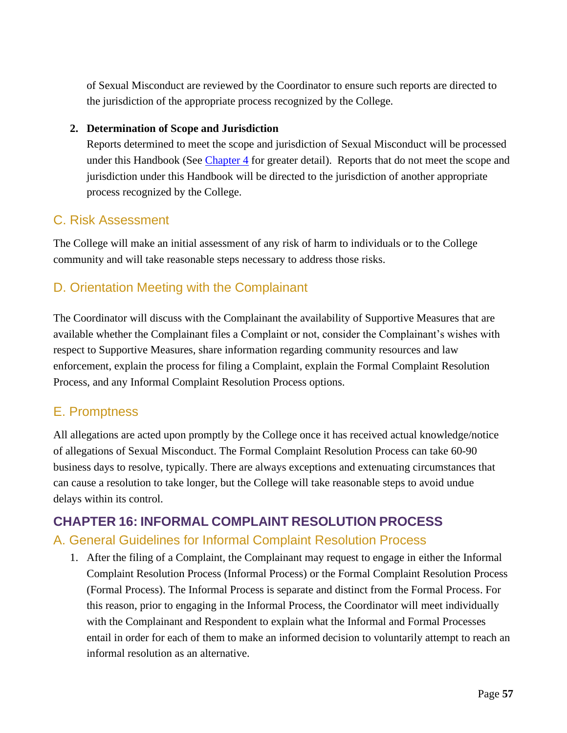of Sexual Misconduct are reviewed by the Coordinator to ensure such reports are directed to the jurisdiction of the appropriate process recognized by the College.

2. **Determination of Scope and Jurisdiction**
   Reports determined to meet the scope and jurisdiction of Sexual Misconduct will be processed under this Handbook (See Chapter 4 for greater detail). Reports that do not meet the scope and jurisdiction under this Handbook will be directed to the jurisdiction of another appropriate process recognized by the College.

### C. Risk Assessment

The College will make an initial assessment of any risk of harm to individuals or to the College community and will take reasonable steps necessary to address those risks.

### D. Orientation Meeting with the Complainant

The Coordinator will discuss with the Complainant the availability of Supportive Measures that are available whether the Complainant files a Complaint or not, consider the Complainant's wishes with respect to Supportive Measures, share information regarding community resources and law enforcement, explain the process for filing a Complaint, explain the Formal Complaint Resolution Process, and any Informal Complaint Resolution Process options.

### E. Promptness

All allegations are acted upon promptly by the College once it has received actual knowledge/notice of allegations of Sexual Misconduct. The Formal Complaint Resolution Process can take 60-90 business days to resolve, typically. There are always exceptions and extenuating circumstances that can cause a resolution to take longer, but the College will take reasonable steps to avoid undue delays within its control.

## CHAPTER 16: INFORMAL COMPLAINT RESOLUTION PROCESS

### A. General Guidelines for Informal Complaint Resolution Process

1. After the filing of a Complaint, the Complainant may request to engage in either the Informal Complaint Resolution Process (Informal Process) or the Formal Complaint Resolution Process (Formal Process). The Informal Process is separate and distinct from the Formal Process. For this reason, prior to engaging in the Informal Process, the Coordinator will meet individually with the Complainant and Respondent to explain what the Informal and Formal Processes entail in order for each of them to make an informed decision to voluntarily attempt to reach an informal resolution as an alternative.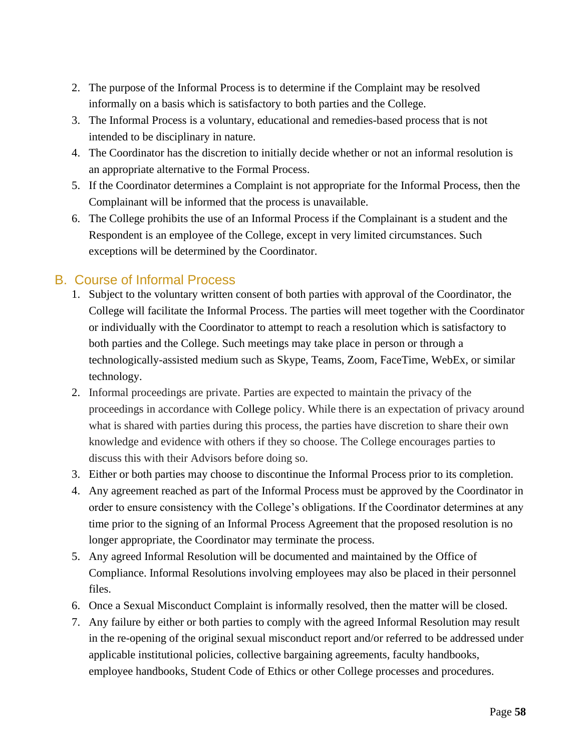2. The purpose of the Informal Process is to determine if the Complaint may be resolved informally on a basis which is satisfactory to both parties and the College.
3. The Informal Process is a voluntary, educational and remedies-based process that is not intended to be disciplinary in nature.
4. The Coordinator has the discretion to initially decide whether or not an informal resolution is an appropriate alternative to the Formal Process.
5. If the Coordinator determines a Complaint is not appropriate for the Informal Process, then the Complainant will be informed that the process is unavailable.
6. The College prohibits the use of an Informal Process if the Complainant is a student and the Respondent is an employee of the College, except in very limited circumstances. Such exceptions will be determined by the Coordinator.

## B. Course of Informal Process

1. Subject to the voluntary written consent of both parties with approval of the Coordinator, the College will facilitate the Informal Process. The parties will meet together with the Coordinator or individually with the Coordinator to attempt to reach a resolution which is satisfactory to both parties and the College. Such meetings may take place in person or through a technologically-assisted medium such as Skype, Teams, Zoom, FaceTime, WebEx, or similar technology.
2. Informal proceedings are private. Parties are expected to maintain the privacy of the proceedings in accordance with College policy. While there is an expectation of privacy around what is shared with parties during this process, the parties have discretion to share their own knowledge and evidence with others if they so choose. The College encourages parties to discuss this with their Advisors before doing so.
3. Either or both parties may choose to discontinue the Informal Process prior to its completion.
4. Any agreement reached as part of the Informal Process must be approved by the Coordinator in order to ensure consistency with the College's obligations. If the Coordinator determines at any time prior to the signing of an Informal Process Agreement that the proposed resolution is no longer appropriate, the Coordinator may terminate the process.
5. Any agreed Informal Resolution will be documented and maintained by the Office of Compliance. Informal Resolutions involving employees may also be placed in their personnel files.
6. Once a Sexual Misconduct Complaint is informally resolved, then the matter will be closed.
7. Any failure by either or both parties to comply with the agreed Informal Resolution may result in the re-opening of the original sexual misconduct report and/or referred to be addressed under applicable institutional policies, collective bargaining agreements, faculty handbooks, employee handbooks, Student Code of Ethics or other College processes and procedures.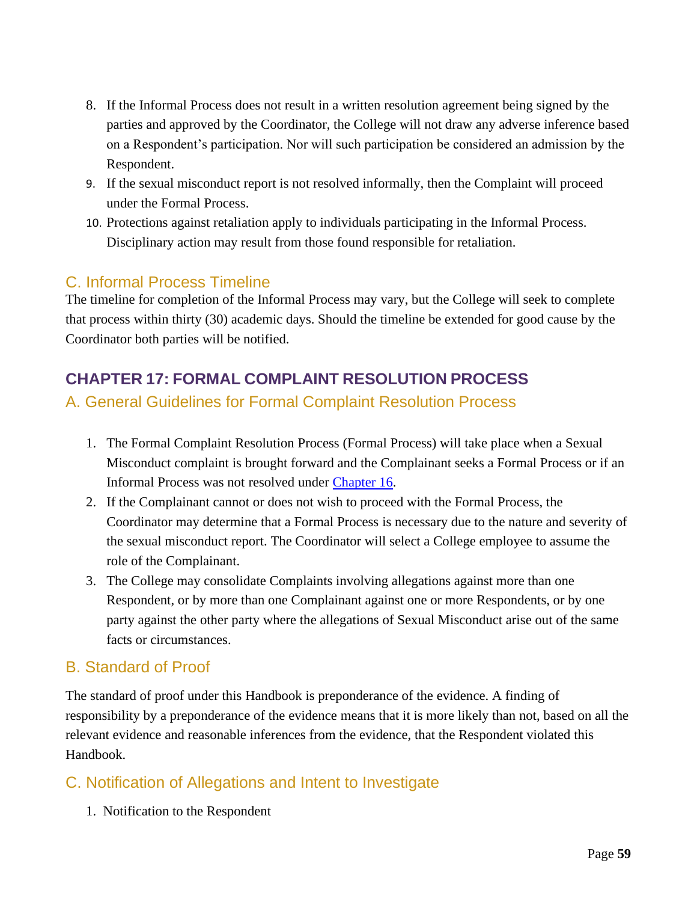8. If the Informal Process does not result in a written resolution agreement being signed by the parties and approved by the Coordinator, the College will not draw any adverse inference based on a Respondent's participation. Nor will such participation be considered an admission by the Respondent.
9. If the sexual misconduct report is not resolved informally, then the Complaint will proceed under the Formal Process.
10. Protections against retaliation apply to individuals participating in the Informal Process. Disciplinary action may result from those found responsible for retaliation.

### C. Informal Process Timeline

The timeline for completion of the Informal Process may vary, but the College will seek to complete that process within thirty (30) academic days. Should the timeline be extended for good cause by the Coordinator both parties will be notified.

## CHAPTER 17: FORMAL COMPLAINT RESOLUTION PROCESS

### A. General Guidelines for Formal Complaint Resolution Process

1. The Formal Complaint Resolution Process (Formal Process) will take place when a Sexual Misconduct complaint is brought forward and the Complainant seeks a Formal Process or if an Informal Process was not resolved under Chapter 16.
2. If the Complainant cannot or does not wish to proceed with the Formal Process, the Coordinator may determine that a Formal Process is necessary due to the nature and severity of the sexual misconduct report. The Coordinator will select a College employee to assume the role of the Complainant.
3. The College may consolidate Complaints involving allegations against more than one Respondent, or by more than one Complainant against one or more Respondents, or by one party against the other party where the allegations of Sexual Misconduct arise out of the same facts or circumstances.

### B. Standard of Proof

The standard of proof under this Handbook is preponderance of the evidence. A finding of responsibility by a preponderance of the evidence means that it is more likely than not, based on all the relevant evidence and reasonable inferences from the evidence, that the Respondent violated this Handbook.

### C. Notification of Allegations and Intent to Investigate

1. Notification to the Respondent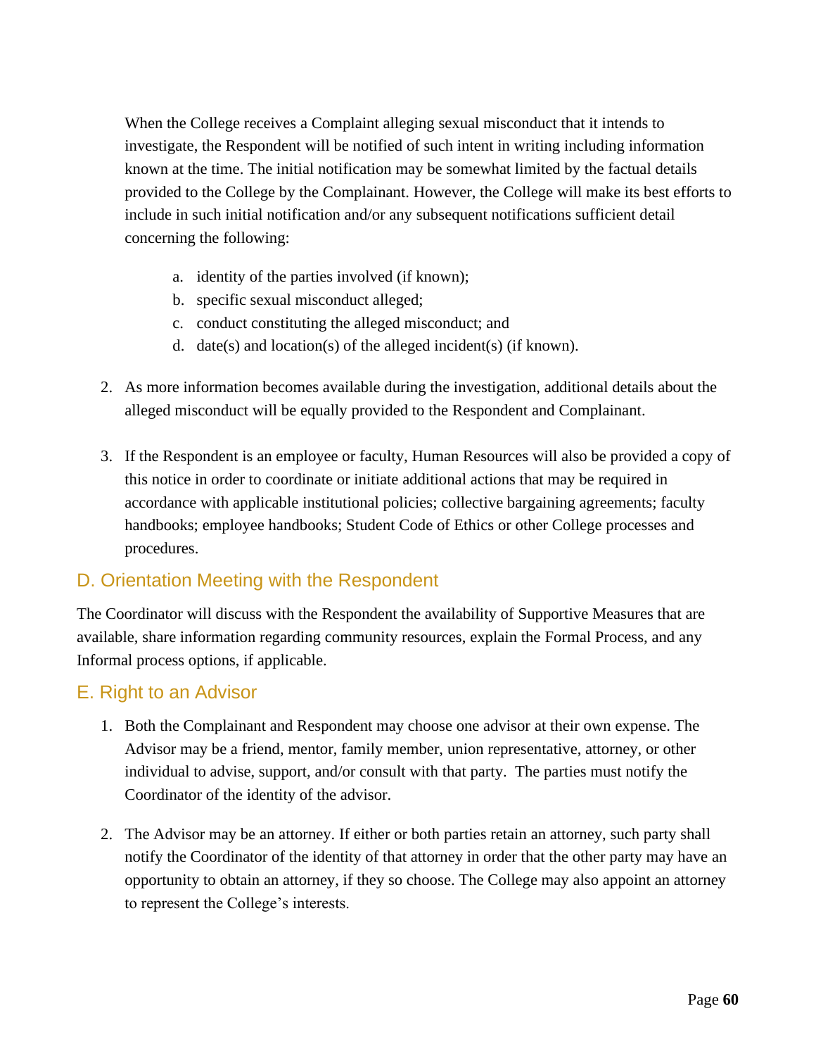When the College receives a Complaint alleging sexual misconduct that it intends to investigate, the Respondent will be notified of such intent in writing including information known at the time. The initial notification may be somewhat limited by the factual details provided to the College by the Complainant. However, the College will make its best efforts to include in such initial notification and/or any subsequent notifications sufficient detail concerning the following:

   a. identity of the parties involved (if known);
   b. specific sexual misconduct alleged;
   c. conduct constituting the alleged misconduct; and
   d. date(s) and location(s) of the alleged incident(s) (if known).

2. As more information becomes available during the investigation, additional details about the alleged misconduct will be equally provided to the Respondent and Complainant.

3. If the Respondent is an employee or faculty, Human Resources will also be provided a copy of this notice in order to coordinate or initiate additional actions that may be required in accordance with applicable institutional policies; collective bargaining agreements; faculty handbooks; employee handbooks; Student Code of Ethics or other College processes and procedures.

## D. Orientation Meeting with the Respondent

The Coordinator will discuss with the Respondent the availability of Supportive Measures that are available, share information regarding community resources, explain the Formal Process, and any Informal process options, if applicable.

## E. Right to an Advisor

1. Both the Complainant and Respondent may choose one advisor at their own expense. The Advisor may be a friend, mentor, family member, union representative, attorney, or other individual to advise, support, and/or consult with that party. The parties must notify the Coordinator of the identity of the advisor.

2. The Advisor may be an attorney. If either or both parties retain an attorney, such party shall notify the Coordinator of the identity of that attorney in order that the other party may have an opportunity to obtain an attorney, if they so choose. The College may also appoint an attorney to represent the College's interests.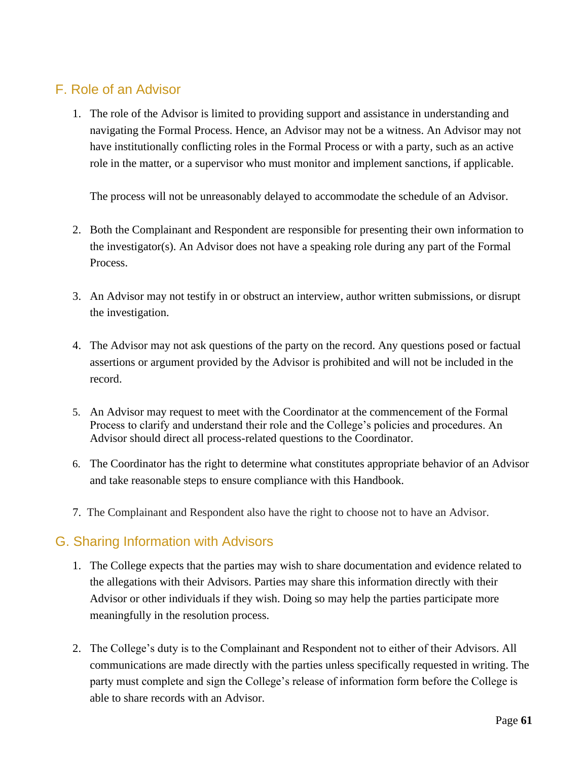## F. Role of an Advisor

1. The role of the Advisor is limited to providing support and assistance in understanding and navigating the Formal Process. Hence, an Advisor may not be a witness. An Advisor may not have institutionally conflicting roles in the Formal Process or with a party, such as an active role in the matter, or a supervisor who must monitor and implement sanctions, if applicable.

   The process will not be unreasonably delayed to accommodate the schedule of an Advisor.

2. Both the Complainant and Respondent are responsible for presenting their own information to the investigator(s). An Advisor does not have a speaking role during any part of the Formal Process.

3. An Advisor may not testify in or obstruct an interview, author written submissions, or disrupt the investigation.

4. The Advisor may not ask questions of the party on the record. Any questions posed or factual assertions or argument provided by the Advisor is prohibited and will not be included in the record.

5. An Advisor may request to meet with the Coordinator at the commencement of the Formal Process to clarify and understand their role and the College's policies and procedures. An Advisor should direct all process-related questions to the Coordinator.

6. The Coordinator has the right to determine what constitutes appropriate behavior of an Advisor and take reasonable steps to ensure compliance with this Handbook.

7. The Complainant and Respondent also have the right to choose not to have an Advisor.

## G. Sharing Information with Advisors

1. The College expects that the parties may wish to share documentation and evidence related to the allegations with their Advisors. Parties may share this information directly with their Advisor or other individuals if they wish. Doing so may help the parties participate more meaningfully in the resolution process.

2. The College's duty is to the Complainant and Respondent not to either of their Advisors. All communications are made directly with the parties unless specifically requested in writing. The party must complete and sign the College's release of information form before the College is able to share records with an Advisor.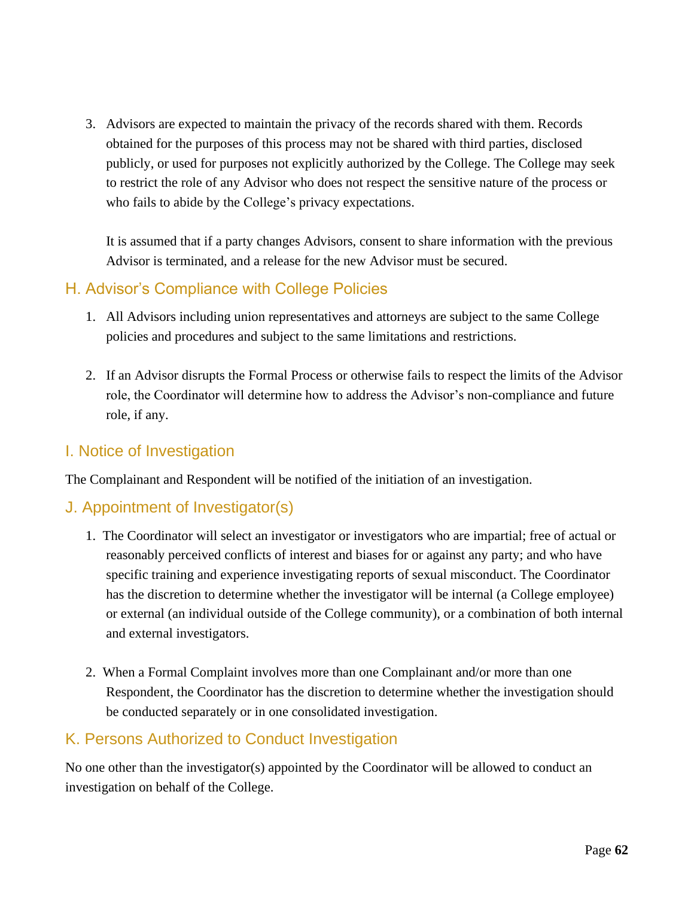3. Advisors are expected to maintain the privacy of the records shared with them. Records obtained for the purposes of this process may not be shared with third parties, disclosed publicly, or used for purposes not explicitly authorized by the College. The College may seek to restrict the role of any Advisor who does not respect the sensitive nature of the process or who fails to abide by the College's privacy expectations.

   It is assumed that if a party changes Advisors, consent to share information with the previous Advisor is terminated, and a release for the new Advisor must be secured.

## H. Advisor's Compliance with College Policies

1. All Advisors including union representatives and attorneys are subject to the same College policies and procedures and subject to the same limitations and restrictions.

2. If an Advisor disrupts the Formal Process or otherwise fails to respect the limits of the Advisor role, the Coordinator will determine how to address the Advisor's non-compliance and future role, if any.

## I. Notice of Investigation

The Complainant and Respondent will be notified of the initiation of an investigation.

## J. Appointment of Investigator(s)

1. The Coordinator will select an investigator or investigators who are impartial; free of actual or reasonably perceived conflicts of interest and biases for or against any party; and who have specific training and experience investigating reports of sexual misconduct. The Coordinator has the discretion to determine whether the investigator will be internal (a College employee) or external (an individual outside of the College community), or a combination of both internal and external investigators.

2. When a Formal Complaint involves more than one Complainant and/or more than one Respondent, the Coordinator has the discretion to determine whether the investigation should be conducted separately or in one consolidated investigation.

## K. Persons Authorized to Conduct Investigation

No one other than the investigator(s) appointed by the Coordinator will be allowed to conduct an investigation on behalf of the College.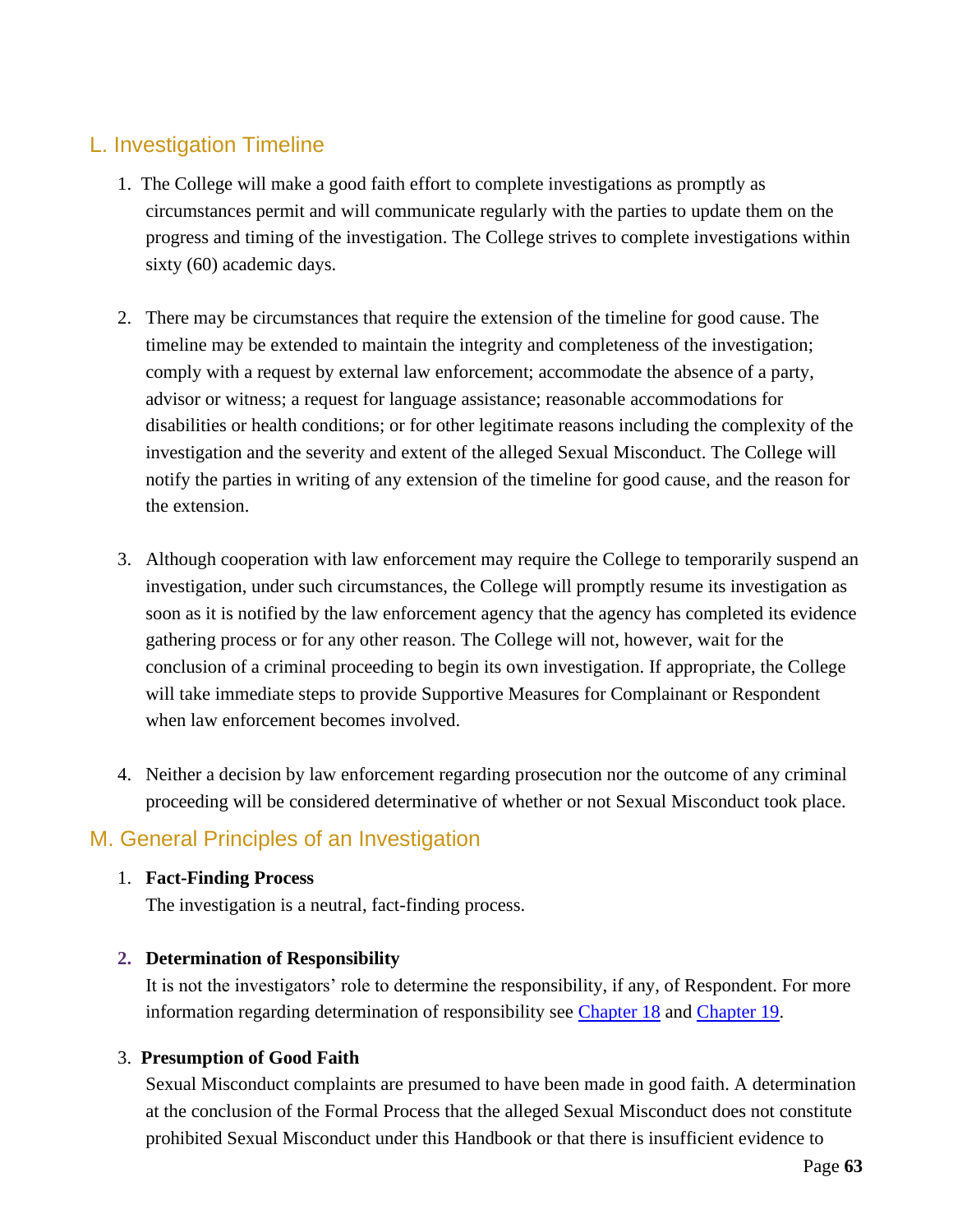## L. Investigation Timeline

1. The College will make a good faith effort to complete investigations as promptly as circumstances permit and will communicate regularly with the parties to update them on the progress and timing of the investigation. The College strives to complete investigations within sixty (60) academic days.

2. There may be circumstances that require the extension of the timeline for good cause. The timeline may be extended to maintain the integrity and completeness of the investigation; comply with a request by external law enforcement; accommodate the absence of a party, advisor or witness; a request for language assistance; reasonable accommodations for disabilities or health conditions; or for other legitimate reasons including the complexity of the investigation and the severity and extent of the alleged Sexual Misconduct. The College will notify the parties in writing of any extension of the timeline for good cause, and the reason for the extension.

3. Although cooperation with law enforcement may require the College to temporarily suspend an investigation, under such circumstances, the College will promptly resume its investigation as soon as it is notified by the law enforcement agency that the agency has completed its evidence gathering process or for any other reason. The College will not, however, wait for the conclusion of a criminal proceeding to begin its own investigation. If appropriate, the College will take immediate steps to provide Supportive Measures for Complainant or Respondent when law enforcement becomes involved.

4. Neither a decision by law enforcement regarding prosecution nor the outcome of any criminal proceeding will be considered determinative of whether or not Sexual Misconduct took place.

## M. General Principles of an Investigation

1. **Fact-Finding Process**
   The investigation is a neutral, fact-finding process.

2. **Determination of Responsibility**
   It is not the investigators' role to determine the responsibility, if any, of Respondent. For more information regarding determination of responsibility see Chapter 18 and Chapter 19.

3. **Presumption of Good Faith**
   Sexual Misconduct complaints are presumed to have been made in good faith. A determination at the conclusion of the Formal Process that the alleged Sexual Misconduct does not constitute prohibited Sexual Misconduct under this Handbook or that there is insufficient evidence to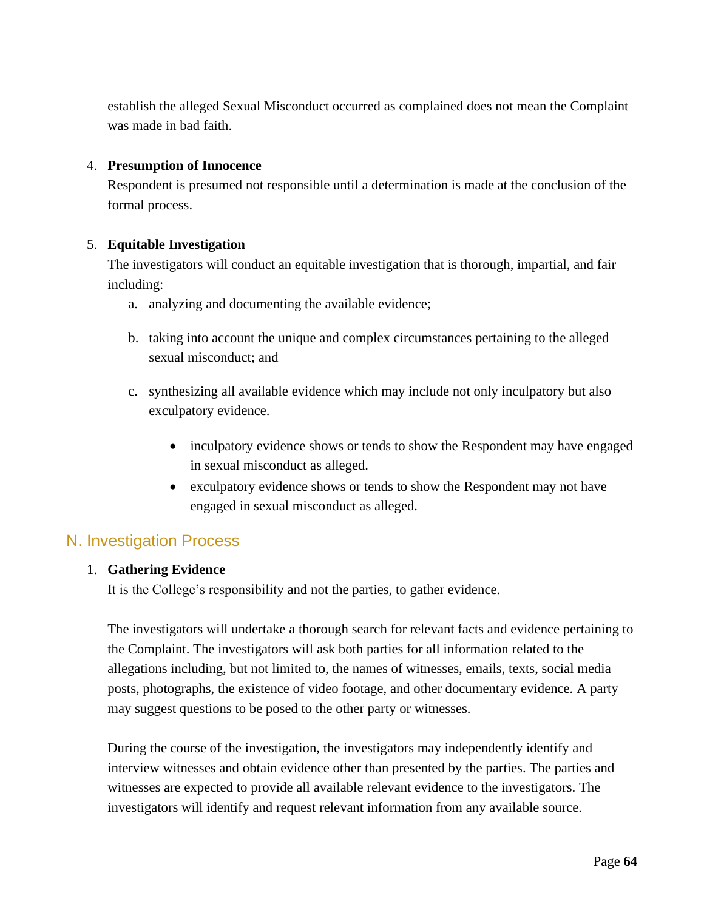establish the alleged Sexual Misconduct occurred as complained does not mean the Complaint was made in bad faith.

4. **Presumption of Innocence**
   Respondent is presumed not responsible until a determination is made at the conclusion of the formal process.

5. **Equitable Investigation**
   The investigators will conduct an equitable investigation that is thorough, impartial, and fair including:
   a. analyzing and documenting the available evidence;
   b. taking into account the unique and complex circumstances pertaining to the alleged sexual misconduct; and
   c. synthesizing all available evidence which may include not only inculpatory but also exculpatory evidence.
      - inculpatory evidence shows or tends to show the Respondent may have engaged in sexual misconduct as alleged.
      - exculpatory evidence shows or tends to show the Respondent may not have engaged in sexual misconduct as alleged.

## N. Investigation Process

1. **Gathering Evidence**
   It is the College's responsibility and not the parties, to gather evidence.

   The investigators will undertake a thorough search for relevant facts and evidence pertaining to the Complaint. The investigators will ask both parties for all information related to the allegations including, but not limited to, the names of witnesses, emails, texts, social media posts, photographs, the existence of video footage, and other documentary evidence. A party may suggest questions to be posed to the other party or witnesses.

   During the course of the investigation, the investigators may independently identify and interview witnesses and obtain evidence other than presented by the parties. The parties and witnesses are expected to provide all available relevant evidence to the investigators. The investigators will identify and request relevant information from any available source.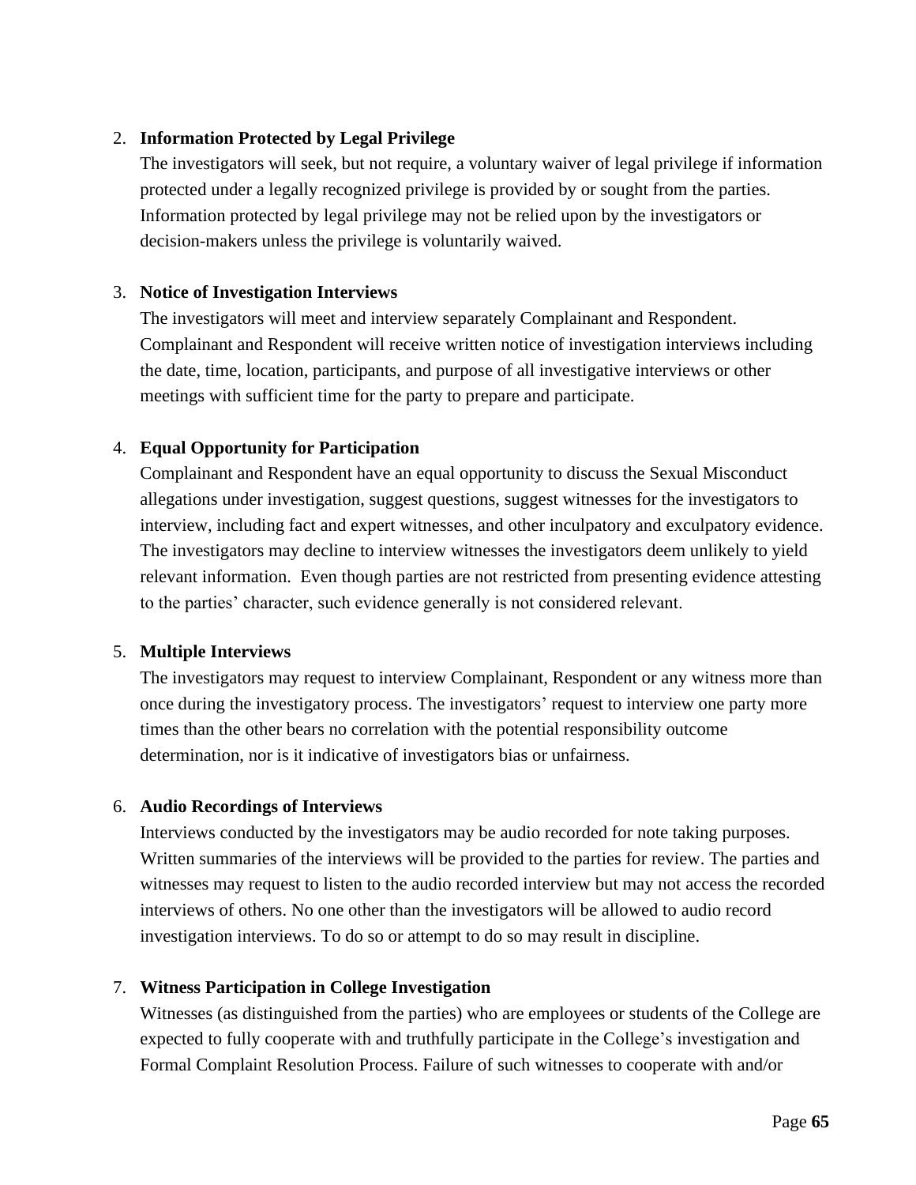2. **Information Protected by Legal Privilege**

   The investigators will seek, but not require, a voluntary waiver of legal privilege if information protected under a legally recognized privilege is provided by or sought from the parties. Information protected by legal privilege may not be relied upon by the investigators or decision-makers unless the privilege is voluntarily waived.

3. **Notice of Investigation Interviews**

   The investigators will meet and interview separately Complainant and Respondent. Complainant and Respondent will receive written notice of investigation interviews including the date, time, location, participants, and purpose of all investigative interviews or other meetings with sufficient time for the party to prepare and participate.

4. **Equal Opportunity for Participation**

   Complainant and Respondent have an equal opportunity to discuss the Sexual Misconduct allegations under investigation, suggest questions, suggest witnesses for the investigators to interview, including fact and expert witnesses, and other inculpatory and exculpatory evidence. The investigators may decline to interview witnesses the investigators deem unlikely to yield relevant information. Even though parties are not restricted from presenting evidence attesting to the parties' character, such evidence generally is not considered relevant.

5. **Multiple Interviews**

   The investigators may request to interview Complainant, Respondent or any witness more than once during the investigatory process. The investigators' request to interview one party more times than the other bears no correlation with the potential responsibility outcome determination, nor is it indicative of investigators bias or unfairness.

6. **Audio Recordings of Interviews**

   Interviews conducted by the investigators may be audio recorded for note taking purposes. Written summaries of the interviews will be provided to the parties for review. The parties and witnesses may request to listen to the audio recorded interview but may not access the recorded interviews of others. No one other than the investigators will be allowed to audio record investigation interviews. To do so or attempt to do so may result in discipline.

7. **Witness Participation in College Investigation**

   Witnesses (as distinguished from the parties) who are employees or students of the College are expected to fully cooperate with and truthfully participate in the College's investigation and Formal Complaint Resolution Process. Failure of such witnesses to cooperate with and/or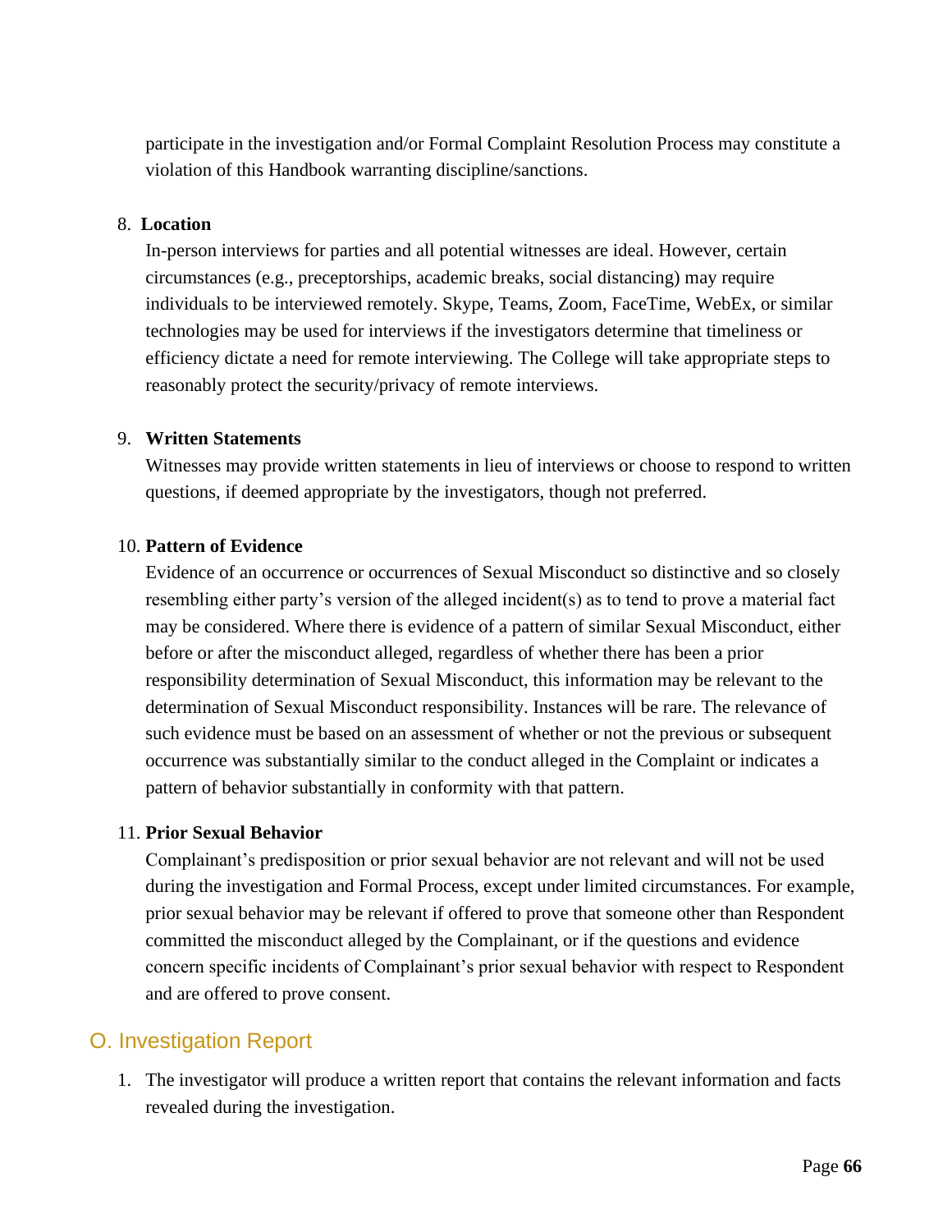participate in the investigation and/or Formal Complaint Resolution Process may constitute a violation of this Handbook warranting discipline/sanctions.

8. **Location**
   In-person interviews for parties and all potential witnesses are ideal. However, certain circumstances (e.g., preceptorships, academic breaks, social distancing) may require individuals to be interviewed remotely. Skype, Teams, Zoom, FaceTime, WebEx, or similar technologies may be used for interviews if the investigators determine that timeliness or efficiency dictate a need for remote interviewing. The College will take appropriate steps to reasonably protect the security/privacy of remote interviews.

9. **Written Statements**
   Witnesses may provide written statements in lieu of interviews or choose to respond to written questions, if deemed appropriate by the investigators, though not preferred.

10. **Pattern of Evidence**
    Evidence of an occurrence or occurrences of Sexual Misconduct so distinctive and so closely resembling either party's version of the alleged incident(s) as to tend to prove a material fact may be considered. Where there is evidence of a pattern of similar Sexual Misconduct, either before or after the misconduct alleged, regardless of whether there has been a prior responsibility determination of Sexual Misconduct, this information may be relevant to the determination of Sexual Misconduct responsibility. Instances will be rare. The relevance of such evidence must be based on an assessment of whether or not the previous or subsequent occurrence was substantially similar to the conduct alleged in the Complaint or indicates a pattern of behavior substantially in conformity with that pattern.

11. **Prior Sexual Behavior**
    Complainant's predisposition or prior sexual behavior are not relevant and will not be used during the investigation and Formal Process, except under limited circumstances. For example, prior sexual behavior may be relevant if offered to prove that someone other than Respondent committed the misconduct alleged by the Complainant, or if the questions and evidence concern specific incidents of Complainant's prior sexual behavior with respect to Respondent and are offered to prove consent.

## O. Investigation Report

1. The investigator will produce a written report that contains the relevant information and facts revealed during the investigation.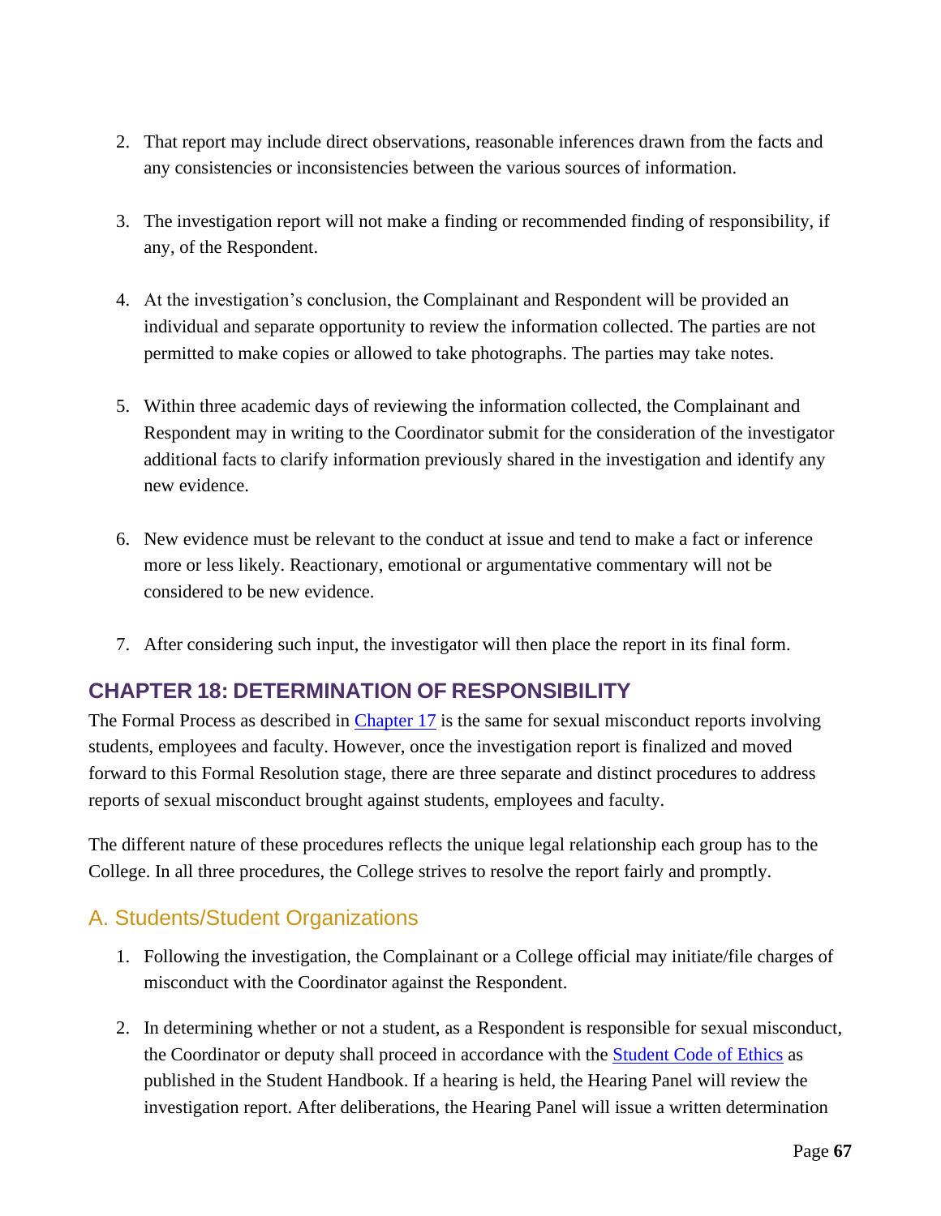2. That report may include direct observations, reasonable inferences drawn from the facts and any consistencies or inconsistencies between the various sources of information.

3. The investigation report will not make a finding or recommended finding of responsibility, if any, of the Respondent.

4. At the investigation's conclusion, the Complainant and Respondent will be provided an individual and separate opportunity to review the information collected. The parties are not permitted to make copies or allowed to take photographs. The parties may take notes.

5. Within three academic days of reviewing the information collected, the Complainant and Respondent may in writing to the Coordinator submit for the consideration of the investigator additional facts to clarify information previously shared in the investigation and identify any new evidence.

6. New evidence must be relevant to the conduct at issue and tend to make a fact or inference more or less likely. Reactionary, emotional or argumentative commentary will not be considered to be new evidence.

7. After considering such input, the investigator will then place the report in its final form.

## CHAPTER 18: DETERMINATION OF RESPONSIBILITY

The Formal Process as described in Chapter 17 is the same for sexual misconduct reports involving students, employees and faculty. However, once the investigation report is finalized and moved forward to this Formal Resolution stage, there are three separate and distinct procedures to address reports of sexual misconduct brought against students, employees and faculty.

The different nature of these procedures reflects the unique legal relationship each group has to the College. In all three procedures, the College strives to resolve the report fairly and promptly.

### A. Students/Student Organizations

1. Following the investigation, the Complainant or a College official may initiate/file charges of misconduct with the Coordinator against the Respondent.

2. In determining whether or not a student, as a Respondent is responsible for sexual misconduct, the Coordinator or deputy shall proceed in accordance with the Student Code of Ethics as published in the Student Handbook. If a hearing is held, the Hearing Panel will review the investigation report. After deliberations, the Hearing Panel will issue a written determination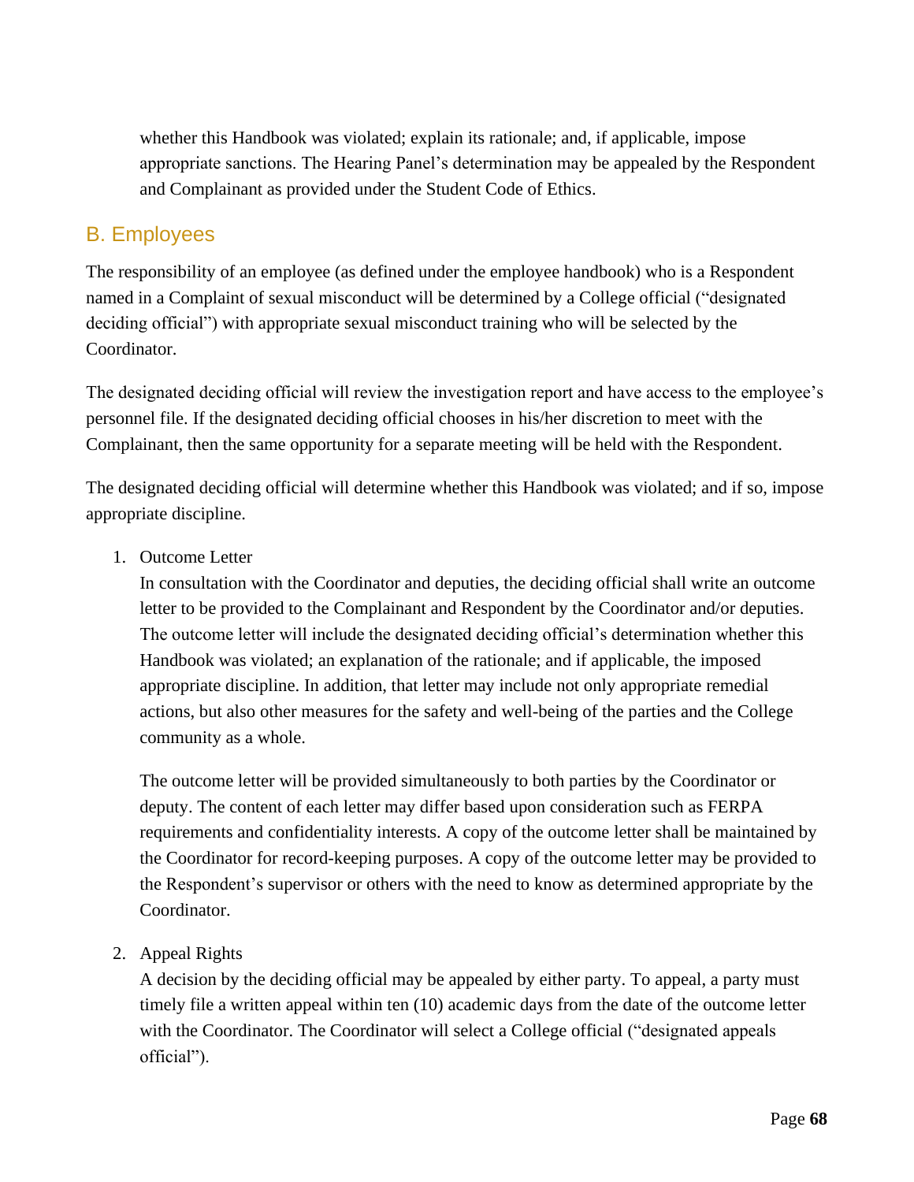whether this Handbook was violated; explain its rationale; and, if applicable, impose appropriate sanctions. The Hearing Panel's determination may be appealed by the Respondent and Complainant as provided under the Student Code of Ethics.

## B. Employees

The responsibility of an employee (as defined under the employee handbook) who is a Respondent named in a Complaint of sexual misconduct will be determined by a College official ("designated deciding official") with appropriate sexual misconduct training who will be selected by the Coordinator.

The designated deciding official will review the investigation report and have access to the employee's personnel file. If the designated deciding official chooses in his/her discretion to meet with the Complainant, then the same opportunity for a separate meeting will be held with the Respondent.

The designated deciding official will determine whether this Handbook was violated; and if so, impose appropriate discipline.

1. Outcome Letter
   In consultation with the Coordinator and deputies, the deciding official shall write an outcome letter to be provided to the Complainant and Respondent by the Coordinator and/or deputies. The outcome letter will include the designated deciding official's determination whether this Handbook was violated; an explanation of the rationale; and if applicable, the imposed appropriate discipline. In addition, that letter may include not only appropriate remedial actions, but also other measures for the safety and well-being of the parties and the College community as a whole.

   The outcome letter will be provided simultaneously to both parties by the Coordinator or deputy. The content of each letter may differ based upon consideration such as FERPA requirements and confidentiality interests. A copy of the outcome letter shall be maintained by the Coordinator for record-keeping purposes. A copy of the outcome letter may be provided to the Respondent's supervisor or others with the need to know as determined appropriate by the Coordinator.

2. Appeal Rights
   A decision by the deciding official may be appealed by either party. To appeal, a party must timely file a written appeal within ten (10) academic days from the date of the outcome letter with the Coordinator. The Coordinator will select a College official ("designated appeals official").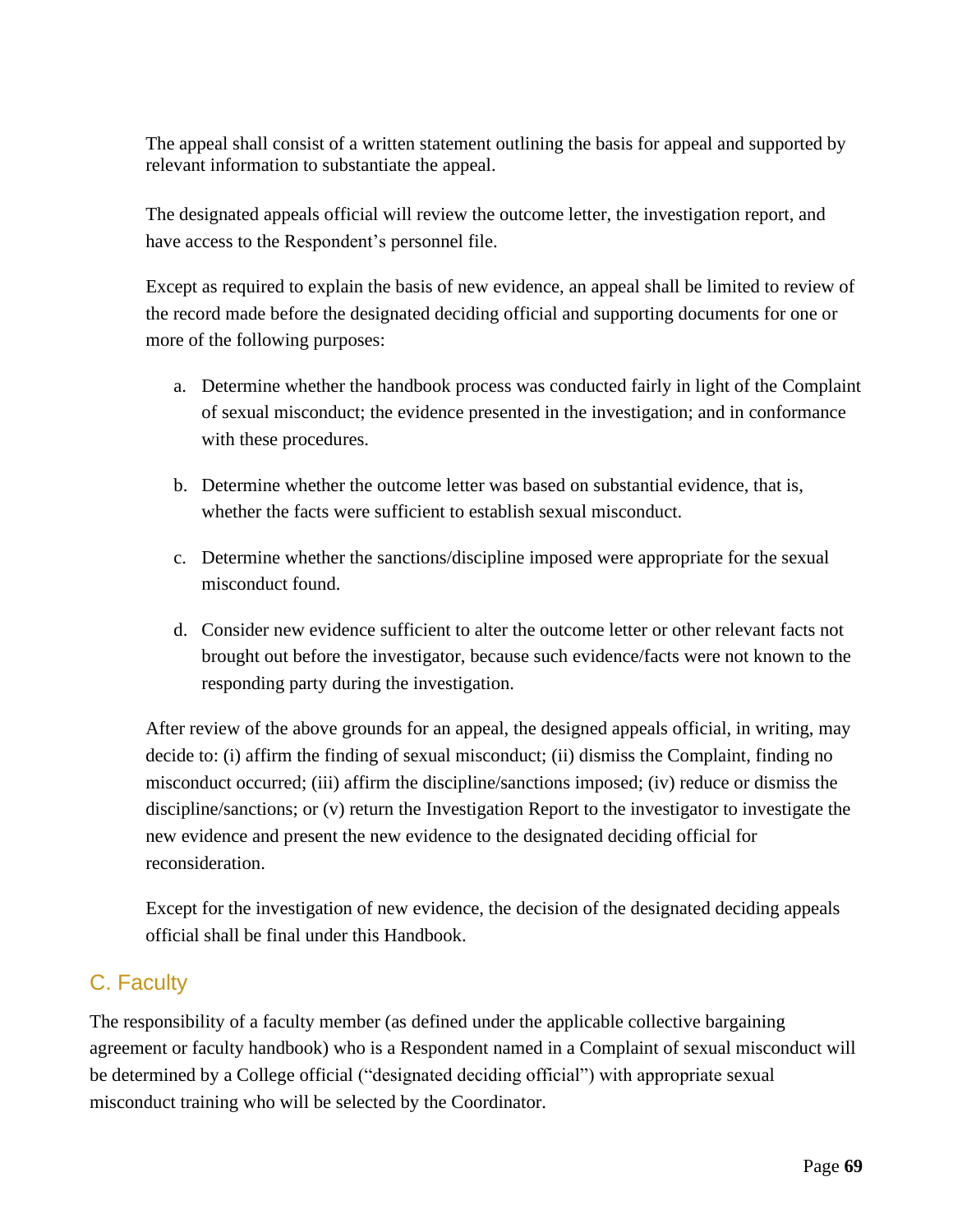The appeal shall consist of a written statement outlining the basis for appeal and supported by relevant information to substantiate the appeal.

The designated appeals official will review the outcome letter, the investigation report, and have access to the Respondent's personnel file.

Except as required to explain the basis of new evidence, an appeal shall be limited to review of the record made before the designated deciding official and supporting documents for one or more of the following purposes:

a. Determine whether the handbook process was conducted fairly in light of the Complaint of sexual misconduct; the evidence presented in the investigation; and in conformance with these procedures.

b. Determine whether the outcome letter was based on substantial evidence, that is, whether the facts were sufficient to establish sexual misconduct.

c. Determine whether the sanctions/discipline imposed were appropriate for the sexual misconduct found.

d. Consider new evidence sufficient to alter the outcome letter or other relevant facts not brought out before the investigator, because such evidence/facts were not known to the responding party during the investigation.

After review of the above grounds for an appeal, the designed appeals official, in writing, may decide to: (i) affirm the finding of sexual misconduct; (ii) dismiss the Complaint, finding no misconduct occurred; (iii) affirm the discipline/sanctions imposed; (iv) reduce or dismiss the discipline/sanctions; or (v) return the Investigation Report to the investigator to investigate the new evidence and present the new evidence to the designated deciding official for reconsideration.

Except for the investigation of new evidence, the decision of the designated deciding appeals official shall be final under this Handbook.

## C. Faculty

The responsibility of a faculty member (as defined under the applicable collective bargaining agreement or faculty handbook) who is a Respondent named in a Complaint of sexual misconduct will be determined by a College official ("designated deciding official") with appropriate sexual misconduct training who will be selected by the Coordinator.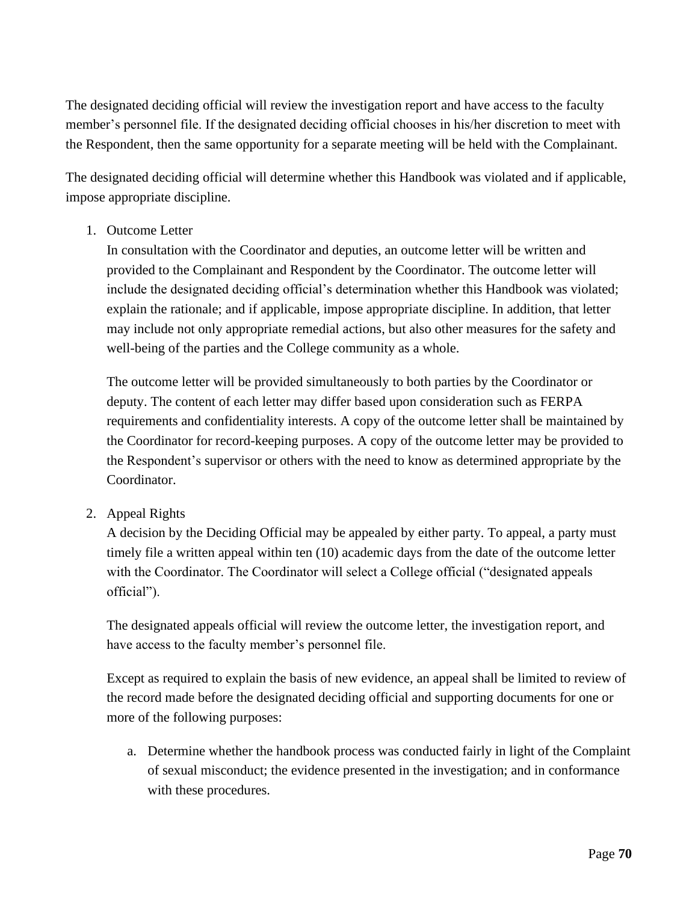The designated deciding official will review the investigation report and have access to the faculty member's personnel file. If the designated deciding official chooses in his/her discretion to meet with the Respondent, then the same opportunity for a separate meeting will be held with the Complainant.

The designated deciding official will determine whether this Handbook was violated and if applicable, impose appropriate discipline.

1. Outcome Letter
   In consultation with the Coordinator and deputies, an outcome letter will be written and provided to the Complainant and Respondent by the Coordinator. The outcome letter will include the designated deciding official's determination whether this Handbook was violated; explain the rationale; and if applicable, impose appropriate discipline. In addition, that letter may include not only appropriate remedial actions, but also other measures for the safety and well-being of the parties and the College community as a whole.

   The outcome letter will be provided simultaneously to both parties by the Coordinator or deputy. The content of each letter may differ based upon consideration such as FERPA requirements and confidentiality interests. A copy of the outcome letter shall be maintained by the Coordinator for record-keeping purposes. A copy of the outcome letter may be provided to the Respondent's supervisor or others with the need to know as determined appropriate by the Coordinator.

2. Appeal Rights
   A decision by the Deciding Official may be appealed by either party. To appeal, a party must timely file a written appeal within ten (10) academic days from the date of the outcome letter with the Coordinator. The Coordinator will select a College official ("designated appeals official").

   The designated appeals official will review the outcome letter, the investigation report, and have access to the faculty member's personnel file.

   Except as required to explain the basis of new evidence, an appeal shall be limited to review of the record made before the designated deciding official and supporting documents for one or more of the following purposes:

   a. Determine whether the handbook process was conducted fairly in light of the Complaint of sexual misconduct; the evidence presented in the investigation; and in conformance with these procedures.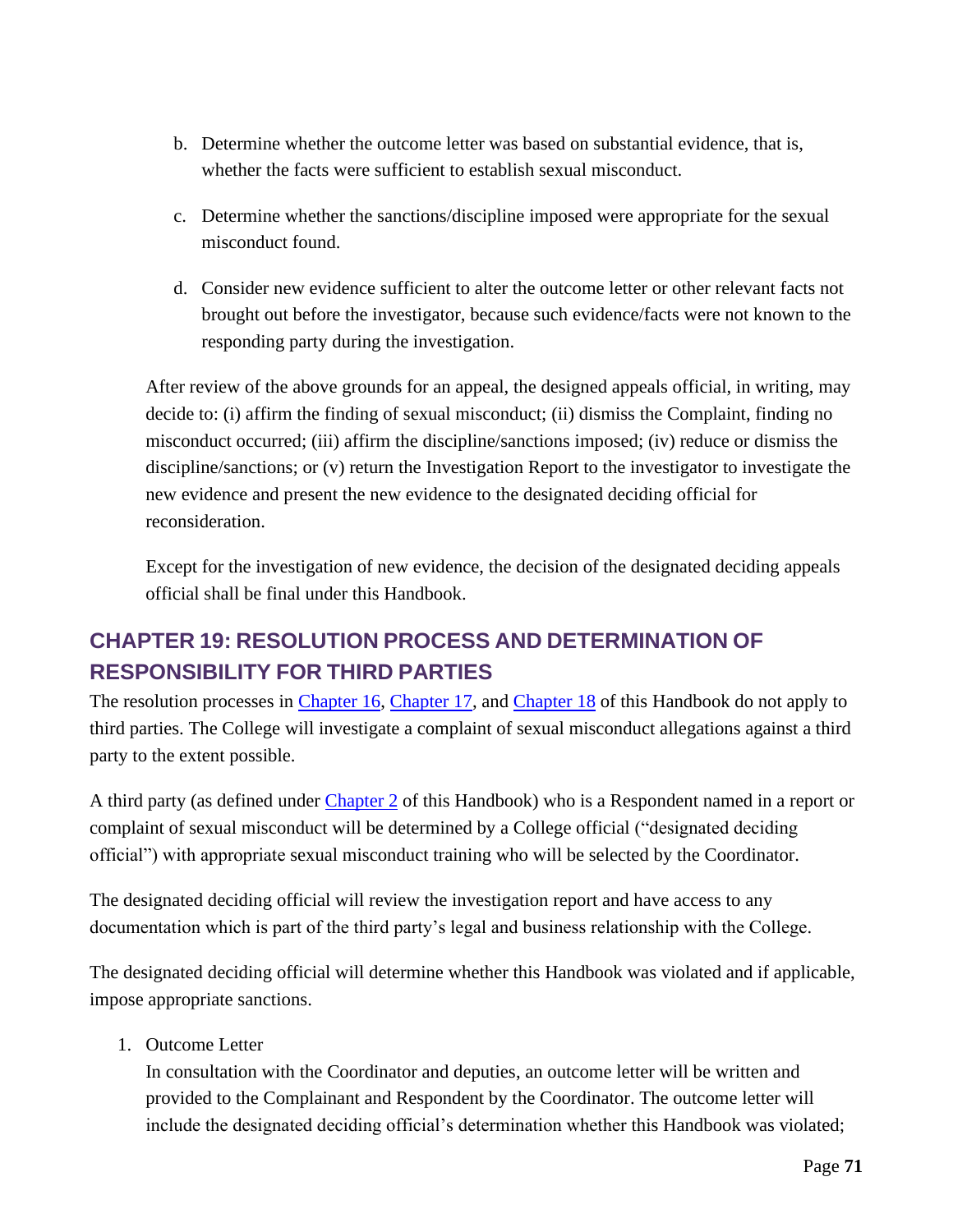b. Determine whether the outcome letter was based on substantial evidence, that is, whether the facts were sufficient to establish sexual misconduct.

c. Determine whether the sanctions/discipline imposed were appropriate for the sexual misconduct found.

d. Consider new evidence sufficient to alter the outcome letter or other relevant facts not brought out before the investigator, because such evidence/facts were not known to the responding party during the investigation.

After review of the above grounds for an appeal, the designed appeals official, in writing, may decide to: (i) affirm the finding of sexual misconduct; (ii) dismiss the Complaint, finding no misconduct occurred; (iii) affirm the discipline/sanctions imposed; (iv) reduce or dismiss the discipline/sanctions; or (v) return the Investigation Report to the investigator to investigate the new evidence and present the new evidence to the designated deciding official for reconsideration.

Except for the investigation of new evidence, the decision of the designated deciding appeals official shall be final under this Handbook.

## CHAPTER 19: RESOLUTION PROCESS AND DETERMINATION OF RESPONSIBILITY FOR THIRD PARTIES

The resolution processes in Chapter 16, Chapter 17, and Chapter 18 of this Handbook do not apply to third parties. The College will investigate a complaint of sexual misconduct allegations against a third party to the extent possible.

A third party (as defined under Chapter 2 of this Handbook) who is a Respondent named in a report or complaint of sexual misconduct will be determined by a College official ("designated deciding official") with appropriate sexual misconduct training who will be selected by the Coordinator.

The designated deciding official will review the investigation report and have access to any documentation which is part of the third party's legal and business relationship with the College.

The designated deciding official will determine whether this Handbook was violated and if applicable, impose appropriate sanctions.

1. Outcome Letter
   In consultation with the Coordinator and deputies, an outcome letter will be written and provided to the Complainant and Respondent by the Coordinator. The outcome letter will include the designated deciding official's determination whether this Handbook was violated;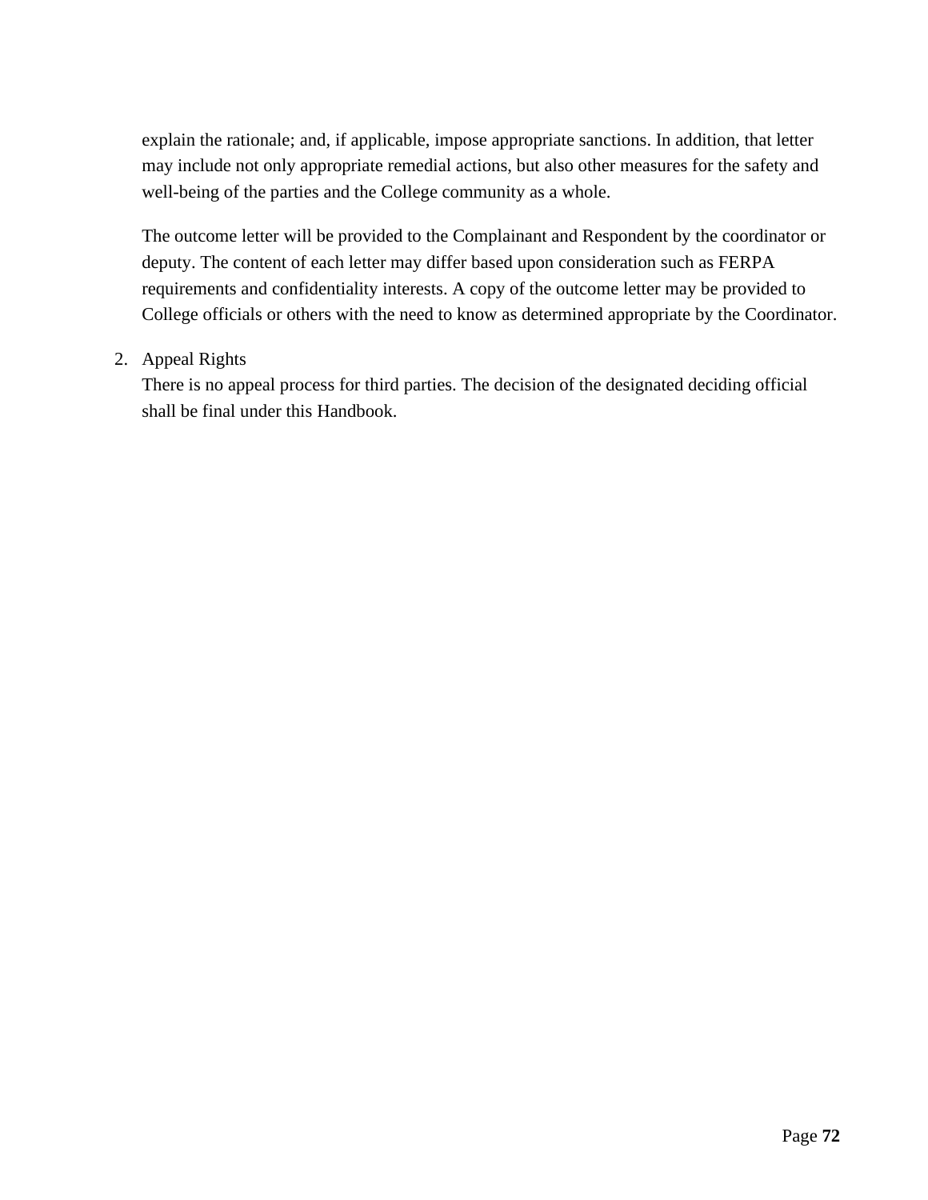explain the rationale; and, if applicable, impose appropriate sanctions. In addition, that letter may include not only appropriate remedial actions, but also other measures for the safety and well-being of the parties and the College community as a whole.

The outcome letter will be provided to the Complainant and Respondent by the coordinator or deputy. The content of each letter may differ based upon consideration such as FERPA requirements and confidentiality interests. A copy of the outcome letter may be provided to College officials or others with the need to know as determined appropriate by the Coordinator.

2. Appeal Rights
   There is no appeal process for third parties. The decision of the designated deciding official shall be final under this Handbook.